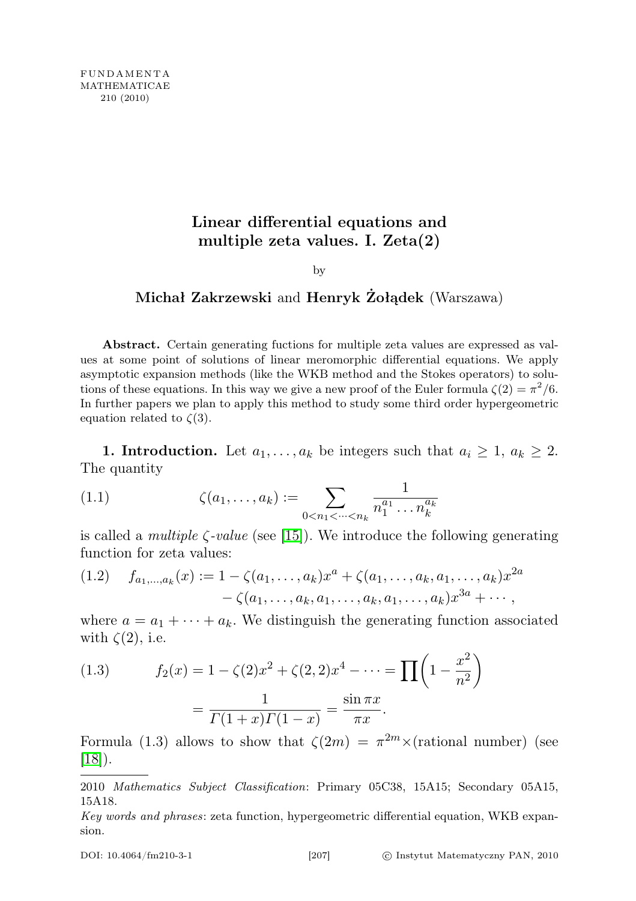# Linear differential equations and multiple zeta values. I. Zeta(2)

by

**Michał Zakrzewski** and **Henryk Żołądek** (Warszawa)

**Abstract.** Certain generating fuctions for multiple zeta values are expressed as values at some point of solutions of linear meromorphic differential equations. We apply asymptotic expansion methods (like the WKB method and the Stokes operators) to solutions of these equations. In this way we give a new proof of the Euler formula $\zeta(2) = \pi^2/6$. In further papers we plan to apply this method to study some third order hypergeometric equation related to $\zeta(3)$.

**1. Introduction.** Let $a_1, \ldots, a_k$ be integers such that $a_i \geq 1$, $a_k \geq 2$. The quantity

$$\zeta(a_1, \ldots, a_k) := \sum_{0<n_1<\cdots<n_k} \frac{1}{n_1^{a_1} \ldots n_k^{a_k}} \tag{1.1}$$

is called a *multiple $\zeta$-value* (see [15]). We introduce the following generating function for zeta values:

$$\begin{aligned} f_{a_1,\ldots,a_k}(x) := 1 &- \zeta(a_1, \ldots, a_k)x^a + \zeta(a_1, \ldots, a_k, a_1, \ldots, a_k)x^{2a} \\ &- \zeta(a_1, \ldots, a_k, a_1, \ldots, a_k, a_1, \ldots, a_k)x^{3a} + \cdots, \end{aligned} \tag{1.2}$$

where $a = a_1 + \cdots + a_k$. We distinguish the generating function associated with $\zeta(2)$, i.e.

$$\begin{aligned} f_2(x) &= 1 - \zeta(2)x^2 + \zeta(2,2)x^4 - \cdots = \prod \left(1 - \frac{x^2}{n^2}\right) \\ &= \frac{1}{\Gamma(1+x)\Gamma(1-x)} = \frac{\sin \pi x}{\pi x}. \end{aligned} \tag{1.3}$$

Formula (1.3) allows to show that $\zeta(2m) = \pi^{2m} \times$(rational number) (see [18]).

---

2010 *Mathematics Subject Classification*: Primary 05C38, 15A15; Secondary 05A15, 15A18.

*Key words and phrases*: zeta function, hypergeometric differential equation, WKB expansion.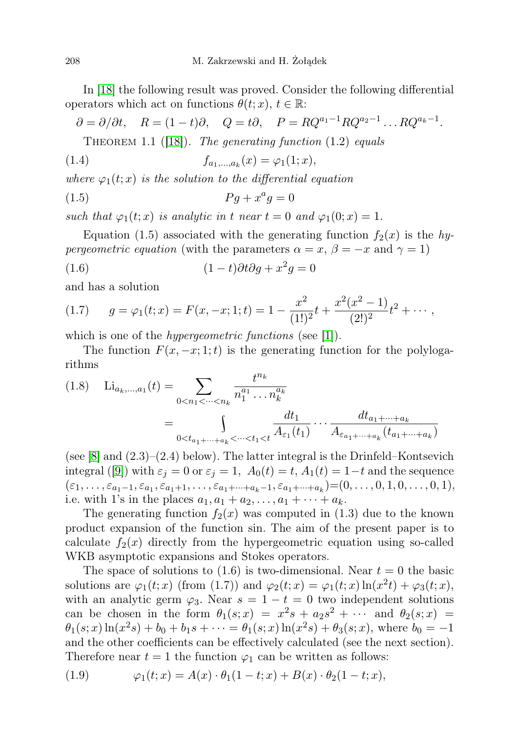In [18] the following result was proved. Consider the following differential operators which act on functions $\theta(t;x)$, $t \in \mathbb{R}$:

$$\partial = \partial/\partial t, \quad R = (1-t)\partial, \quad Q = t\partial, \quad P = RQ^{a_1-1}RQ^{a_2-1}\dots RQ^{a_k-1}.$$

THEOREM 1.1 ([18]). *The generating function* (1.2) *equals*

$$f_{a_1,\dots,a_k}(x) = \varphi_1(1;x), \tag{1.4}$$

*where* $\varphi_1(t;x)$ *is the solution to the differential equation*

$$Pg + x^a g = 0 \tag{1.5}$$

*such that* $\varphi_1(t;x)$ *is analytic in* $t$ *near* $t=0$ *and* $\varphi_1(0;x) = 1$.

Equation (1.5) associated with the generating function $f_2(x)$ is the *hypergeometric equation* (with the parameters $\alpha = x$, $\beta = -x$ and $\gamma = 1$)

$$(1-t)\partial t \partial g + x^2 g = 0 \tag{1.6}$$

and has a solution

$$g = \varphi_1(t;x) = F(x,-x;1;t) = 1 - \frac{x^2}{(1!)^2}t + \frac{x^2(x^2-1)}{(2!)^2}t^2 + \cdots, \tag{1.7}$$

which is one of the *hypergeometric functions* (see [1]).

The function $F(x,-x;1;t)$ is the generating function for the polylogarithms

$$\begin{aligned} \mathrm{Li}_{a_k,\dots,a_1}(t) &= \sum_{0<n_1<\dots<n_k} \frac{t^{n_k}}{n_1^{a_1}\dots n_k^{a_k}} \\ &= \int\limits_{0<t_{a_1+\dots+a_k}<\dots<t_1<t} \frac{dt_1}{A_{\varepsilon_1}(t_1)} \cdots \frac{dt_{a_1+\dots+a_k}}{A_{\varepsilon_{a_1+\dots+a_k}}(t_{a_1+\dots+a_k})} \end{aligned} \tag{1.8}$$

(see [8] and (2.3)–(2.4) below). The latter integral is the Drinfeld–Kontsevich integral ([9]) with $\varepsilon_j = 0$ or $\varepsilon_j = 1$, $A_0(t) = t$, $A_1(t) = 1-t$ and the sequence $(\varepsilon_1,\dots,\varepsilon_{a_1-1},\varepsilon_{a_1},\varepsilon_{a_1+1},\dots,\varepsilon_{a_1+\dots+a_k-1},\varepsilon_{a_1+\dots+a_k}) = (0,\dots,0,1,0,\dots,0,1)$, i.e. with 1's in the places $a_1, a_1+a_2,\dots,a_1+\dots+a_k$.

The generating function $f_2(x)$ was computed in (1.3) due to the known product expansion of the function sin. The aim of the present paper is to calculate $f_2(x)$ directly from the hypergeometric equation using so-called WKB asymptotic expansions and Stokes operators.

The space of solutions to (1.6) is two-dimensional. Near $t=0$ the basic solutions are $\varphi_1(t;x)$ (from (1.7)) and $\varphi_2(t;x) = \varphi_1(t;x)\ln(x^2 t) + \varphi_3(t;x)$, with an analytic germ $\varphi_3$. Near $s = 1-t = 0$ two independent solutions can be chosen in the form $\theta_1(s;x) = x^2 s + a_2 s^2 + \cdots$ and $\theta_2(s;x) = \theta_1(s;x)\ln(x^2 s) + b_0 + b_1 s + \cdots = \theta_1(s;x)\ln(x^2 s) + \theta_3(s;x)$, where $b_0 = -1$ and the other coefficients can be effectively calculated (see the next section). Therefore near $t=1$ the function $\varphi_1$ can be written as follows:

$$\varphi_1(t;x) = A(x)\cdot\theta_1(1-t;x) + B(x)\cdot\theta_2(1-t;x), \tag{1.9}$$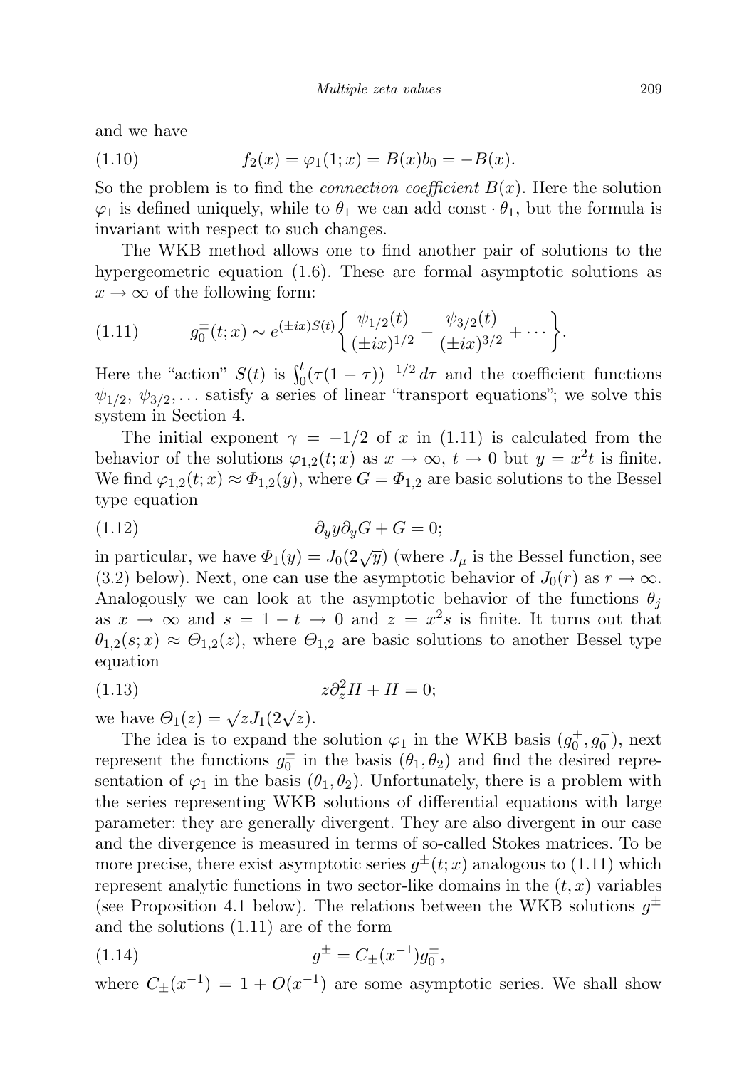and we have

$$f_2(x) = \varphi_1(1;x) = B(x)b_0 = -B(x). \tag{1.10}$$

So the problem is to find the *connection coefficient* $B(x)$. Here the solution $\varphi_1$ is defined uniquely, while to $\theta_1$ we can add $\text{const} \cdot \theta_1$, but the formula is invariant with respect to such changes.

The WKB method allows one to find another pair of solutions to the hypergeometric equation (1.6). These are formal asymptotic solutions as $x \to \infty$ of the following form:

$$g_0^\pm(t;x) \sim e^{(\pm ix)S(t)} \left\{ \frac{\psi_{1/2}(t)}{(\pm ix)^{1/2}} - \frac{\psi_{3/2}(t)}{(\pm ix)^{3/2}} + \cdots \right\}. \tag{1.11}$$

Here the "action" $S(t)$ is $\int_0^t (\tau(1-\tau))^{-1/2}\, d\tau$ and the coefficient functions $\psi_{1/2}, \psi_{3/2}, \ldots$ satisfy a series of linear "transport equations"; we solve this system in Section 4.

The initial exponent $\gamma = -1/2$ of $x$ in (1.11) is calculated from the behavior of the solutions $\varphi_{1,2}(t;x)$ as $x \to \infty$, $t \to 0$ but $y = x^2 t$ is finite. We find $\varphi_{1,2}(t;x) \approx \Phi_{1,2}(y)$, where $G = \Phi_{1,2}$ are basic solutions to the Bessel type equation

$$\partial_y y \partial_y G + G = 0; \tag{1.12}$$

in particular, we have $\Phi_1(y) = J_0(2\sqrt{y})$ (where $J_\mu$ is the Bessel function, see (3.2) below). Next, one can use the asymptotic behavior of $J_0(r)$ as $r \to \infty$. Analogously we can look at the asymptotic behavior of the functions $\theta_j$ as $x \to \infty$ and $s = 1 - t \to 0$ and $z = x^2 s$ is finite. It turns out that $\theta_{1,2}(s;x) \approx \Theta_{1,2}(z)$, where $\Theta_{1,2}$ are basic solutions to another Bessel type equation

$$z\partial_z^2 H + H = 0; \tag{1.13}$$

we have $\Theta_1(z) = \sqrt{z} J_1(2\sqrt{z})$.

The idea is to expand the solution $\varphi_1$ in the WKB basis $(g_0^+, g_0^-)$, next represent the functions $g_0^\pm$ in the basis $(\theta_1, \theta_2)$ and find the desired representation of $\varphi_1$ in the basis $(\theta_1, \theta_2)$. Unfortunately, there is a problem with the series representing WKB solutions of differential equations with large parameter: they are generally divergent. They are also divergent in our case and the divergence is measured in terms of so-called Stokes matrices. To be more precise, there exist asymptotic series $g^\pm(t;x)$ analogous to (1.11) which represent analytic functions in two sector-like domains in the $(t,x)$ variables (see Proposition 4.1 below). The relations between the WKB solutions $g^\pm$ and the solutions (1.11) are of the form

$$g^\pm = C_\pm(x^{-1}) g_0^\pm, \tag{1.14}$$

where $C_\pm(x^{-1}) = 1 + O(x^{-1})$ are some asymptotic series. We shall show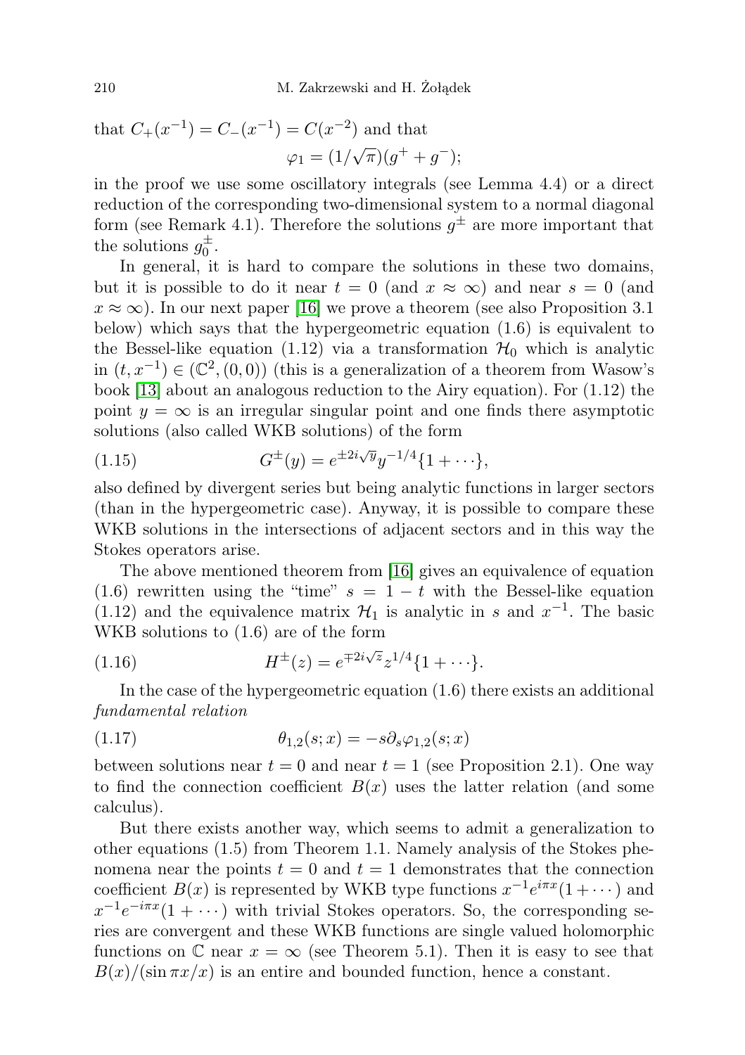that $C_+(x^{-1}) = C_-(x^{-1}) = C(x^{-2})$ and that

$$\varphi_1 = (1/\sqrt{\pi})(g^+ + g^-);$$

in the proof we use some oscillatory integrals (see Lemma 4.4) or a direct reduction of the corresponding two-dimensional system to a normal diagonal form (see Remark 4.1). Therefore the solutions $g^\pm$ are more important that the solutions $g_0^\pm$.

In general, it is hard to compare the solutions in these two domains, but it is possible to do it near $t = 0$ (and $x \approx \infty$) and near $s = 0$ (and $x \approx \infty$). In our next paper [16] we prove a theorem (see also Proposition 3.1 below) which says that the hypergeometric equation (1.6) is equivalent to the Bessel-like equation (1.12) via a transformation $\mathcal{H}_0$ which is analytic in $(t, x^{-1}) \in (\mathbb{C}^2, (0,0))$ (this is a generalization of a theorem from Wasow's book [13] about an analogous reduction to the Airy equation). For (1.12) the point $y = \infty$ is an irregular singular point and one finds there asymptotic solutions (also called WKB solutions) of the form

$$G^\pm(y) = e^{\pm 2i\sqrt{y}} y^{-1/4}\{1 + \cdots\}, \tag{1.15}$$

also defined by divergent series but being analytic functions in larger sectors (than in the hypergeometric case). Anyway, it is possible to compare these WKB solutions in the intersections of adjacent sectors and in this way the Stokes operators arise.

The above mentioned theorem from [16] gives an equivalence of equation (1.6) rewritten using the "time" $s = 1 - t$ with the Bessel-like equation (1.12) and the equivalence matrix $\mathcal{H}_1$ is analytic in $s$ and $x^{-1}$. The basic WKB solutions to (1.6) are of the form

$$H^\pm(z) = e^{\mp 2i\sqrt{z}} z^{1/4}\{1 + \cdots\}. \tag{1.16}$$

In the case of the hypergeometric equation (1.6) there exists an additional *fundamental relation*

$$\theta_{1,2}(s; x) = -s\partial_s \varphi_{1,2}(s; x) \tag{1.17}$$

between solutions near $t = 0$ and near $t = 1$ (see Proposition 2.1). One way to find the connection coefficient $B(x)$ uses the latter relation (and some calculus).

But there exists another way, which seems to admit a generalization to other equations (1.5) from Theorem 1.1. Namely analysis of the Stokes phenomena near the points $t = 0$ and $t = 1$ demonstrates that the connection coefficient $B(x)$ is represented by WKB type functions $x^{-1}e^{i\pi x}(1 + \cdots)$ and $x^{-1}e^{-i\pi x}(1 + \cdots)$ with trivial Stokes operators. So, the corresponding series are convergent and these WKB functions are single valued holomorphic functions on $\mathbb{C}$ near $x = \infty$ (see Theorem 5.1). Then it is easy to see that $B(x)/(\sin \pi x/x)$ is an entire and bounded function, hence a constant.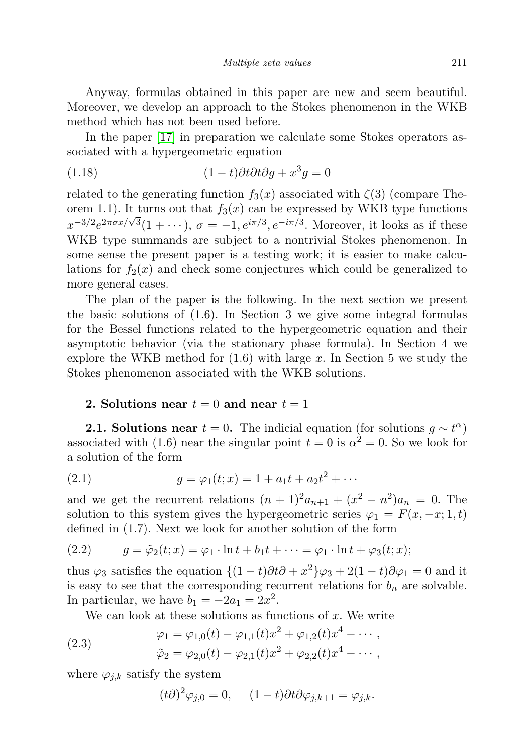Anyway, formulas obtained in this paper are new and seem beautiful. Moreover, we develop an approach to the Stokes phenomenon in the WKB method which has not been used before.

In the paper [17] in preparation we calculate some Stokes operators associated with a hypergeometric equation

$$(1-t)\partial t\partial t\partial g + x^3 g = 0 \tag{1.18}$$

related to the generating function $f_3(x)$ associated with $\zeta(3)$ (compare Theorem 1.1). It turns out that $f_3(x)$ can be expressed by WKB type functions $x^{-3/2}e^{2\pi\sigma x/\sqrt{3}}(1+\cdots)$, $\sigma = -1, e^{i\pi/3}, e^{-i\pi/3}$. Moreover, it looks as if these WKB type summands are subject to a nontrivial Stokes phenomenon. In some sense the present paper is a testing work; it is easier to make calculations for $f_2(x)$ and check some conjectures which could be generalized to more general cases.

The plan of the paper is the following. In the next section we present the basic solutions of (1.6). In Section 3 we give some integral formulas for the Bessel functions related to the hypergeometric equation and their asymptotic behavior (via the stationary phase formula). In Section 4 we explore the WKB method for (1.6) with large $x$. In Section 5 we study the Stokes phenomenon associated with the WKB solutions.

## 2. Solutions near $t=0$ and near $t=1$

**2.1. Solutions near $t=0$.** The indicial equation (for solutions $g \sim t^\alpha$) associated with (1.6) near the singular point $t=0$ is $\alpha^2 = 0$. So we look for a solution of the form

$$g = \varphi_1(t;x) = 1 + a_1 t + a_2 t^2 + \cdots \tag{2.1}$$

and we get the recurrent relations $(n+1)^2 a_{n+1} + (x^2 - n^2)a_n = 0$. The solution to this system gives the hypergeometric series $\varphi_1 = F(x,-x;1,t)$ defined in (1.7). Next we look for another solution of the form

$$g = \tilde{\varphi}_2(t;x) = \varphi_1 \cdot \ln t + b_1 t + \cdots = \varphi_1 \cdot \ln t + \varphi_3(t;x); \tag{2.2}$$

thus $\varphi_3$ satisfies the equation $\{(1-t)\partial t\partial + x^2\}\varphi_3 + 2(1-t)\partial\varphi_1 = 0$ and it is easy to see that the corresponding recurrent relations for $b_n$ are solvable. In particular, we have $b_1 = -2a_1 = 2x^2$.

We can look at these solutions as functions of $x$. We write

$$\begin{aligned} \varphi_1 &= \varphi_{1,0}(t) - \varphi_{1,1}(t)x^2 + \varphi_{1,2}(t)x^4 - \cdots, \\ \tilde{\varphi}_2 &= \varphi_{2,0}(t) - \varphi_{2,1}(t)x^2 + \varphi_{2,2}(t)x^4 - \cdots, \end{aligned} \tag{2.3}$$

where $\varphi_{j,k}$ satisfy the system

$$(t\partial)^2 \varphi_{j,0} = 0, \quad (1-t)\partial t\partial \varphi_{j,k+1} = \varphi_{j,k}.$$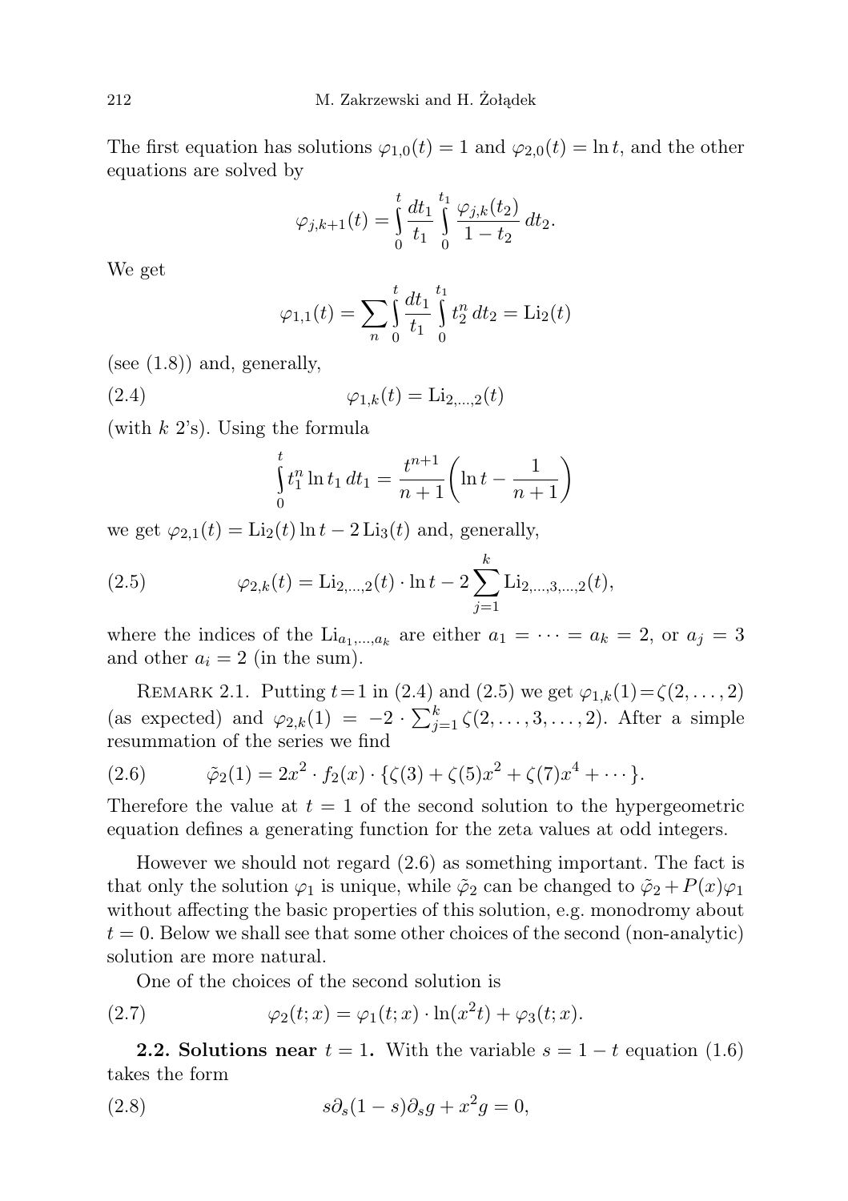The first equation has solutions $\varphi_{1,0}(t) = 1$ and $\varphi_{2,0}(t) = \ln t$, and the other equations are solved by

$$\varphi_{j,k+1}(t) = \int_0^t \frac{dt_1}{t_1} \int_0^{t_1} \frac{\varphi_{j,k}(t_2)}{1-t_2}\, dt_2.$$

We get

$$\varphi_{1,1}(t) = \sum_n \int_0^t \frac{dt_1}{t_1} \int_0^{t_1} t_2^n\, dt_2 = \mathrm{Li}_2(t)$$

(see (1.8)) and, generally,

$$\varphi_{1,k}(t) = \mathrm{Li}_{2,\dots,2}(t) \tag{2.4}$$

(with $k$ 2's). Using the formula

$$\int_0^t t_1^n \ln t_1\, dt_1 = \frac{t^{n+1}}{n+1}\left(\ln t - \frac{1}{n+1}\right)$$

we get $\varphi_{2,1}(t) = \mathrm{Li}_2(t)\ln t - 2\,\mathrm{Li}_3(t)$ and, generally,

$$\varphi_{2,k}(t) = \mathrm{Li}_{2,\dots,2}(t)\cdot \ln t - 2\sum_{j=1}^{k} \mathrm{Li}_{2,\dots,3,\dots,2}(t), \tag{2.5}$$

where the indices of the $\mathrm{Li}_{a_1,\dots,a_k}$ are either $a_1 = \dots = a_k = 2$, or $a_j = 3$ and other $a_i = 2$ (in the sum).

Remark 2.1. Putting $t=1$ in (2.4) and (2.5) we get $\varphi_{1,k}(1) = \zeta(2,\dots,2)$ (as expected) and $\varphi_{2,k}(1) = -2\cdot\sum_{j=1}^{k}\zeta(2,\dots,3,\dots,2)$. After a simple resummation of the series we find

$$\tilde{\varphi}_2(1) = 2x^2\cdot f_2(x)\cdot\{\zeta(3)+\zeta(5)x^2+\zeta(7)x^4+\cdots\}. \tag{2.6}$$

Therefore the value at $t=1$ of the second solution to the hypergeometric equation defines a generating function for the zeta values at odd integers.

However we should not regard (2.6) as something important. The fact is that only the solution $\varphi_1$ is unique, while $\tilde{\varphi}_2$ can be changed to $\tilde{\varphi}_2 + P(x)\varphi_1$ without affecting the basic properties of this solution, e.g. monodromy about $t=0$. Below we shall see that some other choices of the second (non-analytic) solution are more natural.

One of the choices of the second solution is

$$\varphi_2(t;x) = \varphi_1(t;x)\cdot\ln(x^2 t) + \varphi_3(t;x). \tag{2.7}$$

**2.2. Solutions near $t=1$.** With the variable $s = 1-t$ equation (1.6) takes the form

$$s\partial_s(1-s)\partial_s g + x^2 g = 0, \tag{2.8}$$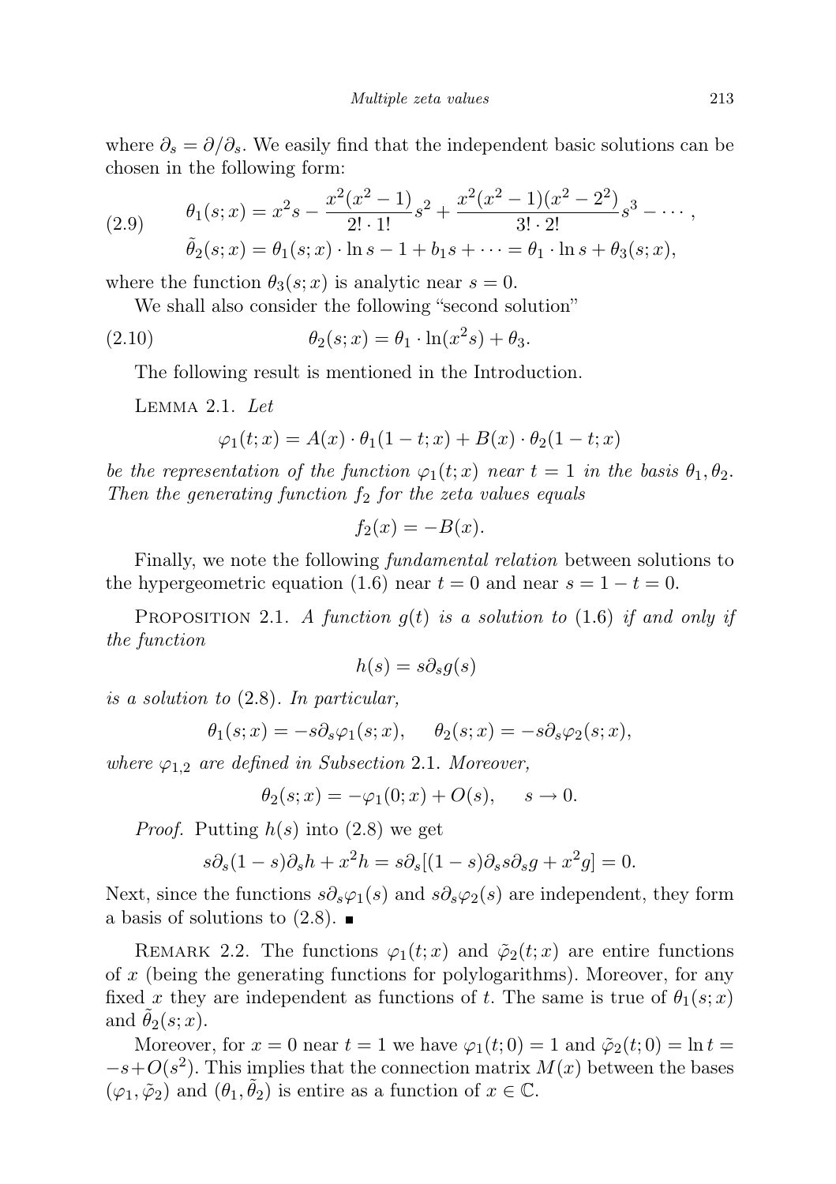where $\partial_s = \partial/\partial_s$. We easily find that the independent basic solutions can be chosen in the following form:

$$\begin{aligned} \theta_1(s;x) &= x^2 s - \frac{x^2(x^2-1)}{2!\cdot 1!}s^2 + \frac{x^2(x^2-1)(x^2-2^2)}{3!\cdot 2!}s^3 - \cdots, \\ \tilde{\theta}_2(s;x) &= \theta_1(s;x)\cdot \ln s - 1 + b_1 s + \cdots = \theta_1 \cdot \ln s + \theta_3(s;x), \end{aligned} \tag{2.9}$$

where the function $\theta_3(s;x)$ is analytic near $s = 0$.

We shall also consider the following "second solution"

$$\theta_2(s;x) = \theta_1 \cdot \ln(x^2 s) + \theta_3. \tag{2.10}$$

The following result is mentioned in the Introduction.

Lemma 2.1. *Let*

$$\varphi_1(t;x) = A(x)\cdot \theta_1(1-t;x) + B(x)\cdot \theta_2(1-t;x)$$

*be the representation of the function $\varphi_1(t;x)$ near $t=1$ in the basis $\theta_1, \theta_2$. Then the generating function $f_2$ for the zeta values equals*

$$f_2(x) = -B(x).$$

Finally, we note the following *fundamental relation* between solutions to the hypergeometric equation (1.6) near $t=0$ and near $s = 1-t = 0$.

Proposition 2.1. *A function $g(t)$ is a solution to* (1.6) *if and only if the function*

$$h(s) = s\partial_s g(s)$$

*is a solution to* (2.8)*. In particular,*

$$\theta_1(s;x) = -s\partial_s \varphi_1(s;x), \qquad \theta_2(s;x) = -s\partial_s \varphi_2(s;x),$$

*where $\varphi_{1,2}$ are defined in Subsection* 2.1. *Moreover,*

$$\theta_2(s;x) = -\varphi_1(0;x) + O(s), \qquad s \to 0.$$

*Proof.* Putting $h(s)$ into (2.8) we get

$$s\partial_s(1-s)\partial_s h + x^2 h = s\partial_s[(1-s)\partial_s s\partial_s g + x^2 g] = 0.$$

Next, since the functions $s\partial_s\varphi_1(s)$ and $s\partial_s\varphi_2(s)$ are independent, they form a basis of solutions to (2.8). ∎

Remark 2.2. The functions $\varphi_1(t;x)$ and $\tilde{\varphi}_2(t;x)$ are entire functions of $x$ (being the generating functions for polylogarithms). Moreover, for any fixed $x$ they are independent as functions of $t$. The same is true of $\theta_1(s;x)$ and $\tilde{\theta}_2(s;x)$.

Moreover, for $x = 0$ near $t = 1$ we have $\varphi_1(t;0) = 1$ and $\tilde{\varphi}_2(t;0) = \ln t = -s + O(s^2)$. This implies that the connection matrix $M(x)$ between the bases $(\varphi_1, \tilde{\varphi}_2)$ and $(\theta_1, \tilde{\theta}_2)$ is entire as a function of $x \in \mathbb{C}$.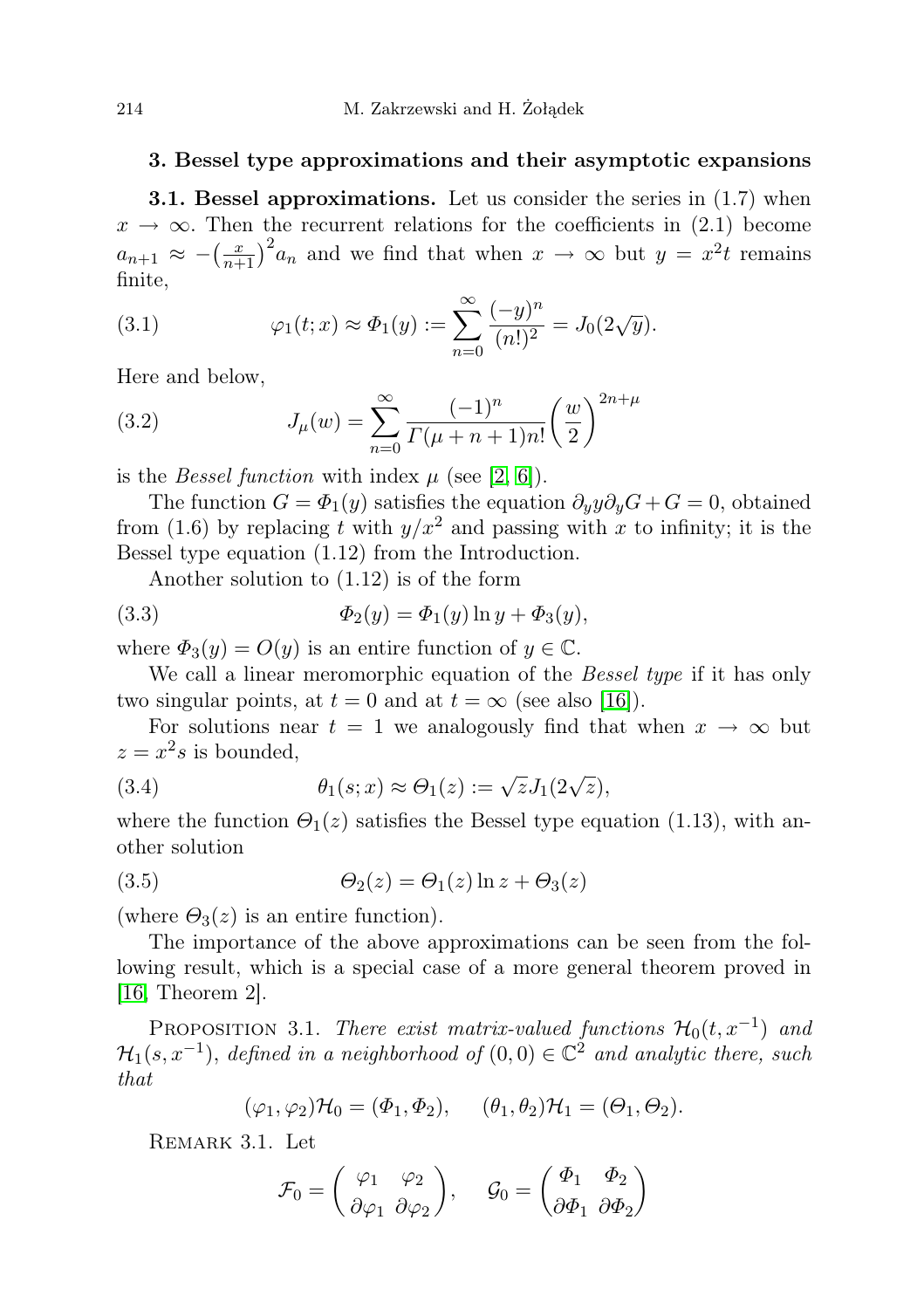## 3. Bessel type approximations and their asymptotic expansions

**3.1. Bessel approximations.** Let us consider the series in (1.7) when $x \to \infty$. Then the recurrent relations for the coefficients in (2.1) become $a_{n+1} \approx -\big(\frac{x}{n+1}\big)^2 a_n$ and we find that when $x \to \infty$ but $y = x^2 t$ remains finite,

$$\varphi_1(t;x) \approx \Phi_1(y) := \sum_{n=0}^{\infty} \frac{(-y)^n}{(n!)^2} = J_0(2\sqrt{y}). \tag{3.1}$$

Here and below,

$$J_\mu(w) = \sum_{n=0}^{\infty} \frac{(-1)^n}{\Gamma(\mu+n+1)n!}\left(\frac{w}{2}\right)^{2n+\mu} \tag{3.2}$$

is the *Bessel function* with index $\mu$ (see [2, 6]).

The function $G = \Phi_1(y)$ satisfies the equation $\partial_y y \partial_y G + G = 0$, obtained from (1.6) by replacing $t$ with $y/x^2$ and passing with $x$ to infinity; it is the Bessel type equation (1.12) from the Introduction.

Another solution to (1.12) is of the form

$$\Phi_2(y) = \Phi_1(y)\ln y + \Phi_3(y), \tag{3.3}$$

where $\Phi_3(y) = O(y)$ is an entire function of $y \in \mathbb{C}$.

We call a linear meromorphic equation of the *Bessel type* if it has only two singular points, at $t = 0$ and at $t = \infty$ (see also [16]).

For solutions near $t = 1$ we analogously find that when $x \to \infty$ but $z = x^2 s$ is bounded,

$$\theta_1(s;x) \approx \Theta_1(z) := \sqrt{z}J_1(2\sqrt{z}), \tag{3.4}$$

where the function $\Theta_1(z)$ satisfies the Bessel type equation (1.13), with another solution

$$\Theta_2(z) = \Theta_1(z)\ln z + \Theta_3(z) \tag{3.5}$$

(where $\Theta_3(z)$ is an entire function).

The importance of the above approximations can be seen from the following result, which is a special case of a more general theorem proved in [16, Theorem 2].

PROPOSITION 3.1. *There exist matrix-valued functions $\mathcal{H}_0(t, x^{-1})$ and $\mathcal{H}_1(s, x^{-1})$, defined in a neighborhood of $(0,0) \in \mathbb{C}^2$ and analytic there, such that*

$$(\varphi_1, \varphi_2)\mathcal{H}_0 = (\Phi_1, \Phi_2), \qquad (\theta_1, \theta_2)\mathcal{H}_1 = (\Theta_1, \Theta_2).$$

REMARK 3.1. Let

$$\mathcal{F}_0 = \begin{pmatrix} \varphi_1 & \varphi_2 \\ \partial\varphi_1 & \partial\varphi_2 \end{pmatrix}, \qquad \mathcal{G}_0 = \begin{pmatrix} \Phi_1 & \Phi_2 \\ \partial\Phi_1 & \partial\Phi_2 \end{pmatrix}$$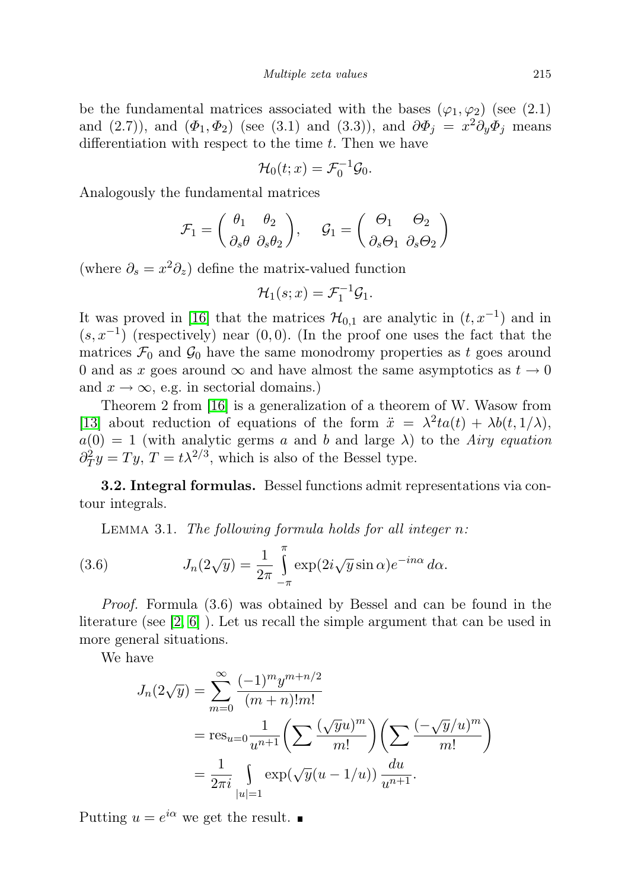be the fundamental matrices associated with the bases $(\varphi_1, \varphi_2)$ (see (2.1) and (2.7)), and $(\Phi_1, \Phi_2)$ (see (3.1) and (3.3)), and $\partial\Phi_j = x^2\partial_y\Phi_j$ means differentiation with respect to the time $t$. Then we have

$$\mathcal{H}_0(t;x) = \mathcal{F}_0^{-1}\mathcal{G}_0.$$

Analogously the fundamental matrices

$$\mathcal{F}_1 = \begin{pmatrix} \theta_1 & \theta_2 \\ \partial_s\theta & \partial_s\theta_2 \end{pmatrix}, \quad \mathcal{G}_1 = \begin{pmatrix} \Theta_1 & \Theta_2 \\ \partial_s\Theta_1 & \partial_s\Theta_2 \end{pmatrix}$$

(where $\partial_s = x^2\partial_z$) define the matrix-valued function

$$\mathcal{H}_1(s;x) = \mathcal{F}_1^{-1}\mathcal{G}_1.$$

It was proved in [16] that the matrices $\mathcal{H}_{0,1}$ are analytic in $(t, x^{-1})$ and in $(s, x^{-1})$ (respectively) near $(0,0)$. (In the proof one uses the fact that the matrices $\mathcal{F}_0$ and $\mathcal{G}_0$ have the same monodromy properties as $t$ goes around $0$ and as $x$ goes around $\infty$ and have almost the same asymptotics as $t \to 0$ and $x \to \infty$, e.g. in sectorial domains.)

Theorem 2 from [16] is a generalization of a theorem of W. Wasow from [13] about reduction of equations of the form $\ddot{x} = \lambda^2 ta(t) + \lambda b(t, 1/\lambda)$, $a(0) = 1$ (with analytic germs $a$ and $b$ and large $\lambda$) to the *Airy equation* $\partial_T^2 y = Ty$, $T = t\lambda^{2/3}$, which is also of the Bessel type.

**3.2. Integral formulas.** Bessel functions admit representations via contour integrals.

Lemma 3.1. *The following formula holds for all integer $n$:*

$$J_n(2\sqrt{y}) = \frac{1}{2\pi}\int_{-\pi}^{\pi} \exp(2i\sqrt{y}\sin\alpha)e^{-in\alpha}\,d\alpha. \tag{3.6}$$

*Proof.* Formula (3.6) was obtained by Bessel and can be found in the literature (see [2, 6] ). Let us recall the simple argument that can be used in more general situations.

We have

$$\begin{aligned}
J_n(2\sqrt{y}) &= \sum_{m=0}^{\infty} \frac{(-1)^m y^{m+n/2}}{(m+n)!m!} \\
&= \operatorname{res}_{u=0} \frac{1}{u^{n+1}} \biggl(\sum \frac{(\sqrt{y}u)^m}{m!}\biggr)\biggl(\sum \frac{(-\sqrt{y}/u)^m}{m!}\biggr) \\
&= \frac{1}{2\pi i}\int_{|u|=1} \exp(\sqrt{y}(u - 1/u))\,\frac{du}{u^{n+1}}.
\end{aligned}$$

Putting $u = e^{i\alpha}$ we get the result. ∎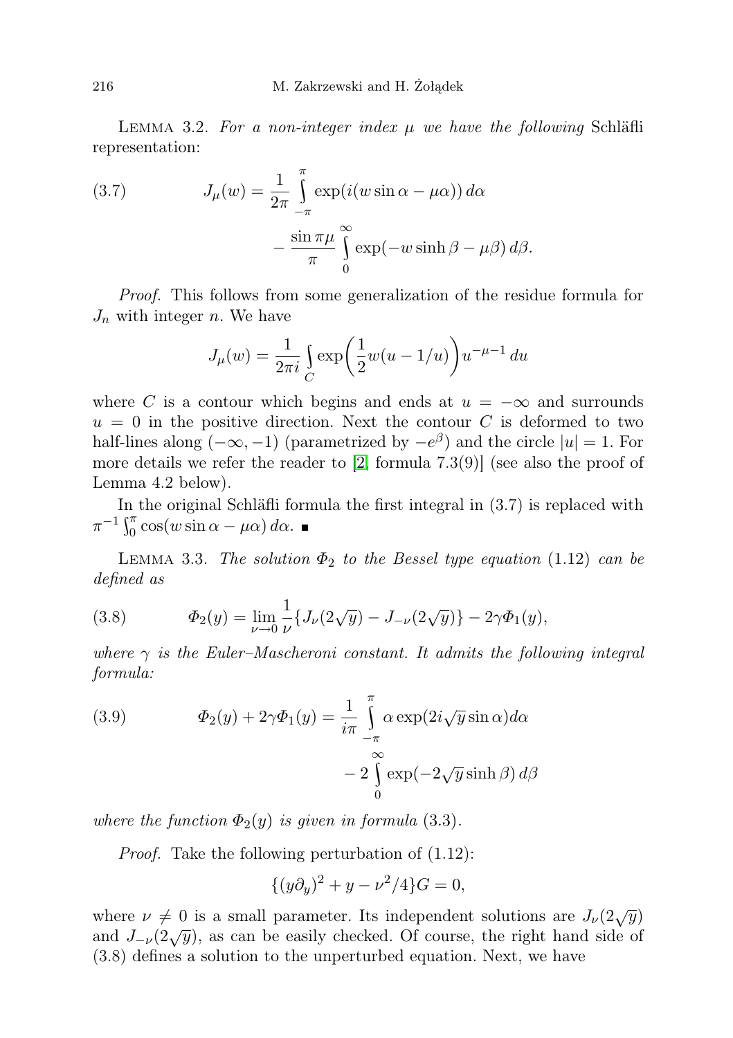LEMMA 3.2. *For a non-integer index $\mu$ we have the following* Schläfli representation:

$$
J_\mu(w) = \frac{1}{2\pi}\int_{-\pi}^{\pi} \exp(i(w\sin\alpha - \mu\alpha))\,d\alpha - \frac{\sin\pi\mu}{\pi}\int_0^\infty \exp(-w\sinh\beta - \mu\beta)\,d\beta. \tag{3.7}
$$

*Proof.* This follows from some generalization of the residue formula for $J_n$ with integer $n$. We have

$$
J_\mu(w) = \frac{1}{2\pi i}\int_C \exp\bigg(\frac{1}{2}w(u-1/u)\bigg)u^{-\mu-1}\,du
$$

where $C$ is a contour which begins and ends at $u = -\infty$ and surrounds $u = 0$ in the positive direction. Next the contour $C$ is deformed to two half-lines along $(-\infty, -1)$ (parametrized by $-e^\beta$) and the circle $|u| = 1$. For more details we refer the reader to [2, formula 7.3(9)] (see also the proof of Lemma 4.2 below).

In the original Schläfli formula the first integral in (3.7) is replaced with $\pi^{-1}\int_0^\pi \cos(w\sin\alpha - \mu\alpha)\,d\alpha$. ∎

LEMMA 3.3. *The solution $\Phi_2$ to the Bessel type equation* (1.12) *can be defined as*

$$
\Phi_2(y) = \lim_{\nu\to 0}\frac{1}{\nu}\{J_\nu(2\sqrt{y}) - J_{-\nu}(2\sqrt{y})\} - 2\gamma\Phi_1(y), \tag{3.8}
$$

*where $\gamma$ is the Euler–Mascheroni constant. It admits the following integral formula:*

$$
\Phi_2(y) + 2\gamma\Phi_1(y) = \frac{1}{i\pi}\int_{-\pi}^{\pi}\alpha\exp(2i\sqrt{y}\sin\alpha)d\alpha - 2\int_0^\infty \exp(-2\sqrt{y}\sinh\beta)\,d\beta \tag{3.9}
$$

*where the function $\Phi_2(y)$ is given in formula* (3.3).

*Proof.* Take the following perturbation of (1.12):

$$
\{(y\partial_y)^2 + y - \nu^2/4\}G = 0,
$$

where $\nu \neq 0$ is a small parameter. Its independent solutions are $J_\nu(2\sqrt{y})$ and $J_{-\nu}(2\sqrt{y})$, as can be easily checked. Of course, the right hand side of (3.8) defines a solution to the unperturbed equation. Next, we have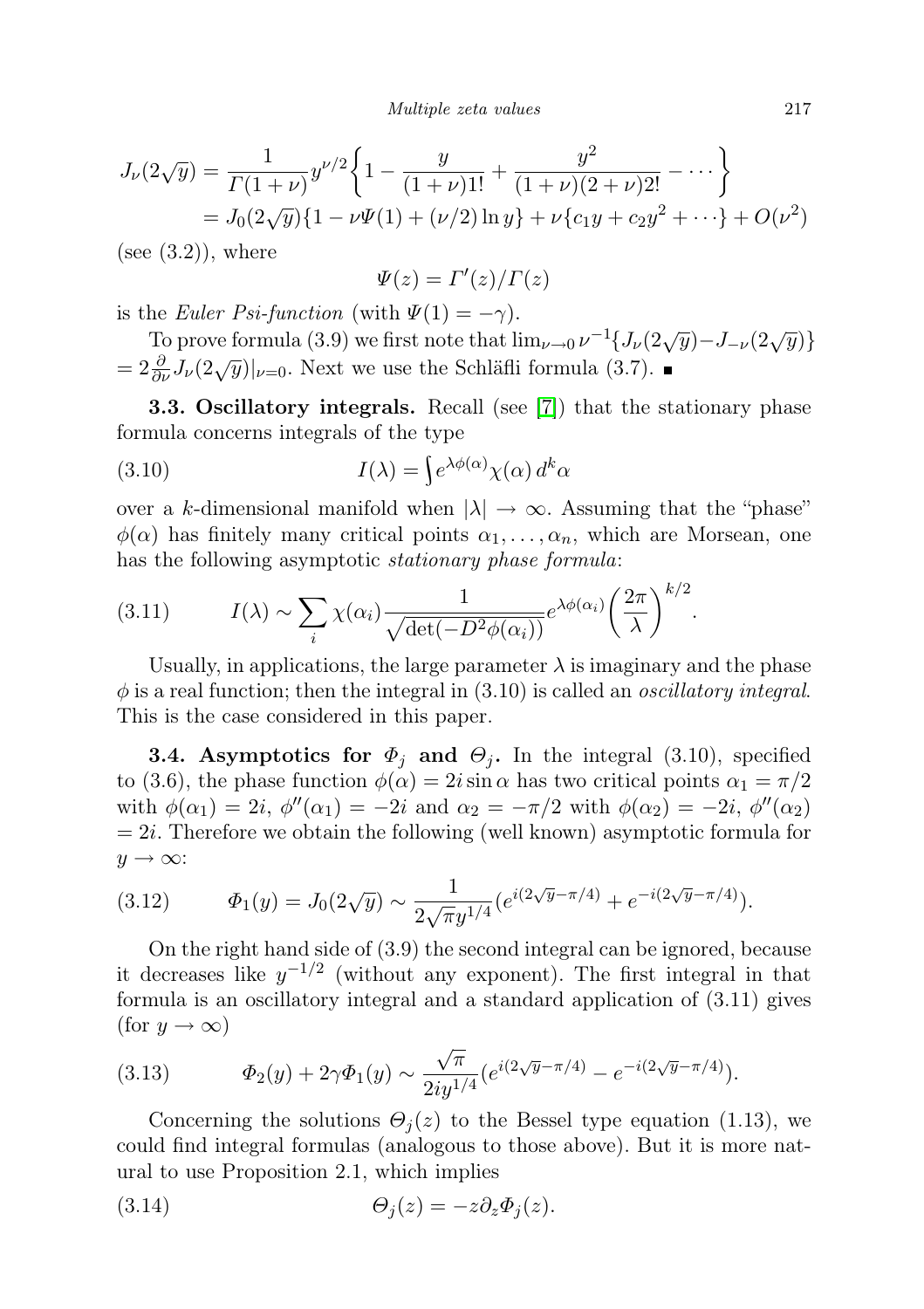$$
\begin{aligned}
J_\nu(2\sqrt{y}) &= \frac{1}{\Gamma(1+\nu)} y^{\nu/2}\left\{1 - \frac{y}{(1+\nu)1!} + \frac{y^2}{(1+\nu)(2+\nu)2!} - \cdots\right\} \\
&= J_0(2\sqrt{y})\{1 - \nu\Psi(1) + (\nu/2)\ln y\} + \nu\{c_1 y + c_2 y^2 + \cdots\} + O(\nu^2)
\end{aligned}
$$

(see (3.2)), where

$$
\Psi(z) = \Gamma'(z)/\Gamma(z)
$$

is the *Euler Psi-function* (with $\Psi(1) = -\gamma$).

To prove formula (3.9) we first note that $\lim_{\nu\to 0}\nu^{-1}\{J_\nu(2\sqrt{y}) - J_{-\nu}(2\sqrt{y})\} = 2\frac{\partial}{\partial\nu}J_\nu(2\sqrt{y})|_{\nu=0}$. Next we use the Schläfli formula (3.7). ■

**3.3. Oscillatory integrals.** Recall (see [7]) that the stationary phase formula concerns integrals of the type

$$
I(\lambda) = \int e^{\lambda\phi(\alpha)}\chi(\alpha)\, d^k\alpha \tag{3.10}
$$

over a $k$-dimensional manifold when $|\lambda| \to \infty$. Assuming that the "phase" $\phi(\alpha)$ has finitely many critical points $\alpha_1, \ldots, \alpha_n$, which are Morsean, one has the following asymptotic *stationary phase formula*:

$$
I(\lambda) \sim \sum_i \chi(\alpha_i)\frac{1}{\sqrt{\det(-D^2\phi(\alpha_i))}} e^{\lambda\phi(\alpha_i)}\left(\frac{2\pi}{\lambda}\right)^{k/2}. \tag{3.11}
$$

Usually, in applications, the large parameter $\lambda$ is imaginary and the phase $\phi$ is a real function; then the integral in (3.10) is called an *oscillatory integral*. This is the case considered in this paper.

**3.4. Asymptotics for $\Phi_j$ and $\Theta_j$.** In the integral (3.10), specified to (3.6), the phase function $\phi(\alpha) = 2i\sin\alpha$ has two critical points $\alpha_1 = \pi/2$ with $\phi(\alpha_1) = 2i$, $\phi''(\alpha_1) = -2i$ and $\alpha_2 = -\pi/2$ with $\phi(\alpha_2) = -2i$, $\phi''(\alpha_2) = 2i$. Therefore we obtain the following (well known) asymptotic formula for $y \to \infty$:

$$
\Phi_1(y) = J_0(2\sqrt{y}) \sim \frac{1}{2\sqrt{\pi}y^{1/4}}(e^{i(2\sqrt{y}-\pi/4)} + e^{-i(2\sqrt{y}-\pi/4)}). \tag{3.12}
$$

On the right hand side of (3.9) the second integral can be ignored, because it decreases like $y^{-1/2}$ (without any exponent). The first integral in that formula is an oscillatory integral and a standard application of (3.11) gives (for $y \to \infty$)

$$
\Phi_2(y) + 2\gamma\Phi_1(y) \sim \frac{\sqrt{\pi}}{2iy^{1/4}}(e^{i(2\sqrt{y}-\pi/4)} - e^{-i(2\sqrt{y}-\pi/4)}). \tag{3.13}
$$

Concerning the solutions $\Theta_j(z)$ to the Bessel type equation (1.13), we could find integral formulas (analogous to those above). But it is more natural to use Proposition 2.1, which implies

$$
\Theta_j(z) = -z\partial_z\Phi_j(z). \tag{3.14}
$$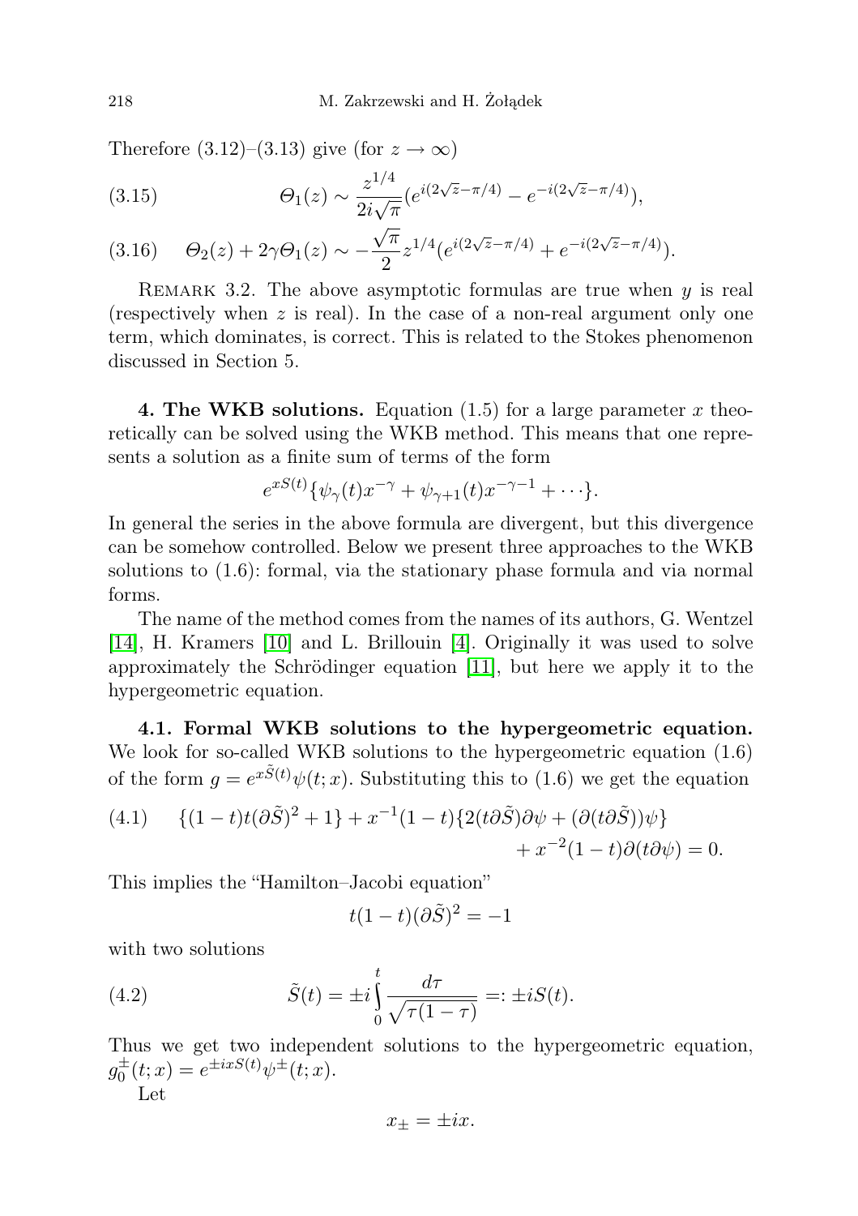Therefore (3.12)–(3.13) give (for $z \to \infty$)

$$\Theta_1(z) \sim \frac{z^{1/4}}{2i\sqrt{\pi}}(e^{i(2\sqrt{z}-\pi/4)} - e^{-i(2\sqrt{z}-\pi/4)}), \tag{3.15}$$

$$\Theta_2(z) + 2\gamma\Theta_1(z) \sim -\frac{\sqrt{\pi}}{2} z^{1/4}(e^{i(2\sqrt{z}-\pi/4)} + e^{-i(2\sqrt{z}-\pi/4)}). \tag{3.16}$$

Remark 3.2. The above asymptotic formulas are true when $y$ is real (respectively when $z$ is real). In the case of a non-real argument only one term, which dominates, is correct. This is related to the Stokes phenomenon discussed in Section 5.

**4. The WKB solutions.** Equation (1.5) for a large parameter $x$ theoretically can be solved using the WKB method. This means that one represents a solution as a finite sum of terms of the form

$$e^{xS(t)}\{\psi_\gamma(t)x^{-\gamma} + \psi_{\gamma+1}(t)x^{-\gamma-1} + \cdots\}.$$

In general the series in the above formula are divergent, but this divergence can be somehow controlled. Below we present three approaches to the WKB solutions to (1.6): formal, via the stationary phase formula and via normal forms.

The name of the method comes from the names of its authors, G. Wentzel [14], H. Kramers [10] and L. Brillouin [4]. Originally it was used to solve approximately the Schrödinger equation [11], but here we apply it to the hypergeometric equation.

**4.1. Formal WKB solutions to the hypergeometric equation.** We look for so-called WKB solutions to the hypergeometric equation (1.6) of the form $g = e^{x\tilde{S}(t)}\psi(t;x)$. Substituting this to (1.6) we get the equation

$$\begin{aligned}\{(1-t)t(\partial\tilde{S})^2 + 1\} + x^{-1}(1-t)\{2(t\partial\tilde{S})\partial\psi + (\partial(t\partial\tilde{S}))\psi\}& \\ + x^{-2}(1-t)\partial(t\partial\psi) = 0.&\end{aligned} \tag{4.1}$$

This implies the "Hamilton–Jacobi equation"

$$t(1-t)(\partial\tilde{S})^2 = -1$$

with two solutions

$$\tilde{S}(t) = \pm i\int_0^t \frac{d\tau}{\sqrt{\tau(1-\tau)}} =: \pm iS(t). \tag{4.2}$$

Thus we get two independent solutions to the hypergeometric equation, $g_0^\pm(t;x) = e^{\pm ixS(t)}\psi^\pm(t;x)$.

Let

$$x_\pm = \pm ix.$$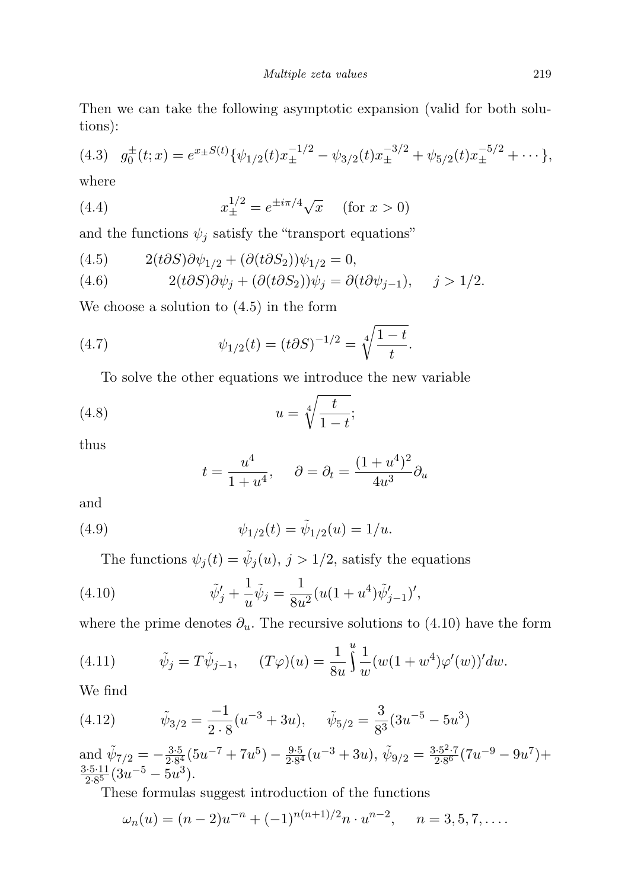Then we can take the following asymptotic expansion (valid for both solutions):

$$g_0^{\pm}(t;x) = e^{x_{\pm}S(t)}\{\psi_{1/2}(t)x_{\pm}^{-1/2} - \psi_{3/2}(t)x_{\pm}^{-3/2} + \psi_{5/2}(t)x_{\pm}^{-5/2} + \cdots\}, \tag{4.3}$$

where

$$x_{\pm}^{1/2} = e^{\pm i\pi/4}\sqrt{x} \quad \text{(for } x > 0) \tag{4.4}$$

and the functions $\psi_j$ satisfy the "transport equations"

$$2(t\partial S)\partial\psi_{1/2} + (\partial(t\partial S_2))\psi_{1/2} = 0, \tag{4.5}$$

$$2(t\partial S)\partial\psi_j + (\partial(t\partial S_2))\psi_j = \partial(t\partial\psi_{j-1}), \quad j > 1/2. \tag{4.6}$$

We choose a solution to (4.5) in the form

$$\psi_{1/2}(t) = (t\partial S)^{-1/2} = \sqrt[4]{\frac{1-t}{t}}. \tag{4.7}$$

To solve the other equations we introduce the new variable

$$u = \sqrt[4]{\frac{t}{1-t}}; \tag{4.8}$$

thus

$$t = \frac{u^4}{1+u^4}, \quad \partial = \partial_t = \frac{(1+u^4)^2}{4u^3}\partial_u$$

and

$$\psi_{1/2}(t) = \tilde{\psi}_{1/2}(u) = 1/u. \tag{4.9}$$

The functions $\psi_j(t) = \tilde{\psi}_j(u)$, $j > 1/2$, satisfy the equations

$$\tilde{\psi}_j' + \frac{1}{u}\tilde{\psi}_j = \frac{1}{8u^2}(u(1+u^4)\tilde{\psi}_{j-1}')', \tag{4.10}$$

where the prime denotes $\partial_u$. The recursive solutions to (4.10) have the form

$$\tilde{\psi}_j = T\tilde{\psi}_{j-1}, \quad (T\varphi)(u) = \frac{1}{8u}\int^u \frac{1}{w}(w(1+w^4)\varphi'(w))'dw. \tag{4.11}$$

We find

$$\tilde{\psi}_{3/2} = \frac{-1}{2\cdot 8}(u^{-3} + 3u), \quad \tilde{\psi}_{5/2} = \frac{3}{8^3}(3u^{-5} - 5u^3) \tag{4.12}$$

and $\tilde{\psi}_{7/2} = -\frac{3\cdot 5}{2\cdot 8^4}(5u^{-7} + 7u^5) - \frac{9\cdot 5}{2\cdot 8^4}(u^{-3} + 3u)$, $\tilde{\psi}_{9/2} = \frac{3\cdot 5^2\cdot 7}{2\cdot 8^6}(7u^{-9} - 9u^7) + \frac{3\cdot 5\cdot 11}{2\cdot 8^5}(3u^{-5} - 5u^3)$.

These formulas suggest introduction of the functions

$$\omega_n(u) = (n-2)u^{-n} + (-1)^{n(n+1)/2}n \cdot u^{n-2}, \quad n = 3, 5, 7, \ldots.$$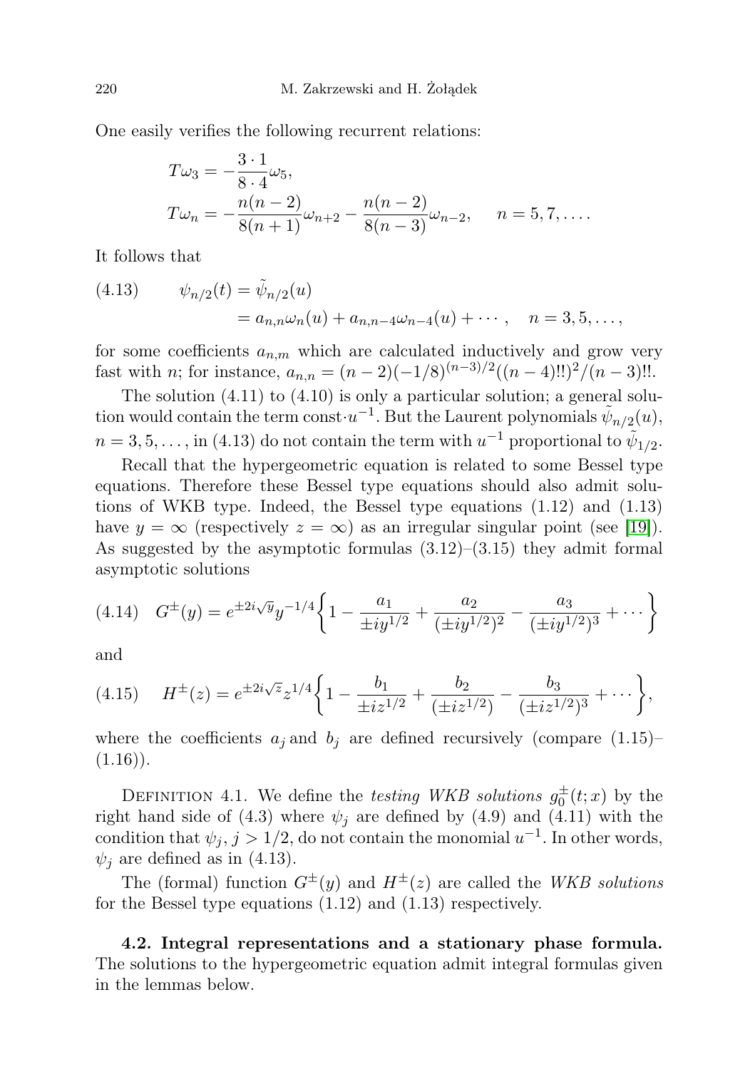One easily verifies the following recurrent relations:

$$
\begin{aligned}
T\omega_3 &= -\frac{3\cdot 1}{8\cdot 4}\omega_5,\\
T\omega_n &= -\frac{n(n-2)}{8(n+1)}\omega_{n+2} - \frac{n(n-2)}{8(n-3)}\omega_{n-2}, \qquad n = 5, 7, \ldots .
\end{aligned}
$$

It follows that

$$
\begin{aligned}
(4.13) \qquad \psi_{n/2}(t) &= \tilde{\psi}_{n/2}(u)\\
&= a_{n,n}\omega_n(u) + a_{n,n-4}\omega_{n-4}(u) + \cdots, \quad n = 3, 5, \ldots,
\end{aligned}
$$

for some coefficients $a_{n,m}$ which are calculated inductively and grow very fast with $n$; for instance, $a_{n,n} = (n-2)(-1/8)^{(n-3)/2}((n-4)!!)^2/(n-3)!!$.

The solution (4.11) to (4.10) is only a particular solution; a general solution would contain the term const$\cdot u^{-1}$. But the Laurent polynomials $\tilde{\psi}_{n/2}(u)$, $n = 3, 5, \ldots$, in (4.13) do not contain the term with $u^{-1}$ proportional to $\tilde{\psi}_{1/2}$.

Recall that the hypergeometric equation is related to some Bessel type equations. Therefore these Bessel type equations should also admit solutions of WKB type. Indeed, the Bessel type equations (1.12) and (1.13) have $y = \infty$ (respectively $z = \infty$) as an irregular singular point (see [19]). As suggested by the asymptotic formulas (3.12)–(3.15) they admit formal asymptotic solutions

$$
(4.14) \quad G^{\pm}(y) = e^{\pm 2i\sqrt{y}}y^{-1/4}\left\{1 - \frac{a_1}{\pm iy^{1/2}} + \frac{a_2}{(\pm iy^{1/2})^2} - \frac{a_3}{(\pm iy^{1/2})^3} + \cdots\right\}
$$

and

$$
(4.15) \quad H^{\pm}(z) = e^{\pm 2i\sqrt{z}}z^{1/4}\left\{1 - \frac{b_1}{\pm iz^{1/2}} + \frac{b_2}{(\pm iz^{1/2})} - \frac{b_3}{(\pm iz^{1/2})^3} + \cdots\right\},
$$

where the coefficients $a_j$ and $b_j$ are defined recursively (compare (1.15)–(1.16)).

Definition 4.1. We define the *testing WKB solutions* $g_0^{\pm}(t;x)$ by the right hand side of (4.3) where $\psi_j$ are defined by (4.9) and (4.11) with the condition that $\psi_j$, $j > 1/2$, do not contain the monomial $u^{-1}$. In other words, $\psi_j$ are defined as in (4.13).

The (formal) function $G^{\pm}(y)$ and $H^{\pm}(z)$ are called the *WKB solutions* for the Bessel type equations (1.12) and (1.13) respectively.

**4.2. Integral representations and a stationary phase formula.** The solutions to the hypergeometric equation admit integral formulas given in the lemmas below.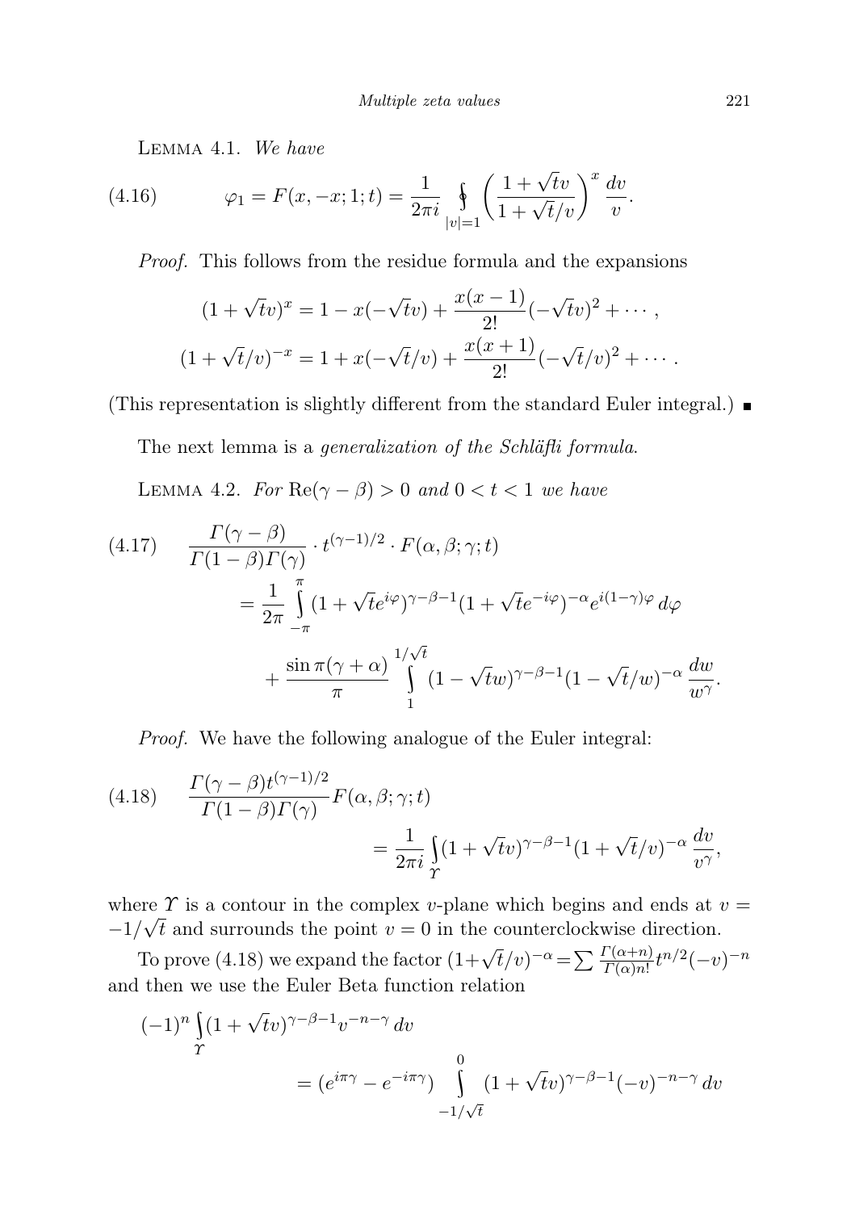LEMMA 4.1. *We have*

$$\varphi_1 = F(x,-x;1;t) = \frac{1}{2\pi i}\oint_{|v|=1}\left(\frac{1+\sqrt{t}v}{1+\sqrt{t}/v}\right)^x \frac{dv}{v}. \tag{4.16}$$

*Proof.* This follows from the residue formula and the expansions

$$(1+\sqrt{t}v)^x = 1 - x(-\sqrt{t}v) + \frac{x(x-1)}{2!}(-\sqrt{t}v)^2 + \cdots,$$
$$(1+\sqrt{t}/v)^{-x} = 1 + x(-\sqrt{t}/v) + \frac{x(x+1)}{2!}(-\sqrt{t}/v)^2 + \cdots.$$

(This representation is slightly different from the standard Euler integral.) ■

The next lemma is a *generalization of the Schläfli formula*.

LEMMA 4.2. *For* $\mathrm{Re}(\gamma-\beta)>0$ *and* $0<t<1$ *we have*

$$\begin{aligned}\frac{\Gamma(\gamma-\beta)}{\Gamma(1-\beta)\Gamma(\gamma)}\cdot t^{(\gamma-1)/2}\cdot F(\alpha,\beta;\gamma;t) &= \frac{1}{2\pi}\int_{-\pi}^{\pi}(1+\sqrt{t}e^{i\varphi})^{\gamma-\beta-1}(1+\sqrt{t}e^{-i\varphi})^{-\alpha}e^{i(1-\gamma)\varphi}\,d\varphi \\ &\quad + \frac{\sin\pi(\gamma+\alpha)}{\pi}\int_{1}^{1/\sqrt{t}}(1-\sqrt{t}w)^{\gamma-\beta-1}(1-\sqrt{t}/w)^{-\alpha}\frac{dw}{w^{\gamma}}.\end{aligned} \tag{4.17}$$

*Proof.* We have the following analogue of the Euler integral:

$$\frac{\Gamma(\gamma-\beta)t^{(\gamma-1)/2}}{\Gamma(1-\beta)\Gamma(\gamma)}F(\alpha,\beta;\gamma;t) = \frac{1}{2\pi i}\int_{\Upsilon}(1+\sqrt{t}v)^{\gamma-\beta-1}(1+\sqrt{t}/v)^{-\alpha}\frac{dv}{v^{\gamma}}, \tag{4.18}$$

where $\Upsilon$ is a contour in the complex $v$-plane which begins and ends at $v=-1/\sqrt{t}$ and surrounds the point $v=0$ in the counterclockwise direction.

To prove (4.18) we expand the factor $(1+\sqrt{t}/v)^{-\alpha} = \sum \frac{\Gamma(\alpha+n)}{\Gamma(\alpha)n!}t^{n/2}(-v)^{-n}$ and then we use the Euler Beta function relation

$$(-1)^n\int_{\Upsilon}(1+\sqrt{t}v)^{\gamma-\beta-1}v^{-n-\gamma}\,dv = (e^{i\pi\gamma}-e^{-i\pi\gamma})\int_{-1/\sqrt{t}}^{0}(1+\sqrt{t}v)^{\gamma-\beta-1}(-v)^{-n-\gamma}\,dv$$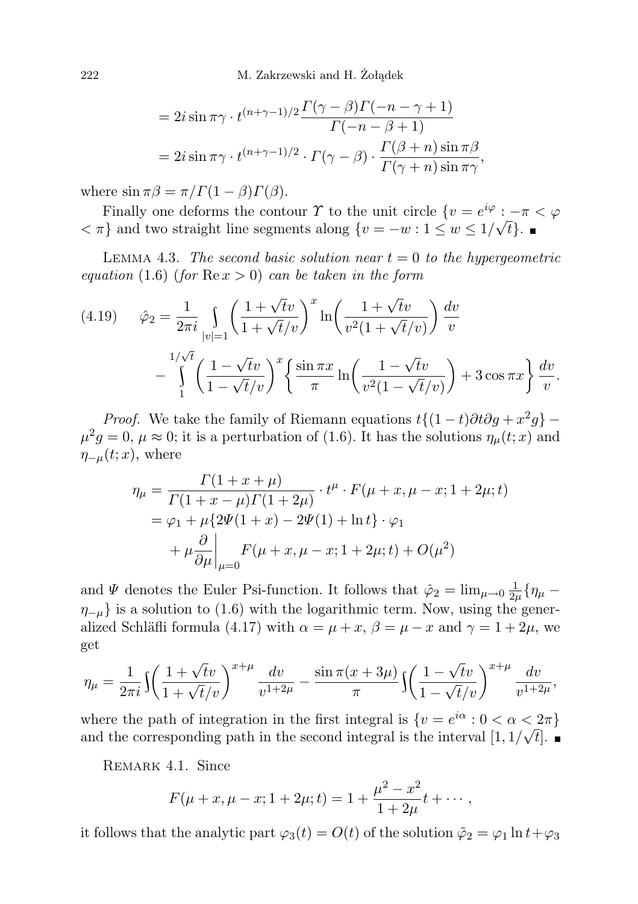$$= 2i \sin \pi\gamma \cdot t^{(n+\gamma-1)/2} \frac{\Gamma(\gamma-\beta)\Gamma(-n-\gamma+1)}{\Gamma(-n-\beta+1)}$$

$$= 2i \sin \pi\gamma \cdot t^{(n+\gamma-1)/2} \cdot \Gamma(\gamma-\beta) \cdot \frac{\Gamma(\beta+n)\sin \pi\beta}{\Gamma(\gamma+n)\sin \pi\gamma},$$

where $\sin \pi\beta = \pi/\Gamma(1-\beta)\Gamma(\beta)$.

Finally one deforms the contour $\Upsilon$ to the unit circle $\{v = e^{i\varphi} : -\pi < \varphi < \pi\}$ and two straight line segments along $\{v = -w : 1 \le w \le 1/\sqrt{t}\}$. ∎

LEMMA 4.3. *The second basic solution near $t = 0$ to the hypergeometric equation* (1.6) (*for* $\operatorname{Re} x > 0$) *can be taken in the form*

$$\hat{\varphi}_2 = \frac{1}{2\pi i} \int_{|v|=1} \left( \frac{1+\sqrt{t}v}{1+\sqrt{t}/v} \right)^x \ln\left( \frac{1+\sqrt{t}v}{v^2(1+\sqrt{t}/v)} \right) \frac{dv}{v} - \int_1^{1/\sqrt{t}} \left( \frac{1-\sqrt{t}v}{1-\sqrt{t}/v} \right)^x \left\{ \frac{\sin \pi x}{\pi} \ln\left( \frac{1-\sqrt{t}v}{v^2(1-\sqrt{t}/v)} \right) + 3\cos \pi x \right\} \frac{dv}{v}. \tag{4.19}$$

*Proof.* We take the family of Riemann equations $t\{(1-t)\partial t \partial g + x^2 g\} - \mu^2 g = 0$, $\mu \approx 0$; it is a perturbation of (1.6). It has the solutions $\eta_\mu(t;x)$ and $\eta_{-\mu}(t;x)$, where

$$\begin{aligned} \eta_\mu &= \frac{\Gamma(1+x+\mu)}{\Gamma(1+x-\mu)\Gamma(1+2\mu)} \cdot t^\mu \cdot F(\mu+x, \mu-x; 1+2\mu; t) \\ &= \varphi_1 + \mu\{2\Psi(1+x) - 2\Psi(1) + \ln t\} \cdot \varphi_1 \\ &\quad + \mu \frac{\partial}{\partial \mu}\bigg|_{\mu=0} F(\mu+x, \mu-x; 1+2\mu; t) + O(\mu^2) \end{aligned}$$

and $\Psi$ denotes the Euler Psi-function. It follows that $\hat{\varphi}_2 = \lim_{\mu \to 0} \frac{1}{2\mu}\{\eta_\mu - \eta_{-\mu}\}$ is a solution to (1.6) with the logarithmic term. Now, using the generalized Schläfli formula (4.17) with $\alpha = \mu + x$, $\beta = \mu - x$ and $\gamma = 1 + 2\mu$, we get

$$\eta_\mu = \frac{1}{2\pi i} \int \left( \frac{1+\sqrt{t}v}{1+\sqrt{t}/v} \right)^{x+\mu} \frac{dv}{v^{1+2\mu}} - \frac{\sin \pi(x+3\mu)}{\pi} \int \left( \frac{1-\sqrt{t}v}{1-\sqrt{t}/v} \right)^{x+\mu} \frac{dv}{v^{1+2\mu}},$$

where the path of integration in the first integral is $\{v = e^{i\alpha} : 0 < \alpha < 2\pi\}$ and the corresponding path in the second integral is the interval $[1, 1/\sqrt{t}]$. ∎

REMARK 4.1. Since

$$F(\mu+x, \mu-x; 1+2\mu; t) = 1 + \frac{\mu^2 - x^2}{1+2\mu} t + \cdots,$$

it follows that the analytic part $\varphi_3(t) = O(t)$ of the solution $\tilde{\varphi}_2 = \varphi_1 \ln t + \varphi_3$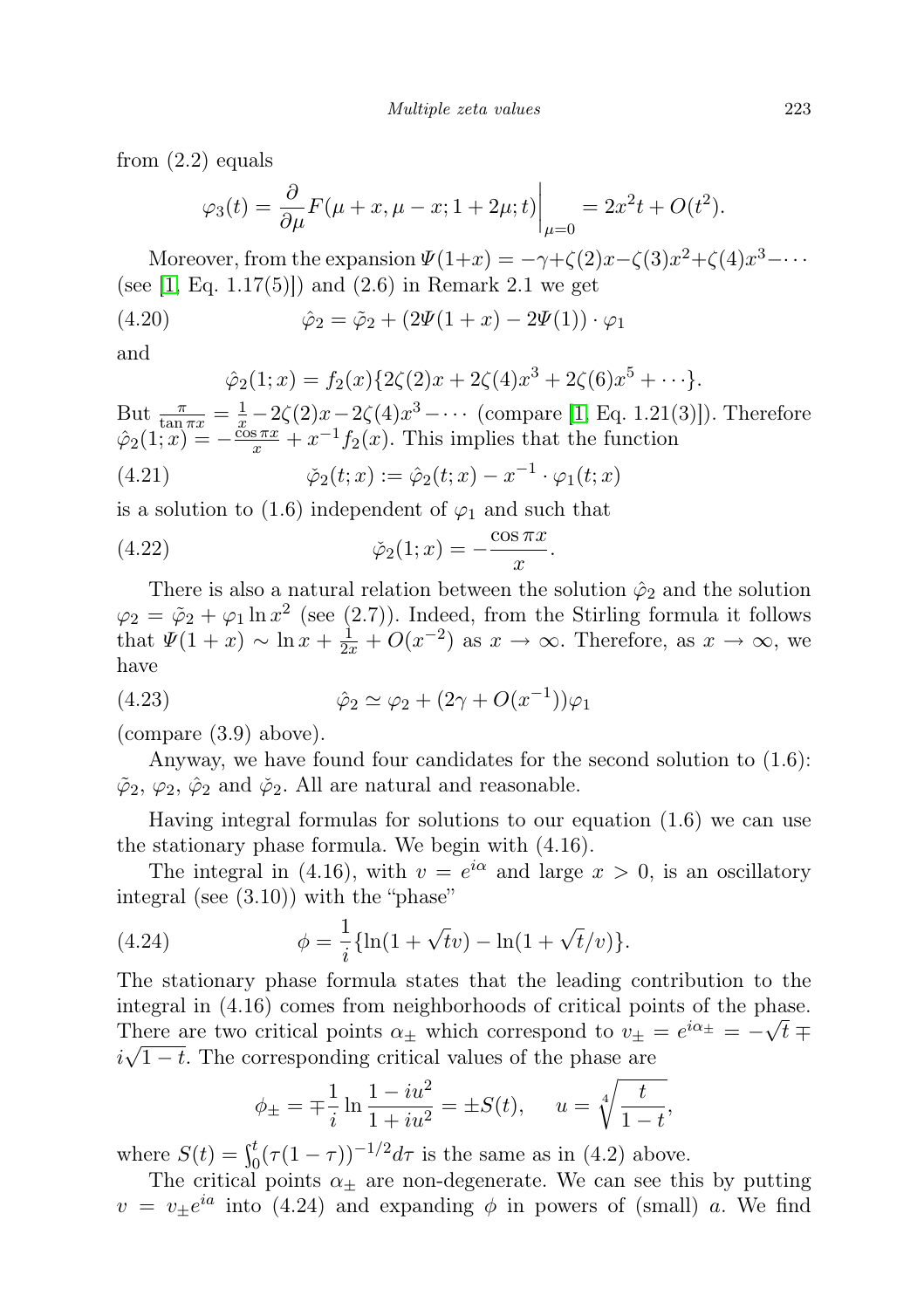from (2.2) equals

$$\varphi_3(t) = \frac{\partial}{\partial \mu} F(\mu + x, \mu - x; 1 + 2\mu; t)\bigg|_{\mu=0} = 2x^2 t + O(t^2).$$

Moreover, from the expansion $\Psi(1+x) = -\gamma + \zeta(2)x - \zeta(3)x^2 + \zeta(4)x^3 - \cdots$ (see [1, Eq. 1.17(5)]) and (2.6) in Remark 2.1 we get

$$\hat{\varphi}_2 = \tilde{\varphi}_2 + (2\Psi(1+x) - 2\Psi(1)) \cdot \varphi_1 \tag{4.20}$$

and

$$\hat{\varphi}_2(1; x) = f_2(x)\{2\zeta(2)x + 2\zeta(4)x^3 + 2\zeta(6)x^5 + \cdots\}.$$

But $\frac{\pi}{\tan \pi x} = \frac{1}{x} - 2\zeta(2)x - 2\zeta(4)x^3 - \cdots$ (compare [1, Eq. 1.21(3)]). Therefore $\hat{\varphi}_2(1; x) = -\frac{\cos \pi x}{x} + x^{-1} f_2(x)$. This implies that the function

$$\check{\varphi}_2(t; x) := \hat{\varphi}_2(t; x) - x^{-1} \cdot \varphi_1(t; x) \tag{4.21}$$

is a solution to (1.6) independent of $\varphi_1$ and such that

$$\check{\varphi}_2(1; x) = -\frac{\cos \pi x}{x}. \tag{4.22}$$

There is also a natural relation between the solution $\hat{\varphi}_2$ and the solution $\varphi_2 = \tilde{\varphi}_2 + \varphi_1 \ln x^2$ (see (2.7)). Indeed, from the Stirling formula it follows that $\Psi(1+x) \sim \ln x + \frac{1}{2x} + O(x^{-2})$ as $x \to \infty$. Therefore, as $x \to \infty$, we have

$$\hat{\varphi}_2 \simeq \varphi_2 + (2\gamma + O(x^{-1}))\varphi_1 \tag{4.23}$$

(compare (3.9) above).

Anyway, we have found four candidates for the second solution to (1.6): $\tilde{\varphi}_2$, $\varphi_2$, $\hat{\varphi}_2$ and $\check{\varphi}_2$. All are natural and reasonable.

Having integral formulas for solutions to our equation (1.6) we can use the stationary phase formula. We begin with (4.16).

The integral in (4.16), with $v = e^{i\alpha}$ and large $x > 0$, is an oscillatory integral (see (3.10)) with the "phase"

$$\phi = \frac{1}{i}\{\ln(1 + \sqrt{t}v) - \ln(1 + \sqrt{t}/v)\}. \tag{4.24}$$

The stationary phase formula states that the leading contribution to the integral in (4.16) comes from neighborhoods of critical points of the phase. There are two critical points $\alpha_\pm$ which correspond to $v_\pm = e^{i\alpha_\pm} = -\sqrt{t} \mp i\sqrt{1-t}$. The corresponding critical values of the phase are

$$\phi_\pm = \mp \frac{1}{i} \ln \frac{1 - iu^2}{1 + iu^2} = \pm S(t), \quad u = \sqrt[4]{\frac{t}{1-t}},$$

where $S(t) = \int_0^t (\tau(1-\tau))^{-1/2} d\tau$ is the same as in (4.2) above.

The critical points $\alpha_\pm$ are non-degenerate. We can see this by putting $v = v_\pm e^{ia}$ into (4.24) and expanding $\phi$ in powers of (small) $a$. We find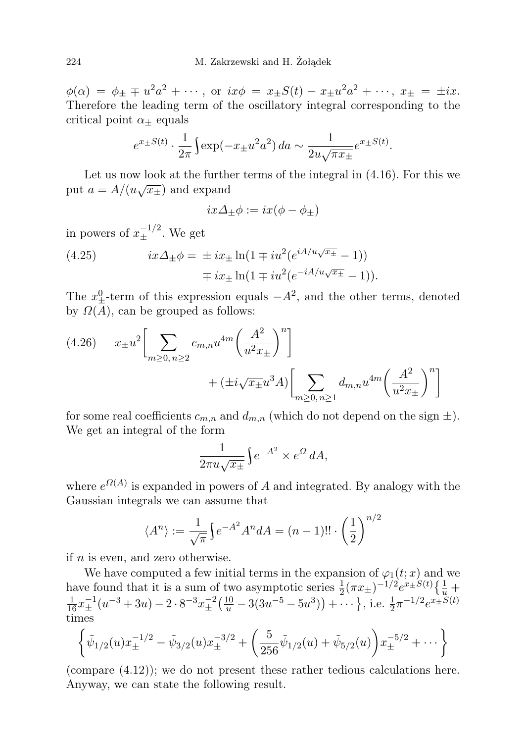$\phi(\alpha) = \phi_\pm \mp u^2 a^2 + \cdots$, or $ix\phi = x_\pm S(t) - x_\pm u^2 a^2 + \cdots$, $x_\pm = \pm ix$. Therefore the leading term of the oscillatory integral corresponding to the critical point $\alpha_\pm$ equals

$$e^{x_\pm S(t)} \cdot \frac{1}{2\pi} \int \exp(-x_\pm u^2 a^2)\, da \sim \frac{1}{2u\sqrt{\pi x_\pm}} e^{x_\pm S(t)}.$$

Let us now look at the further terms of the integral in (4.16). For this we put $a = A/(u\sqrt{x_\pm})$ and expand

$$ix\Delta_\pm \phi := ix(\phi - \phi_\pm)$$

in powers of $x_\pm^{-1/2}$. We get

$$\begin{aligned} ix\Delta_\pm\phi = &\ \pm ix_\pm \ln(1 \mp iu^2(e^{iA/u\sqrt{x_\pm}} - 1)) \\ &\mp ix_\pm \ln(1 \mp iu^2(e^{-iA/u\sqrt{x_\pm}} - 1)). \end{aligned} \tag{4.25}$$

The $x_\pm^0$-term of this expression equals $-A^2$, and the other terms, denoted by $\Omega(A)$, can be grouped as follows:

$$\begin{aligned} x_\pm u^2 \bigg[ \sum_{m \geq 0,\, n \geq 2} c_{m,n} u^{4m} \bigg( \frac{A^2}{u^2 x_\pm} \bigg)^n \bigg] \\ + (\pm i\sqrt{x_\pm} u^3 A) \bigg[ \sum_{m \geq 0,\, n \geq 1} d_{m,n} u^{4m} \bigg( \frac{A^2}{u^2 x_\pm} \bigg)^n \bigg] \end{aligned} \tag{4.26}$$

for some real coefficients $c_{m,n}$ and $d_{m,n}$ (which do not depend on the sign $\pm$). We get an integral of the form

$$\frac{1}{2\pi u\sqrt{x_\pm}} \int e^{-A^2} \times e^{\Omega}\, dA,$$

where $e^{\Omega(A)}$ is expanded in powers of $A$ and integrated. By analogy with the Gaussian integrals we can assume that

$$\langle A^n \rangle := \frac{1}{\sqrt{\pi}} \int e^{-A^2} A^n dA = (n-1)!! \cdot \left(\frac{1}{2}\right)^{n/2}$$

if $n$ is even, and zero otherwise.

We have computed a few initial terms in the expansion of $\varphi_1(t;x)$ and we have found that it is a sum of two asymptotic series $\frac{1}{2}(\pi x_\pm)^{-1/2} e^{x_\pm S(t)} \{ \frac{1}{u} + \frac{1}{16} x_\pm^{-1}(u^{-3} + 3u) - 2 \cdot 8^{-3} x_\pm^{-2} \big( \frac{10}{u} - 3(3u^{-5} - 5u^3) \big) + \cdots \}$, i.e. $\frac{1}{2}\pi^{-1/2} e^{x_\pm S(t)}$ times

$$\left\{ \tilde\psi_{1/2}(u) x_\pm^{-1/2} - \tilde\psi_{3/2}(u) x_\pm^{-3/2} + \left( \frac{5}{256} \tilde\psi_{1/2}(u) + \tilde\psi_{5/2}(u) \right) x_\pm^{-5/2} + \cdots \right\}$$

(compare (4.12)); we do not present these rather tedious calculations here. Anyway, we can state the following result.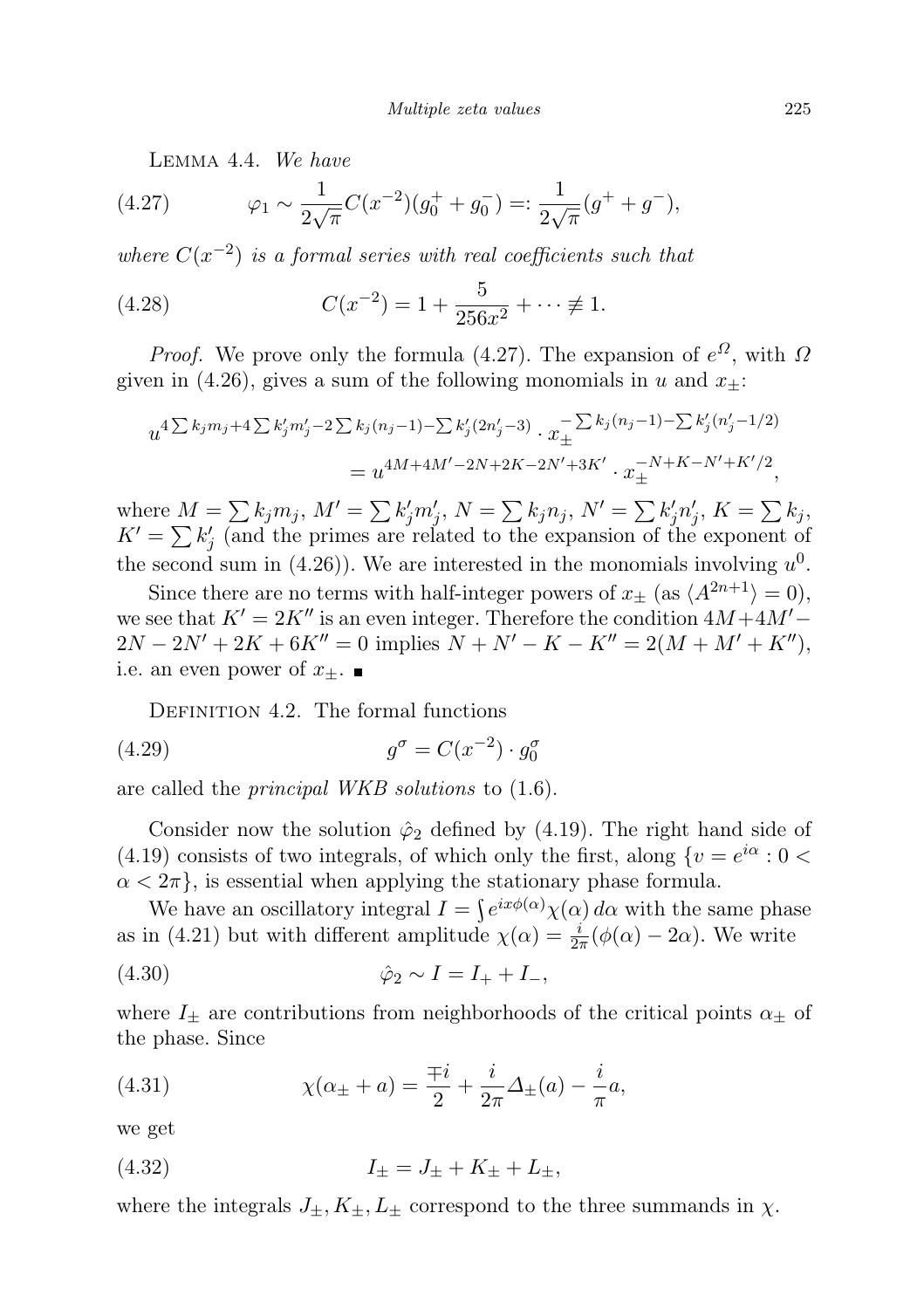LEMMA 4.4. *We have*

$$\varphi_1 \sim \frac{1}{2\sqrt{\pi}} C(x^{-2})(g_0^+ + g_0^-) =: \frac{1}{2\sqrt{\pi}}(g^+ + g^-), \tag{4.27}$$

*where $C(x^{-2})$ is a formal series with real coefficients such that*

$$C(x^{-2}) = 1 + \frac{5}{256x^2} + \cdots \not\equiv 1. \tag{4.28}$$

*Proof.* We prove only the formula (4.27). The expansion of $e^{\Omega}$, with $\Omega$ given in (4.26), gives a sum of the following monomials in $u$ and $x_{\pm}$:

$$\begin{aligned} u^{4\sum k_j m_j + 4\sum k_j' m_j' - 2\sum k_j(n_j-1) - \sum k_j'(2n_j'-3)} \cdot x_{\pm}^{-\sum k_j(n_j-1) - \sum k_j'(n_j'-1/2)} \\ = u^{4M+4M'-2N+2K-2N'+3K'} \cdot x_{\pm}^{-N+K-N'+K'/2}, \end{aligned}$$

where $M = \sum k_j m_j$, $M' = \sum k_j' m_j'$, $N = \sum k_j n_j$, $N' = \sum k_j' n_j'$, $K = \sum k_j$, $K' = \sum k_j'$ (and the primes are related to the expansion of the exponent of the second sum in (4.26)). We are interested in the monomials involving $u^0$.

Since there are no terms with half-integer powers of $x_{\pm}$ (as $\langle A^{2n+1}\rangle = 0$), we see that $K' = 2K''$ is an even integer. Therefore the condition $4M + 4M' - 2N - 2N' + 2K + 6K'' = 0$ implies $N + N' - K - K'' = 2(M + M' + K'')$, i.e. an even power of $x_{\pm}$. ■

DEFINITION 4.2. The formal functions

$$g^{\sigma} = C(x^{-2}) \cdot g_0^{\sigma} \tag{4.29}$$

are called the *principal WKB solutions* to (1.6).

Consider now the solution $\hat{\varphi}_2$ defined by (4.19). The right hand side of (4.19) consists of two integrals, of which only the first, along $\{v = e^{i\alpha} : 0 < \alpha < 2\pi\}$, is essential when applying the stationary phase formula.

We have an oscillatory integral $I = \int e^{ix\phi(\alpha)}\chi(\alpha)\, d\alpha$ with the same phase as in (4.21) but with different amplitude $\chi(\alpha) = \frac{i}{2\pi}(\phi(\alpha) - 2\alpha)$. We write

$$\hat{\varphi}_2 \sim I = I_+ + I_-, \tag{4.30}$$

where $I_{\pm}$ are contributions from neighborhoods of the critical points $\alpha_{\pm}$ of the phase. Since

$$\chi(\alpha_{\pm} + a) = \frac{\mp i}{2} + \frac{i}{2\pi}\Delta_{\pm}(a) - \frac{i}{\pi}a, \tag{4.31}$$

we get

$$I_{\pm} = J_{\pm} + K_{\pm} + L_{\pm}, \tag{4.32}$$

where the integrals $J_{\pm}, K_{\pm}, L_{\pm}$ correspond to the three summands in $\chi$.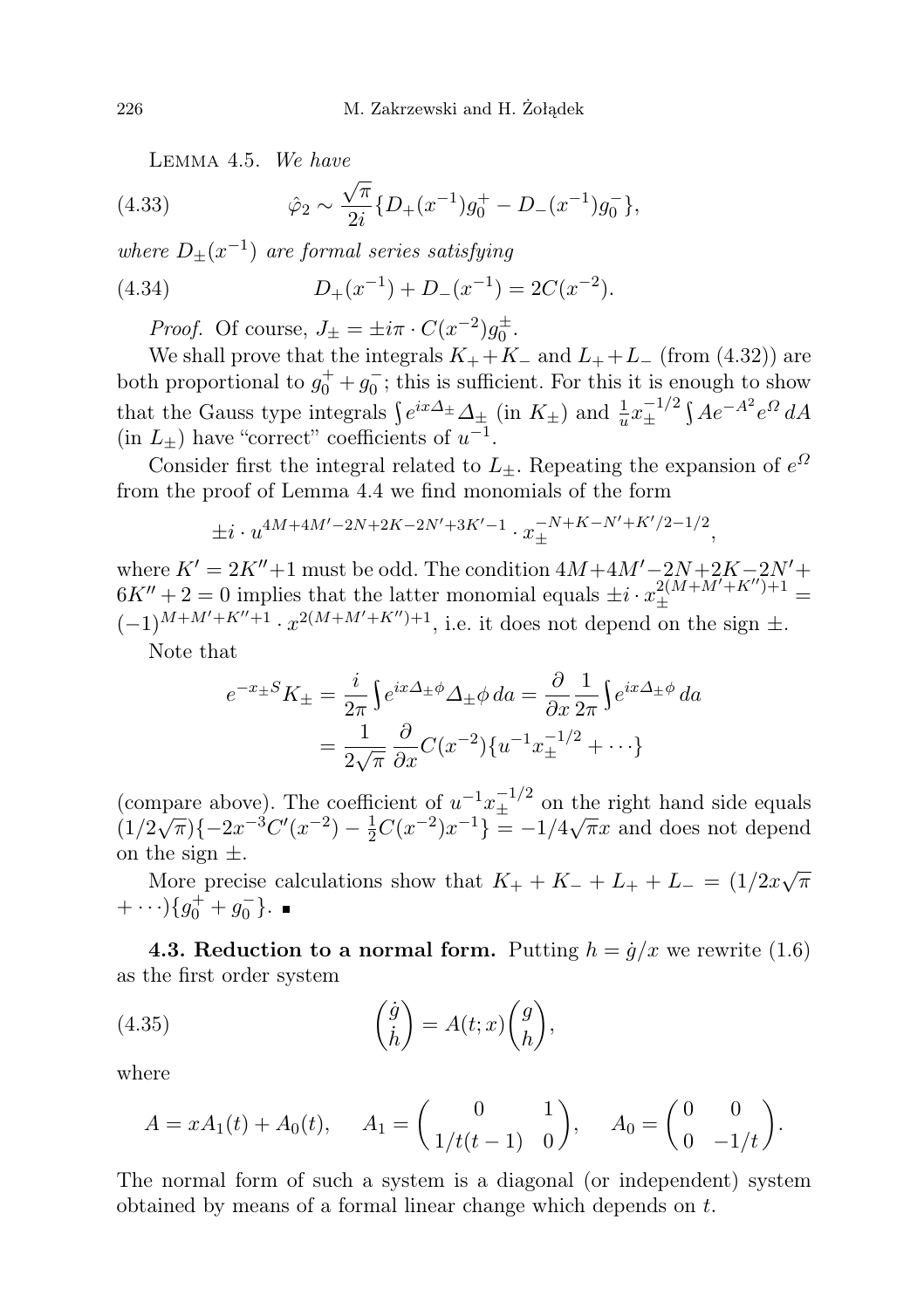LEMMA 4.5. *We have*

$$\hat{\varphi}_2 \sim \frac{\sqrt{\pi}}{2i}\{D_+(x^{-1})g_0^+ - D_-(x^{-1})g_0^-\}, \tag{4.33}$$

*where* $D_\pm(x^{-1})$ *are formal series satisfying*

$$D_+(x^{-1}) + D_-(x^{-1}) = 2C(x^{-2}). \tag{4.34}$$

*Proof.* Of course, $J_\pm = \pm i\pi \cdot C(x^{-2})g_0^\pm$.

We shall prove that the integrals $K_+ + K_-$ and $L_+ + L_-$ (from (4.32)) are both proportional to $g_0^+ + g_0^-$; this is sufficient. For this it is enough to show that the Gauss type integrals $\int e^{ix\Delta_\pm}\Delta_\pm$ (in $K_\pm$) and $\frac{1}{u}x_\pm^{-1/2}\int Ae^{-A^2}e^{\Omega}\,dA$ (in $L_\pm$) have "correct" coefficients of $u^{-1}$.

Consider first the integral related to $L_\pm$. Repeating the expansion of $e^{\Omega}$ from the proof of Lemma 4.4 we find monomials of the form

$$\pm i \cdot u^{4M+4M'-2N+2K-2N'+3K'-1} \cdot x_\pm^{-N+K-N'+K'/2-1/2},$$

where $K' = 2K''+1$ must be odd. The condition $4M+4M'-2N+2K-2N'+6K''+2 = 0$ implies that the latter monomial equals $\pm i \cdot x_\pm^{2(M+M'+K'')+1} = (-1)^{M+M'+K''+1} \cdot x^{2(M+M'+K'')+1}$, i.e. it does not depend on the sign $\pm$.

Note that

$$\begin{aligned} e^{-x_\pm S}K_\pm &= \frac{i}{2\pi}\int e^{ix\Delta_\pm\phi}\Delta_\pm\phi\,da = \frac{\partial}{\partial x}\frac{1}{2\pi}\int e^{ix\Delta_\pm\phi}\,da \\ &= \frac{1}{2\sqrt{\pi}}\frac{\partial}{\partial x}C(x^{-2})\{u^{-1}x_\pm^{-1/2} + \cdots\} \end{aligned}$$

(compare above). The coefficient of $u^{-1}x_\pm^{-1/2}$ on the right hand side equals $(1/2\sqrt{\pi})\{-2x^{-3}C'(x^{-2}) - \frac{1}{2}C(x^{-2})x^{-1}\} = -1/4\sqrt{\pi}x$ and does not depend on the sign $\pm$.

More precise calculations show that $K_+ + K_- + L_+ + L_- = (1/2x\sqrt{\pi} + \cdots)\{g_0^+ + g_0^-\}$. ∎

**4.3. Reduction to a normal form.** Putting $h = \dot{g}/x$ we rewrite (1.6) as the first order system

$$\begin{pmatrix} \dot{g} \\ \dot{h} \end{pmatrix} = A(t;x)\begin{pmatrix} g \\ h \end{pmatrix}, \tag{4.35}$$

where

$$A = xA_1(t) + A_0(t), \quad A_1 = \begin{pmatrix} 0 & 1 \\ 1/t(t-1) & 0 \end{pmatrix}, \quad A_0 = \begin{pmatrix} 0 & 0 \\ 0 & -1/t \end{pmatrix}.$$

The normal form of such a system is a diagonal (or independent) system obtained by means of a formal linear change which depends on $t$.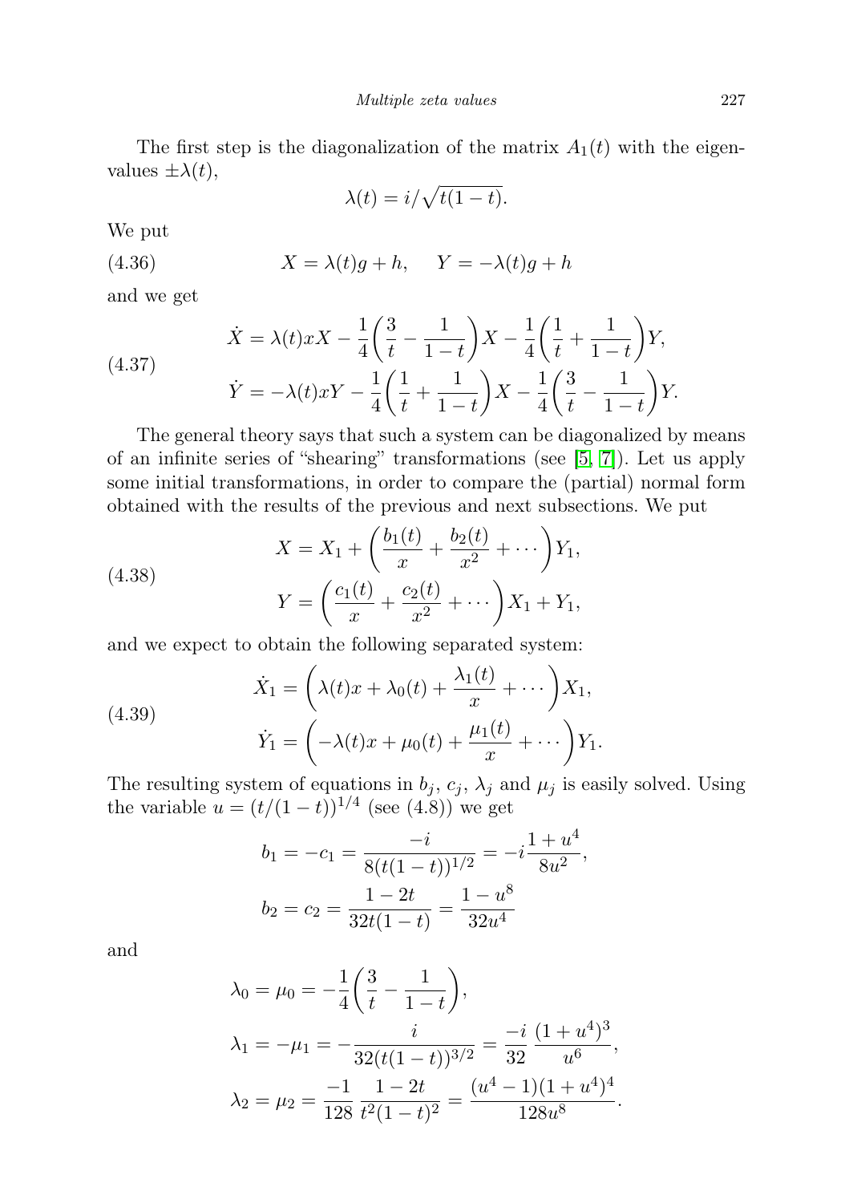The first step is the diagonalization of the matrix $A_1(t)$ with the eigenvalues $\pm\lambda(t)$,

$$\lambda(t) = i/\sqrt{t(1-t)}.$$

We put

$$X = \lambda(t)g + h, \qquad Y = -\lambda(t)g + h \tag{4.36}$$

and we get

$$\begin{aligned}
\dot{X} &= \lambda(t)xX - \frac{1}{4}\left(\frac{3}{t} - \frac{1}{1-t}\right)X - \frac{1}{4}\left(\frac{1}{t} + \frac{1}{1-t}\right)Y,\\
\dot{Y} &= -\lambda(t)xY - \frac{1}{4}\left(\frac{1}{t} + \frac{1}{1-t}\right)X - \frac{1}{4}\left(\frac{3}{t} - \frac{1}{1-t}\right)Y.
\end{aligned} \tag{4.37}$$

The general theory says that such a system can be diagonalized by means of an infinite series of "shearing" transformations (see [5, 7]). Let us apply some initial transformations, in order to compare the (partial) normal form obtained with the results of the previous and next subsections. We put

$$\begin{aligned}
X &= X_1 + \left(\frac{b_1(t)}{x} + \frac{b_2(t)}{x^2} + \cdots\right)Y_1,\\
Y &= \left(\frac{c_1(t)}{x} + \frac{c_2(t)}{x^2} + \cdots\right)X_1 + Y_1,
\end{aligned} \tag{4.38}$$

and we expect to obtain the following separated system:

$$\begin{aligned}
\dot{X}_1 &= \left(\lambda(t)x + \lambda_0(t) + \frac{\lambda_1(t)}{x} + \cdots\right)X_1,\\
\dot{Y}_1 &= \left(-\lambda(t)x + \mu_0(t) + \frac{\mu_1(t)}{x} + \cdots\right)Y_1.
\end{aligned} \tag{4.39}$$

The resulting system of equations in $b_j$, $c_j$, $\lambda_j$ and $\mu_j$ is easily solved. Using the variable $u = (t/(1-t))^{1/4}$ (see (4.8)) we get

$$\begin{aligned}
b_1 = -c_1 &= \frac{-i}{8(t(1-t))^{1/2}} = -i\frac{1+u^4}{8u^2},\\
b_2 = c_2 &= \frac{1-2t}{32t(1-t)} = \frac{1-u^8}{32u^4}
\end{aligned}$$

and

$$\begin{aligned}
\lambda_0 = \mu_0 &= -\frac{1}{4}\left(\frac{3}{t} - \frac{1}{1-t}\right),\\
\lambda_1 = -\mu_1 &= -\frac{i}{32(t(1-t))^{3/2}} = \frac{-i}{32}\,\frac{(1+u^4)^3}{u^6},\\
\lambda_2 = \mu_2 &= \frac{-1}{128}\,\frac{1-2t}{t^2(1-t)^2} = \frac{(u^4-1)(1+u^4)^4}{128u^8}.
\end{aligned}$$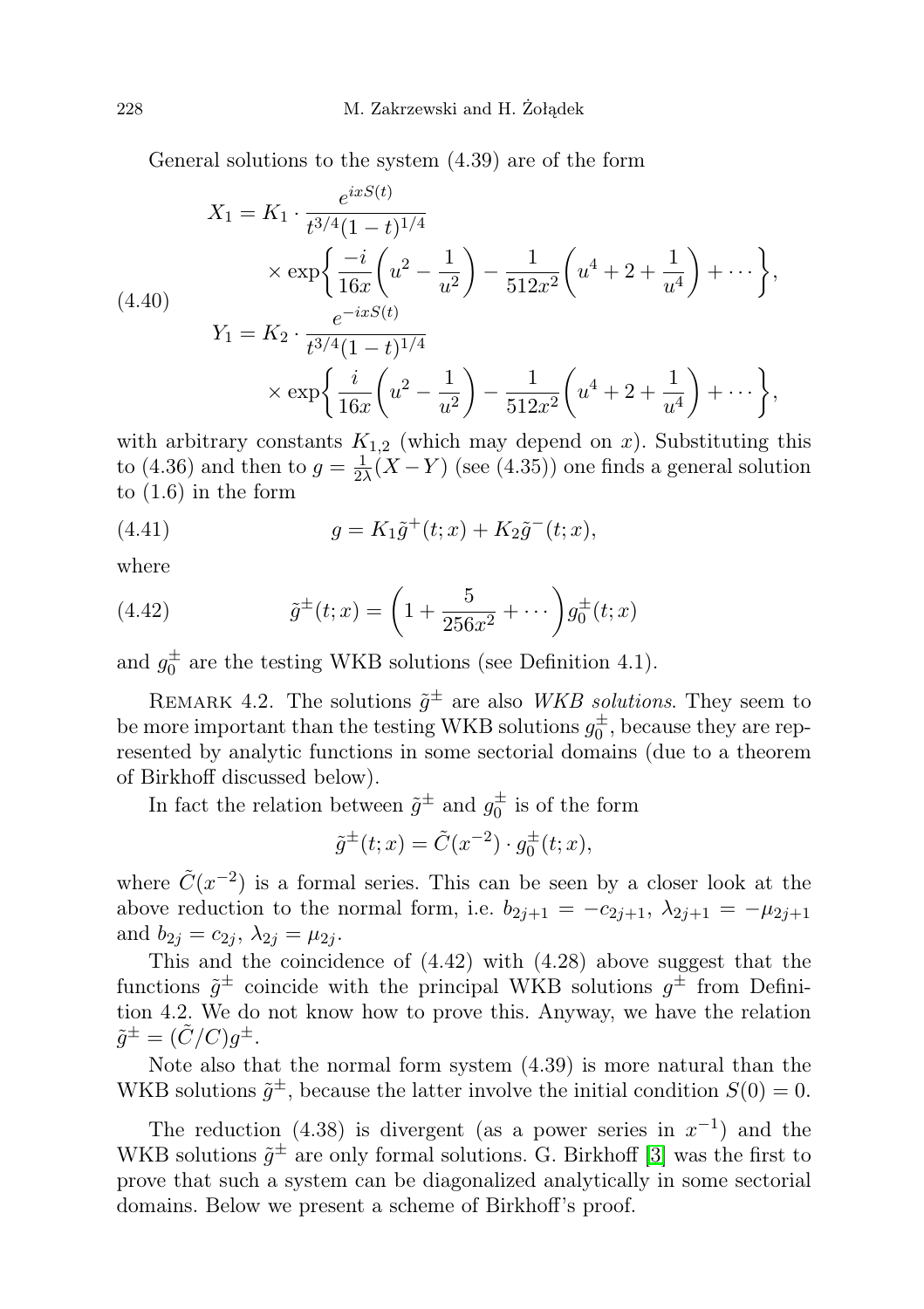General solutions to the system (4.39) are of the form

$$
\begin{aligned}
X_1 &= K_1 \cdot \frac{e^{ixS(t)}}{t^{3/4}(1-t)^{1/4}} \\
&\quad \times \exp\left\{ \frac{-i}{16x}\left(u^2 - \frac{1}{u^2}\right) - \frac{1}{512x^2}\left(u^4 + 2 + \frac{1}{u^4}\right) + \cdots \right\}, \\
Y_1 &= K_2 \cdot \frac{e^{-ixS(t)}}{t^{3/4}(1-t)^{1/4}} \\
&\quad \times \exp\left\{ \frac{i}{16x}\left(u^2 - \frac{1}{u^2}\right) - \frac{1}{512x^2}\left(u^4 + 2 + \frac{1}{u^4}\right) + \cdots \right\},
\end{aligned} \tag{4.40}
$$

with arbitrary constants $K_{1,2}$ (which may depend on $x$). Substituting this to (4.36) and then to $g = \frac{1}{2\lambda}(X - Y)$ (see (4.35)) one finds a general solution to (1.6) in the form

$$
g = K_1 \tilde{g}^+(t; x) + K_2 \tilde{g}^-(t; x), \tag{4.41}
$$

where

$$
\tilde{g}^\pm(t; x) = \left(1 + \frac{5}{256x^2} + \cdots\right) g_0^\pm(t; x) \tag{4.42}
$$

and $g_0^\pm$ are the testing WKB solutions (see Definition 4.1).

Remark 4.2. The solutions $\tilde{g}^\pm$ are also *WKB solutions*. They seem to be more important than the testing WKB solutions $g_0^\pm$, because they are represented by analytic functions in some sectorial domains (due to a theorem of Birkhoff discussed below).

In fact the relation between $\tilde{g}^\pm$ and $g_0^\pm$ is of the form

$$
\tilde{g}^\pm(t; x) = \tilde{C}(x^{-2}) \cdot g_0^\pm(t; x),
$$

where $\tilde{C}(x^{-2})$ is a formal series. This can be seen by a closer look at the above reduction to the normal form, i.e. $b_{2j+1} = -c_{2j+1}$, $\lambda_{2j+1} = -\mu_{2j+1}$ and $b_{2j} = c_{2j}$, $\lambda_{2j} = \mu_{2j}$.

This and the coincidence of (4.42) with (4.28) above suggest that the functions $\tilde{g}^\pm$ coincide with the principal WKB solutions $g^\pm$ from Definition 4.2. We do not know how to prove this. Anyway, we have the relation $\tilde{g}^\pm = (\tilde{C}/C)g^\pm$.

Note also that the normal form system (4.39) is more natural than the WKB solutions $\tilde{g}^\pm$, because the latter involve the initial condition $S(0) = 0$.

The reduction (4.38) is divergent (as a power series in $x^{-1}$) and the WKB solutions $\tilde{g}^\pm$ are only formal solutions. G. Birkhoff [3] was the first to prove that such a system can be diagonalized analytically in some sectorial domains. Below we present a scheme of Birkhoff's proof.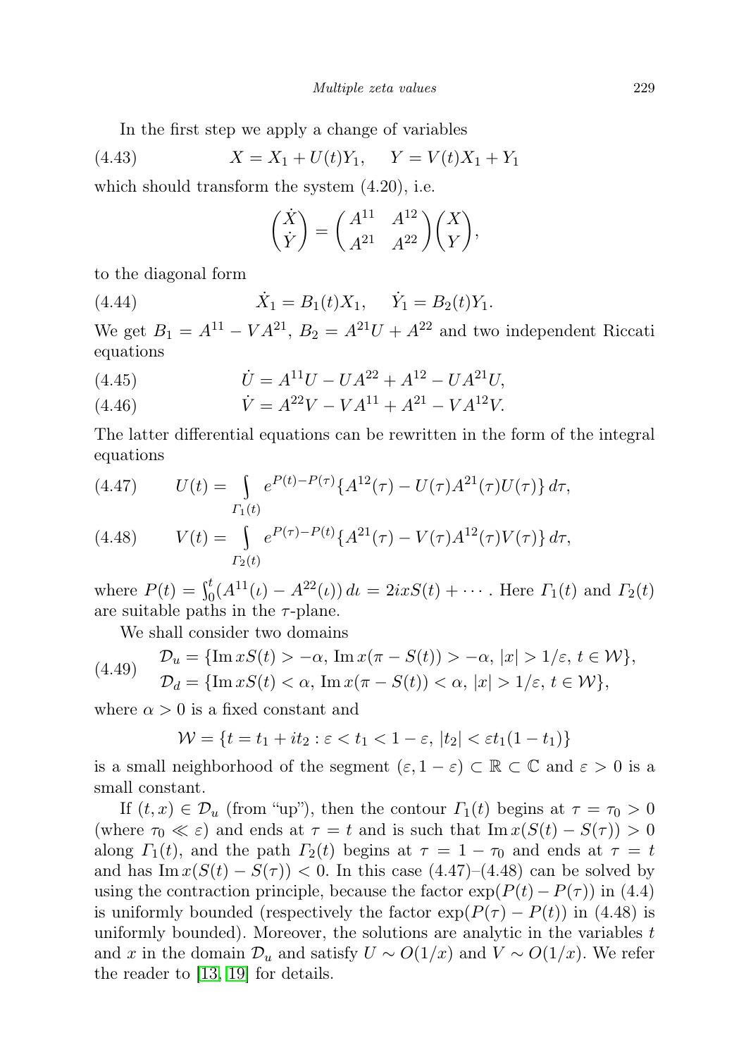In the first step we apply a change of variables

$$X = X_1 + U(t)Y_1, \quad Y = V(t)X_1 + Y_1 \tag{4.43}$$

which should transform the system (4.20), i.e.

$$\begin{pmatrix} \dot{X} \\ \dot{Y} \end{pmatrix} = \begin{pmatrix} A^{11} & A^{12} \\ A^{21} & A^{22} \end{pmatrix} \begin{pmatrix} X \\ Y \end{pmatrix},$$

to the diagonal form

$$\dot{X}_1 = B_1(t)X_1, \quad \dot{Y}_1 = B_2(t)Y_1. \tag{4.44}$$

We get $B_1 = A^{11} - VA^{21}$, $B_2 = A^{21}U + A^{22}$ and two independent Riccati equations

$$\dot{U} = A^{11}U - UA^{22} + A^{12} - UA^{21}U, \tag{4.45}$$

$$\dot{V} = A^{22}V - VA^{11} + A^{21} - VA^{12}V. \tag{4.46}$$

The latter differential equations can be rewritten in the form of the integral equations

$$U(t) = \int_{\Gamma_1(t)} e^{P(t)-P(\tau)}\{A^{12}(\tau) - U(\tau)A^{21}(\tau)U(\tau)\}\,d\tau, \tag{4.47}$$

$$V(t) = \int_{\Gamma_2(t)} e^{P(\tau)-P(t)}\{A^{21}(\tau) - V(\tau)A^{12}(\tau)V(\tau)\}\,d\tau, \tag{4.48}$$

where $P(t) = \int_0^t (A^{11}(\iota) - A^{22}(\iota))\,d\iota = 2ixS(t) + \cdots$. Here $\Gamma_1(t)$ and $\Gamma_2(t)$ are suitable paths in the $\tau$-plane.

We shall consider two domains

$$\begin{aligned} \mathcal{D}_u &= \{\operatorname{Im} xS(t) > -\alpha,\ \operatorname{Im} x(\pi - S(t)) > -\alpha,\ |x| > 1/\varepsilon,\ t \in \mathcal{W}\}, \\ \mathcal{D}_d &= \{\operatorname{Im} xS(t) < \alpha,\ \operatorname{Im} x(\pi - S(t)) < \alpha,\ |x| > 1/\varepsilon,\ t \in \mathcal{W}\}, \end{aligned} \tag{4.49}$$

where $\alpha > 0$ is a fixed constant and

$$\mathcal{W} = \{t = t_1 + it_2 : \varepsilon < t_1 < 1 - \varepsilon,\ |t_2| < \varepsilon t_1(1 - t_1)\}$$

is a small neighborhood of the segment $(\varepsilon, 1 - \varepsilon) \subset \mathbb{R} \subset \mathbb{C}$ and $\varepsilon > 0$ is a small constant.

If $(t, x) \in \mathcal{D}_u$ (from "up"), then the contour $\Gamma_1(t)$ begins at $\tau = \tau_0 > 0$ (where $\tau_0 \ll \varepsilon$) and ends at $\tau = t$ and is such that $\operatorname{Im} x(S(t) - S(\tau)) > 0$ along $\Gamma_1(t)$, and the path $\Gamma_2(t)$ begins at $\tau = 1 - \tau_0$ and ends at $\tau = t$ and has $\operatorname{Im} x(S(t) - S(\tau)) < 0$. In this case (4.47)–(4.48) can be solved by using the contraction principle, because the factor $\exp(P(t) - P(\tau))$ in (4.4) is uniformly bounded (respectively the factor $\exp(P(\tau) - P(t))$ in (4.48) is uniformly bounded). Moreover, the solutions are analytic in the variables $t$ and $x$ in the domain $\mathcal{D}_u$ and satisfy $U \sim O(1/x)$ and $V \sim O(1/x)$. We refer the reader to [13, 19] for details.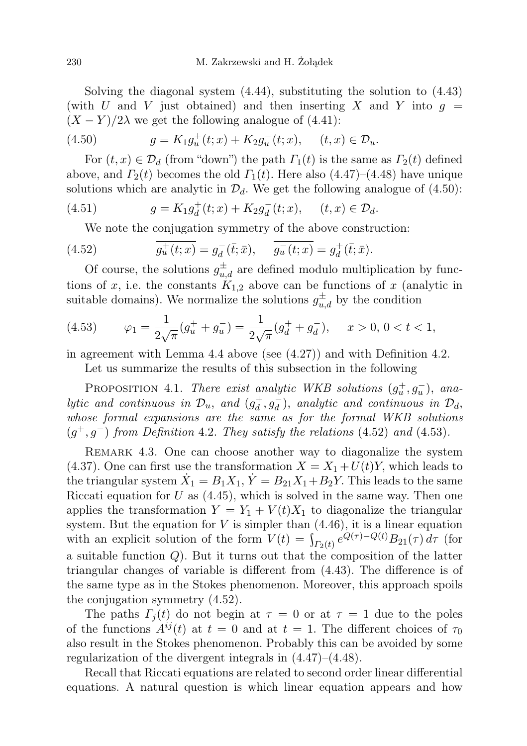Solving the diagonal system (4.44), substituting the solution to (4.43) (with $U$ and $V$ just obtained) and then inserting $X$ and $Y$ into $g = (X-Y)/2\lambda$ we get the following analogue of (4.41):

$$g = K_1 g_u^+(t;x) + K_2 g_u^-(t;x), \quad (t,x) \in \mathcal{D}_u. \tag{4.50}$$

For $(t,x) \in \mathcal{D}_d$ (from "down") the path $\Gamma_1(t)$ is the same as $\Gamma_2(t)$ defined above, and $\Gamma_2(t)$ becomes the old $\Gamma_1(t)$. Here also (4.47)–(4.48) have unique solutions which are analytic in $\mathcal{D}_d$. We get the following analogue of (4.50):

$$g = K_1 g_d^+(t;x) + K_2 g_d^-(t;x), \quad (t,x) \in \mathcal{D}_d. \tag{4.51}$$

We note the conjugation symmetry of the above construction:

$$\overline{g_u^+(t;x)} = g_d^-(\bar{t};\bar{x}), \quad \overline{g_u^-(t;x)} = g_d^+(\bar{t};\bar{x}). \tag{4.52}$$

Of course, the solutions $g_{u,d}^{\pm}$ are defined modulo multiplication by functions of $x$, i.e. the constants $K_{1,2}$ above can be functions of $x$ (analytic in suitable domains). We normalize the solutions $g_{u,d}^{\pm}$ by the condition

$$\varphi_1 = \frac{1}{2\sqrt{\pi}}(g_u^+ + g_u^-) = \frac{1}{2\sqrt{\pi}}(g_d^+ + g_d^-), \quad x > 0,\ 0 < t < 1, \tag{4.53}$$

in agreement with Lemma 4.4 above (see (4.27)) and with Definition 4.2.

Let us summarize the results of this subsection in the following

Proposition 4.1. *There exist analytic WKB solutions $(g_u^+, g_u^-)$, analytic and continuous in $\mathcal{D}_u$, and $(g_d^+, g_d^-)$, analytic and continuous in $\mathcal{D}_d$, whose formal expansions are the same as for the formal WKB solutions $(g^+, g^-)$ from Definition* 4.2. *They satisfy the relations* (4.52) *and* (4.53).

Remark 4.3. One can choose another way to diagonalize the system (4.37). One can first use the transformation $X = X_1 + U(t)Y$, which leads to the triangular system $\dot{X}_1 = B_1 X_1$, $\dot{Y} = B_{21}X_1 + B_2 Y$. This leads to the same Riccati equation for $U$ as (4.45), which is solved in the same way. Then one applies the transformation $Y = Y_1 + V(t)X_1$ to diagonalize the triangular system. But the equation for $V$ is simpler than (4.46), it is a linear equation with an explicit solution of the form $V(t) = \int_{\Gamma_2(t)} e^{Q(\tau)-Q(t)} B_{21}(\tau)\, d\tau$ (for a suitable function $Q$). But it turns out that the composition of the latter triangular changes of variable is different from (4.43). The difference is of the same type as in the Stokes phenomenon. Moreover, this approach spoils the conjugation symmetry (4.52).

The paths $\Gamma_j(t)$ do not begin at $\tau = 0$ or at $\tau = 1$ due to the poles of the functions $A^{ij}(t)$ at $t = 0$ and at $t = 1$. The different choices of $\tau_0$ also result in the Stokes phenomenon. Probably this can be avoided by some regularization of the divergent integrals in (4.47)–(4.48).

Recall that Riccati equations are related to second order linear differential equations. A natural question is which linear equation appears and how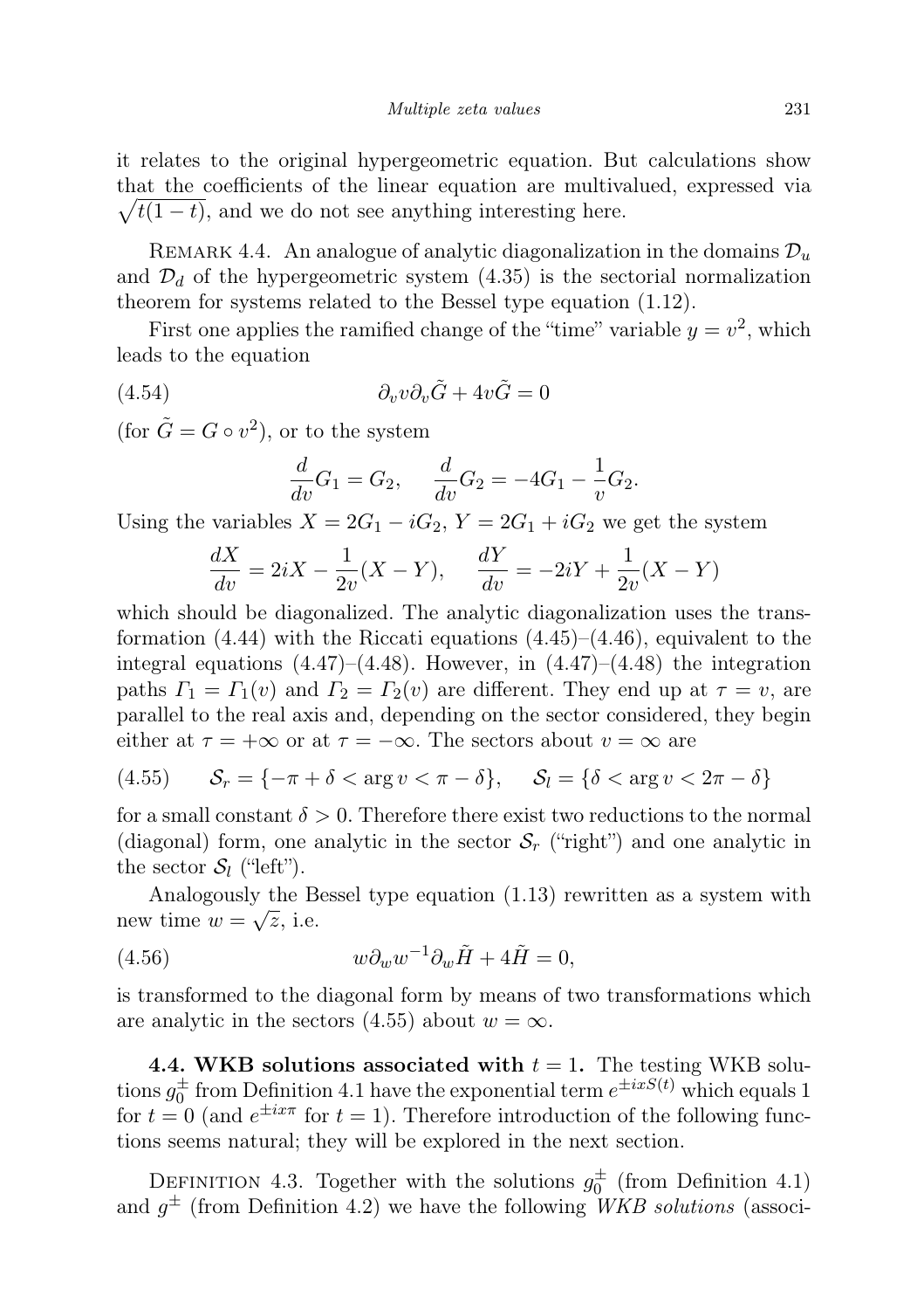it relates to the original hypergeometric equation. But calculations show that the coefficients of the linear equation are multivalued, expressed via $\sqrt{t(1-t)}$, and we do not see anything interesting here.

REMARK 4.4. An analogue of analytic diagonalization in the domains $\mathcal{D}_u$ and $\mathcal{D}_d$ of the hypergeometric system (4.35) is the sectorial normalization theorem for systems related to the Bessel type equation (1.12).

First one applies the ramified change of the "time" variable $y = v^2$, which leads to the equation

$$\partial_v v \partial_v \tilde{G} + 4v\tilde{G} = 0 \tag{4.54}$$

(for $\tilde{G} = G \circ v^2$), or to the system

$$\frac{d}{dv} G_1 = G_2, \quad \frac{d}{dv} G_2 = -4G_1 - \frac{1}{v} G_2.$$

Using the variables $X = 2G_1 - iG_2$, $Y = 2G_1 + iG_2$ we get the system

$$\frac{dX}{dv} = 2iX - \frac{1}{2v}(X - Y), \quad \frac{dY}{dv} = -2iY + \frac{1}{2v}(X - Y)$$

which should be diagonalized. The analytic diagonalization uses the transformation (4.44) with the Riccati equations (4.45)–(4.46), equivalent to the integral equations (4.47)–(4.48). However, in (4.47)–(4.48) the integration paths $\Gamma_1 = \Gamma_1(v)$ and $\Gamma_2 = \Gamma_2(v)$ are different. They end up at $\tau = v$, are parallel to the real axis and, depending on the sector considered, they begin either at $\tau = +\infty$ or at $\tau = -\infty$. The sectors about $v = \infty$ are

$$\mathcal{S}_r = \{-\pi + \delta < \arg v < \pi - \delta\}, \quad \mathcal{S}_l = \{\delta < \arg v < 2\pi - \delta\} \tag{4.55}$$

for a small constant $\delta > 0$. Therefore there exist two reductions to the normal (diagonal) form, one analytic in the sector $\mathcal{S}_r$ ("right") and one analytic in the sector $\mathcal{S}_l$ ("left").

Analogously the Bessel type equation (1.13) rewritten as a system with new time $w = \sqrt{z}$, i.e.

$$w \partial_w w^{-1} \partial_w \tilde{H} + 4\tilde{H} = 0, \tag{4.56}$$

is transformed to the diagonal form by means of two transformations which are analytic in the sectors (4.55) about $w = \infty$.

**4.4. WKB solutions associated with $t = 1$.** The testing WKB solutions $g_0^{\pm}$ from Definition 4.1 have the exponential term $e^{\pm ixS(t)}$ which equals 1 for $t = 0$ (and $e^{\pm ix\pi}$ for $t = 1$). Therefore introduction of the following functions seems natural; they will be explored in the next section.

DEFINITION 4.3. Together with the solutions $g_0^{\pm}$ (from Definition 4.1) and $g^{\pm}$ (from Definition 4.2) we have the following *WKB solutions* (associ-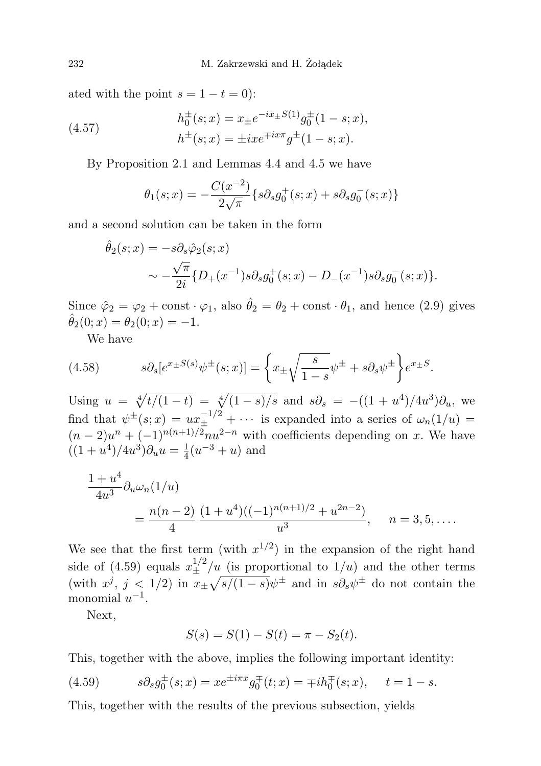ated with the point $s = 1 - t = 0$):

$$
\begin{aligned}
h_0^{\pm}(s;x) &= x_{\pm} e^{-ix_{\pm}S(1)} g_0^{\pm}(1-s;x), \\
h^{\pm}(s;x) &= \pm ix e^{\mp ix\pi} g^{\pm}(1-s;x).
\end{aligned} \tag{4.57}
$$

By Proposition 2.1 and Lemmas 4.4 and 4.5 we have

$$
\theta_1(s;x) = -\frac{C(x^{-2})}{2\sqrt{\pi}}\{s\partial_s g_0^+(s;x) + s\partial_s g_0^-(s;x)\}
$$

and a second solution can be taken in the form

$$
\begin{aligned}
\hat{\theta}_2(s;x) &= -s\partial_s \hat{\varphi}_2(s;x) \\
&\sim -\frac{\sqrt{\pi}}{2i}\{D_+(x^{-1}) s\partial_s g_0^+(s;x) - D_-(x^{-1}) s\partial_s g_0^-(s;x)\}.
\end{aligned}
$$

Since $\hat{\varphi}_2 = \varphi_2 + \text{const} \cdot \varphi_1$, also $\hat{\theta}_2 = \theta_2 + \text{const} \cdot \theta_1$, and hence (2.9) gives $\hat{\theta}_2(0;x) = \theta_2(0;x) = -1$.

We have

$$
s\partial_s[e^{x_{\pm}S(s)}\psi^{\pm}(s;x)] = \left\{x_{\pm}\sqrt{\frac{s}{1-s}}\psi^{\pm} + s\partial_s\psi^{\pm}\right\}e^{x_{\pm}S}. \tag{4.58}
$$

Using $u = \sqrt[4]{t/(1-t)} = \sqrt[4]{(1-s)/s}$ and $s\partial_s = -((1+u^4)/4u^3)\partial_u$, we find that $\psi^{\pm}(s;x) = ux_{\pm}^{-1/2} + \cdots$ is expanded into a series of $\omega_n(1/u) = (n-2)u^n + (-1)^{n(n+1)/2} nu^{2-n}$ with coefficients depending on $x$. We have $((1+u^4)/4u^3)\partial_u u = \frac{1}{4}(u^{-3} + u)$ and

$$
\begin{aligned}
&\frac{1+u^4}{4u^3}\partial_u \omega_n(1/u) \\
&\qquad = \frac{n(n-2)}{4}\,\frac{(1+u^4)((-1)^{n(n+1)/2} + u^{2n-2})}{u^3}, \qquad n = 3, 5, \ldots.
\end{aligned}
$$

We see that the first term (with $x^{1/2}$) in the expansion of the right hand side of (4.59) equals $x_{\pm}^{1/2}/u$ (is proportional to $1/u$) and the other terms (with $x^j$, $j < 1/2$) in $x_{\pm}\sqrt{s/(1-s)}\psi^{\pm}$ and in $s\partial_s\psi^{\pm}$ do not contain the monomial $u^{-1}$.

Next,

$$
S(s) = S(1) - S(t) = \pi - S_2(t).
$$

This, together with the above, implies the following important identity:

$$
s\partial_s g_0^{\pm}(s;x) = xe^{\pm i\pi x} g_0^{\mp}(t;x) = \mp ih_0^{\mp}(s;x), \qquad t = 1-s. \tag{4.59}
$$

This, together with the results of the previous subsection, yields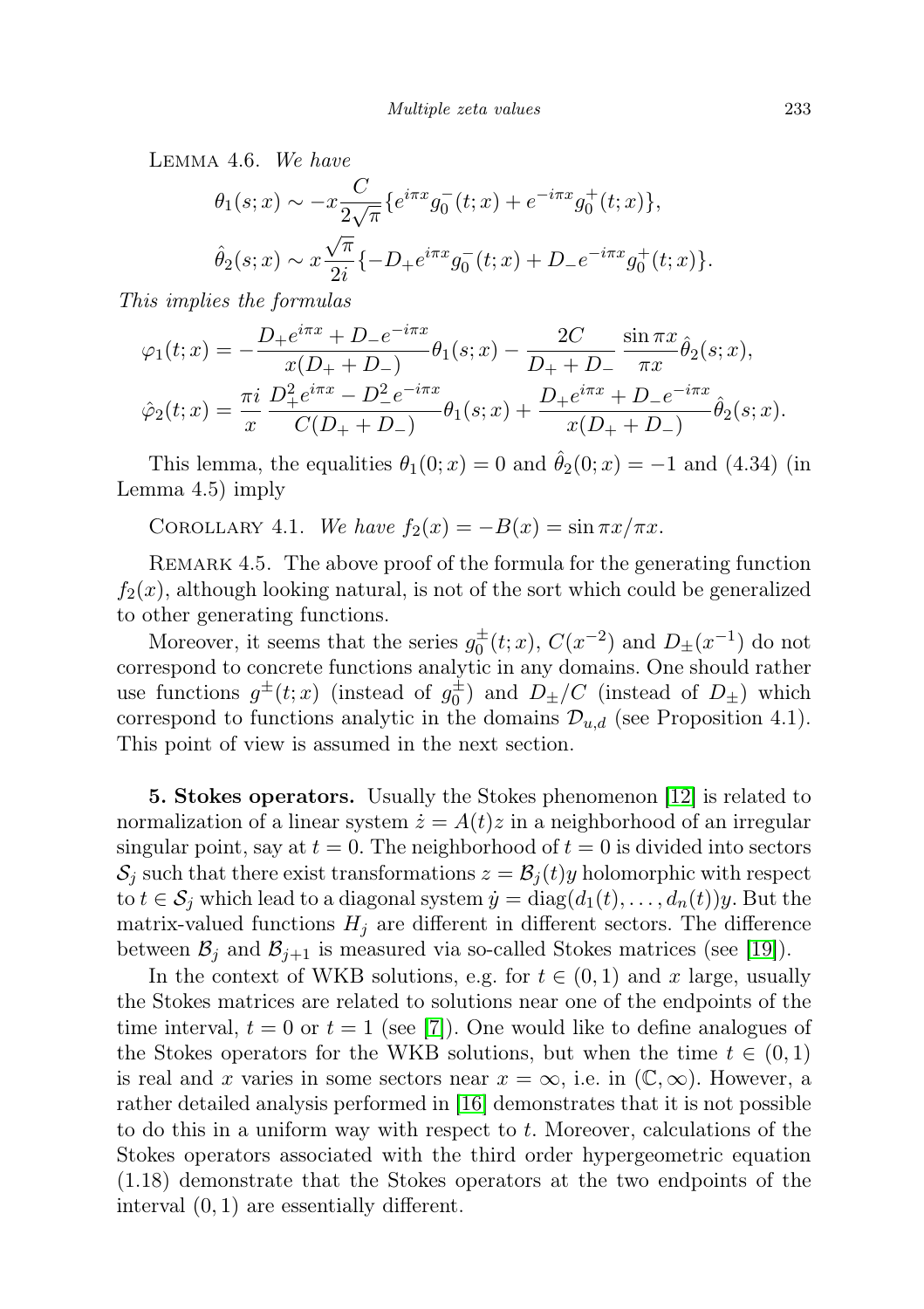LEMMA 4.6. *We have*

$$\theta_1(s;x) \sim -x\frac{C}{2\sqrt{\pi}}\{e^{i\pi x}g_0^-(t;x) + e^{-i\pi x}g_0^+(t;x)\},$$

$$\hat{\theta}_2(s;x) \sim x\frac{\sqrt{\pi}}{2i}\{-D_+e^{i\pi x}g_0^-(t;x) + D_-e^{-i\pi x}g_0^+(t;x)\}.$$

*This implies the formulas*

$$\varphi_1(t;x) = -\frac{D_+e^{i\pi x} + D_-e^{-i\pi x}}{x(D_+ + D_-)}\theta_1(s;x) - \frac{2C}{D_+ + D_-}\frac{\sin \pi x}{\pi x}\hat{\theta}_2(s;x),$$

$$\hat{\varphi}_2(t;x) = \frac{\pi i}{x}\frac{D_+^2e^{i\pi x} - D_-^2e^{-i\pi x}}{C(D_+ + D_-)}\theta_1(s;x) + \frac{D_+e^{i\pi x} + D_-e^{-i\pi x}}{x(D_+ + D_-)}\hat{\theta}_2(s;x).$$

This lemma, the equalities $\theta_1(0;x) = 0$ and $\hat{\theta}_2(0;x) = -1$ and (4.34) (in Lemma 4.5) imply

COROLLARY 4.1. *We have* $f_2(x) = -B(x) = \sin \pi x/\pi x$.

REMARK 4.5. The above proof of the formula for the generating function $f_2(x)$, although looking natural, is not of the sort which could be generalized to other generating functions.

Moreover, it seems that the series $g_0^{\pm}(t;x)$, $C(x^{-2})$ and $D_{\pm}(x^{-1})$ do not correspond to concrete functions analytic in any domains. One should rather use functions $g^{\pm}(t;x)$ (instead of $g_0^{\pm}$) and $D_{\pm}/C$ (instead of $D_{\pm}$) which correspond to functions analytic in the domains $\mathcal{D}_{u,d}$ (see Proposition 4.1). This point of view is assumed in the next section.

**5. Stokes operators.** Usually the Stokes phenomenon [12] is related to normalization of a linear system $\dot{z} = A(t)z$ in a neighborhood of an irregular singular point, say at $t = 0$. The neighborhood of $t = 0$ is divided into sectors $\mathcal{S}_j$ such that there exist transformations $z = \mathcal{B}_j(t)y$ holomorphic with respect to $t \in \mathcal{S}_j$ which lead to a diagonal system $\dot{y} = \mathrm{diag}(d_1(t), \dots, d_n(t))y$. But the matrix-valued functions $H_j$ are different in different sectors. The difference between $\mathcal{B}_j$ and $\mathcal{B}_{j+1}$ is measured via so-called Stokes matrices (see [19]).

In the context of WKB solutions, e.g. for $t \in (0,1)$ and $x$ large, usually the Stokes matrices are related to solutions near one of the endpoints of the time interval, $t = 0$ or $t = 1$ (see [7]). One would like to define analogues of the Stokes operators for the WKB solutions, but when the time $t \in (0,1)$ is real and $x$ varies in some sectors near $x = \infty$, i.e. in $(\mathbb{C}, \infty)$. However, a rather detailed analysis performed in [16] demonstrates that it is not possible to do this in a uniform way with respect to $t$. Moreover, calculations of the Stokes operators associated with the third order hypergeometric equation (1.18) demonstrate that the Stokes operators at the two endpoints of the interval $(0,1)$ are essentially different.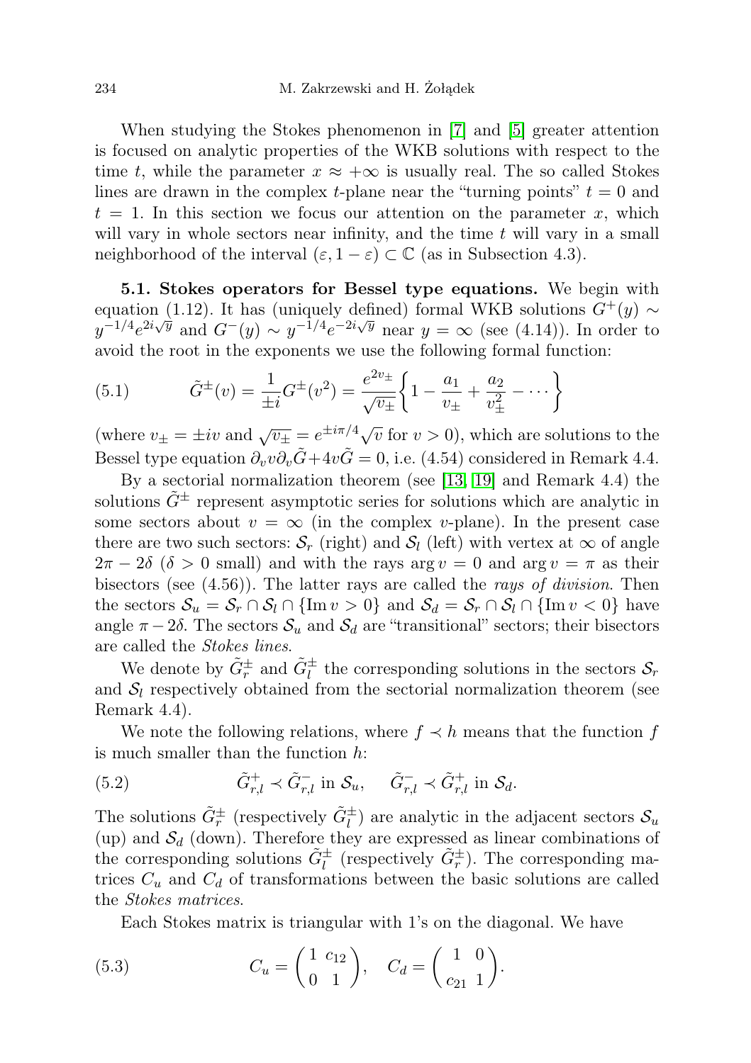When studying the Stokes phenomenon in [7] and [5] greater attention is focused on analytic properties of the WKB solutions with respect to the time $t$, while the parameter $x \approx +\infty$ is usually real. The so called Stokes lines are drawn in the complex $t$-plane near the "turning points" $t = 0$ and $t = 1$. In this section we focus our attention on the parameter $x$, which will vary in whole sectors near infinity, and the time $t$ will vary in a small neighborhood of the interval $(\varepsilon, 1-\varepsilon) \subset \mathbb{C}$ (as in Subsection 4.3).

**5.1. Stokes operators for Bessel type equations.** We begin with equation (1.12). It has (uniquely defined) formal WKB solutions $G^+(y) \sim y^{-1/4}e^{2i\sqrt{y}}$ and $G^-(y) \sim y^{-1/4}e^{-2i\sqrt{y}}$ near $y = \infty$ (see (4.14)). In order to avoid the root in the exponents we use the following formal function:

$$
\tilde{G}^{\pm}(v) = \frac{1}{\pm i} G^{\pm}(v^2) = \frac{e^{2v_{\pm}}}{\sqrt{v_{\pm}}} \left\{ 1 - \frac{a_1}{v_{\pm}} + \frac{a_2}{v_{\pm}^2} - \cdots \right\} \tag{5.1}
$$

(where $v_{\pm} = \pm iv$ and $\sqrt{v_{\pm}} = e^{\pm i\pi/4}\sqrt{v}$ for $v > 0$), which are solutions to the Bessel type equation $\partial_v v \partial_v \tilde{G} + 4v\tilde{G} = 0$, i.e. (4.54) considered in Remark 4.4.

By a sectorial normalization theorem (see [13, 19] and Remark 4.4) the solutions $\tilde{G}^{\pm}$ represent asymptotic series for solutions which are analytic in some sectors about $v = \infty$ (in the complex $v$-plane). In the present case there are two such sectors: $\mathcal{S}_r$ (right) and $\mathcal{S}_l$ (left) with vertex at $\infty$ of angle $2\pi - 2\delta$ ($\delta > 0$ small) and with the rays $\arg v = 0$ and $\arg v = \pi$ as their bisectors (see (4.56)). The latter rays are called the *rays of division*. Then the sectors $\mathcal{S}_u = \mathcal{S}_r \cap \mathcal{S}_l \cap \{\operatorname{Im} v > 0\}$ and $\mathcal{S}_d = \mathcal{S}_r \cap \mathcal{S}_l \cap \{\operatorname{Im} v < 0\}$ have angle $\pi - 2\delta$. The sectors $\mathcal{S}_u$ and $\mathcal{S}_d$ are "transitional" sectors; their bisectors are called the *Stokes lines*.

We denote by $\tilde{G}_r^{\pm}$ and $\tilde{G}_l^{\pm}$ the corresponding solutions in the sectors $\mathcal{S}_r$ and $\mathcal{S}_l$ respectively obtained from the sectorial normalization theorem (see Remark 4.4).

We note the following relations, where $f \prec h$ means that the function $f$ is much smaller than the function $h$:

$$
\tilde{G}_{r,l}^{+} \prec \tilde{G}_{r,l}^{-} \text{ in } \mathcal{S}_u, \qquad \tilde{G}_{r,l}^{-} \prec \tilde{G}_{r,l}^{+} \text{ in } \mathcal{S}_d. \tag{5.2}
$$

The solutions $\tilde{G}_r^{\pm}$ (respectively $\tilde{G}_l^{\pm}$) are analytic in the adjacent sectors $\mathcal{S}_u$ (up) and $\mathcal{S}_d$ (down). Therefore they are expressed as linear combinations of the corresponding solutions $\tilde{G}_l^{\pm}$ (respectively $\tilde{G}_r^{\pm}$). The corresponding matrices $C_u$ and $C_d$ of transformations between the basic solutions are called the *Stokes matrices*.

Each Stokes matrix is triangular with 1's on the diagonal. We have

$$
C_u = \begin{pmatrix} 1 & c_{12} \\ 0 & 1 \end{pmatrix}, \quad C_d = \begin{pmatrix} 1 & 0 \\ c_{21} & 1 \end{pmatrix}. \tag{5.3}
$$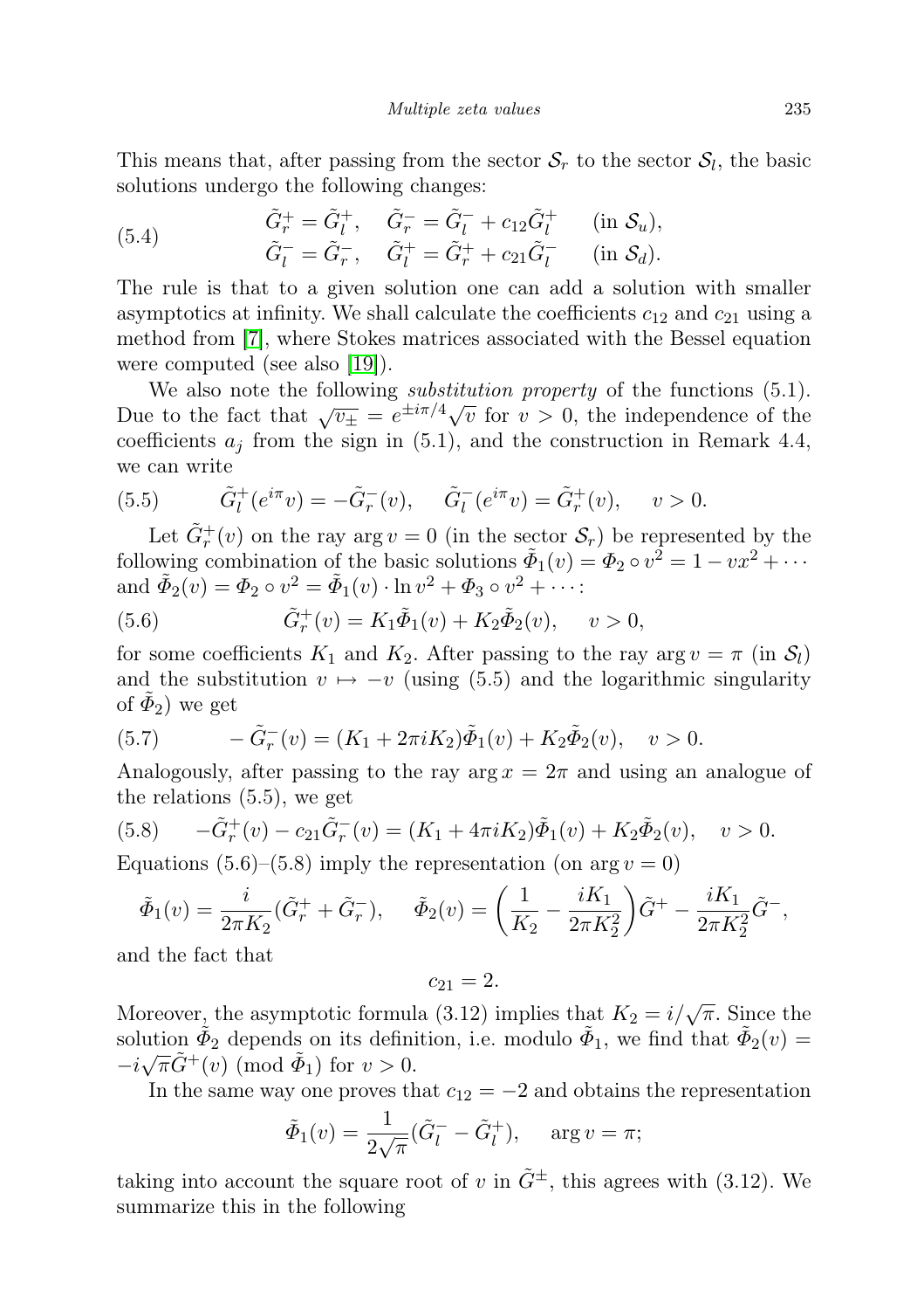This means that, after passing from the sector $\mathcal{S}_r$ to the sector $\mathcal{S}_l$, the basic solutions undergo the following changes:

$$
\begin{aligned}
&\tilde{G}_r^+ = \tilde{G}_l^+, \quad \tilde{G}_r^- = \tilde{G}_l^- + c_{12}\tilde{G}_l^+ \qquad (\text{in } \mathcal{S}_u),\\
&\tilde{G}_l^- = \tilde{G}_r^-, \quad \tilde{G}_l^+ = \tilde{G}_r^+ + c_{21}\tilde{G}_l^- \qquad (\text{in } \mathcal{S}_d).
\end{aligned}
\tag{5.4}
$$

The rule is that to a given solution one can add a solution with smaller asymptotics at infinity. We shall calculate the coefficients $c_{12}$ and $c_{21}$ using a method from [7], where Stokes matrices associated with the Bessel equation were computed (see also [19]).

We also note the following *substitution property* of the functions (5.1). Due to the fact that $\sqrt{v_\pm} = e^{\pm i\pi/4}\sqrt{v}$ for $v > 0$, the independence of the coefficients $a_j$ from the sign in (5.1), and the construction in Remark 4.4, we can write

$$
\tilde{G}_l^+(e^{i\pi}v) = -\tilde{G}_r^-(v), \qquad \tilde{G}_l^-(e^{i\pi}v) = \tilde{G}_r^+(v), \qquad v > 0. \tag{5.5}
$$

Let $\tilde{G}_r^+(v)$ on the ray $\arg v = 0$ (in the sector $\mathcal{S}_r$) be represented by the following combination of the basic solutions $\tilde{\Phi}_1(v) = \Phi_2 \circ v^2 = 1 - vx^2 + \cdots$ and $\tilde{\Phi}_2(v) = \Phi_2 \circ v^2 = \tilde{\Phi}_1(v)\cdot \ln v^2 + \Phi_3 \circ v^2 + \cdots$:

$$
\tilde{G}_r^+(v) = K_1\tilde{\Phi}_1(v) + K_2\tilde{\Phi}_2(v), \qquad v > 0, \tag{5.6}
$$

for some coefficients $K_1$ and $K_2$. After passing to the ray $\arg v = \pi$ (in $\mathcal{S}_l$) and the substitution $v \mapsto -v$ (using (5.5) and the logarithmic singularity of $\tilde{\Phi}_2$) we get

$$
-\tilde{G}_r^-(v) = (K_1 + 2\pi i K_2)\tilde{\Phi}_1(v) + K_2\tilde{\Phi}_2(v), \quad v > 0. \tag{5.7}
$$

Analogously, after passing to the ray $\arg x = 2\pi$ and using an analogue of the relations (5.5), we get

$$
-\tilde{G}_r^+(v) - c_{21}\tilde{G}_r^-(v) = (K_1 + 4\pi i K_2)\tilde{\Phi}_1(v) + K_2\tilde{\Phi}_2(v), \quad v > 0. \tag{5.8}
$$

Equations (5.6)–(5.8) imply the representation (on $\arg v = 0$)

$$
\tilde{\Phi}_1(v) = \frac{i}{2\pi K_2}(\tilde{G}_r^+ + \tilde{G}_r^-), \qquad \tilde{\Phi}_2(v) = \left(\frac{1}{K_2} - \frac{iK_1}{2\pi K_2^2}\right)\tilde{G}^+ - \frac{iK_1}{2\pi K_2^2}\tilde{G}^-,
$$

and the fact that

$$
c_{21} = 2.
$$

Moreover, the asymptotic formula (3.12) implies that $K_2 = i/\sqrt{\pi}$. Since the solution $\tilde{\Phi}_2$ depends on its definition, i.e. modulo $\tilde{\Phi}_1$, we find that $\tilde{\Phi}_2(v) = -i\sqrt{\pi}\tilde{G}^+(v) \pmod{\tilde{\Phi}_1}$ for $v > 0$.

In the same way one proves that $c_{12} = -2$ and obtains the representation

$$
\tilde{\Phi}_1(v) = \frac{1}{2\sqrt{\pi}}(\tilde{G}_l^- - \tilde{G}_l^+), \qquad \arg v = \pi;
$$

taking into account the square root of $v$ in $\tilde{G}^\pm$, this agrees with (3.12). We summarize this in the following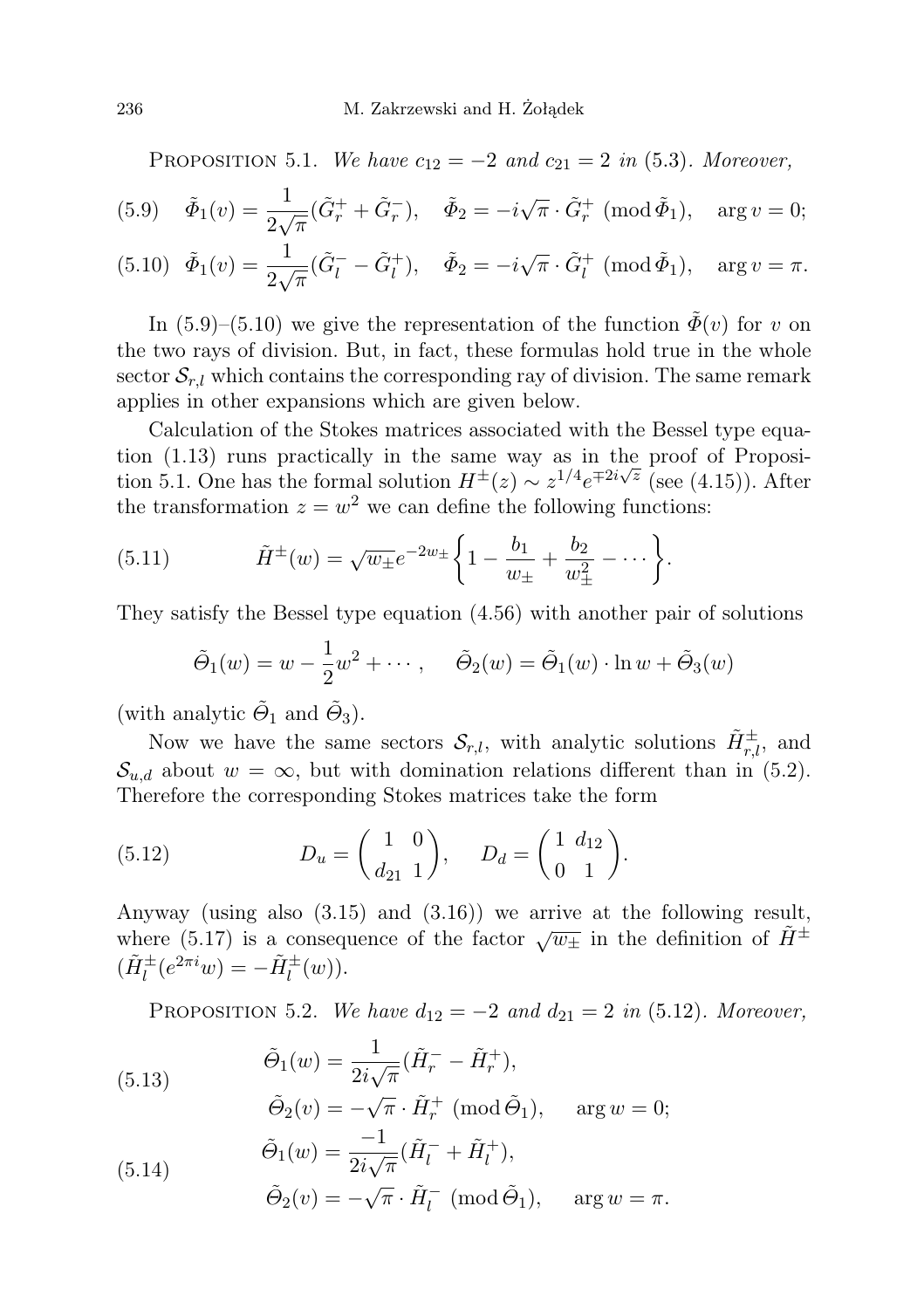PROPOSITION 5.1. *We have $c_{12} = -2$ and $c_{21} = 2$ in* (5.3). *Moreover,*

$$\tilde{\Phi}_1(v) = \frac{1}{2\sqrt{\pi}}(\tilde{G}_r^+ + \tilde{G}_r^-), \quad \tilde{\Phi}_2 = -i\sqrt{\pi}\cdot\tilde{G}_r^+ \ (\operatorname{mod}\tilde{\Phi}_1), \quad \arg v = 0; \tag{5.9}$$

$$\tilde{\Phi}_1(v) = \frac{1}{2\sqrt{\pi}}(\tilde{G}_l^- - \tilde{G}_l^+), \quad \tilde{\Phi}_2 = -i\sqrt{\pi}\cdot\tilde{G}_l^+ \ (\operatorname{mod}\tilde{\Phi}_1), \quad \arg v = \pi. \tag{5.10}$$

In (5.9)–(5.10) we give the representation of the function $\tilde{\Phi}(v)$ for $v$ on the two rays of division. But, in fact, these formulas hold true in the whole sector $\mathcal{S}_{r,l}$ which contains the corresponding ray of division. The same remark applies in other expansions which are given below.

Calculation of the Stokes matrices associated with the Bessel type equation (1.13) runs practically in the same way as in the proof of Proposition 5.1. One has the formal solution $H^{\pm}(z) \sim z^{1/4}e^{\mp 2i\sqrt{z}}$ (see (4.15)). After the transformation $z = w^2$ we can define the following functions:

$$\tilde{H}^{\pm}(w) = \sqrt{w_{\pm}}e^{-2w_{\pm}}\left\{1 - \frac{b_1}{w_{\pm}} + \frac{b_2}{w_{\pm}^2} - \cdots\right\}. \tag{5.11}$$

They satisfy the Bessel type equation (4.56) with another pair of solutions

$$\tilde{\Theta}_1(w) = w - \frac{1}{2}w^2 + \cdots, \qquad \tilde{\Theta}_2(w) = \tilde{\Theta}_1(w)\cdot\ln w + \tilde{\Theta}_3(w)$$

(with analytic $\tilde{\Theta}_1$ and $\tilde{\Theta}_3$).

Now we have the same sectors $\mathcal{S}_{r,l}$, with analytic solutions $\tilde{H}_{r,l}^{\pm}$, and $\mathcal{S}_{u,d}$ about $w = \infty$, but with domination relations different than in (5.2). Therefore the corresponding Stokes matrices take the form

$$D_u = \begin{pmatrix} 1 & 0 \\ d_{21} & 1 \end{pmatrix}, \qquad D_d = \begin{pmatrix} 1 & d_{12} \\ 0 & 1 \end{pmatrix}. \tag{5.12}$$

Anyway (using also (3.15) and (3.16)) we arrive at the following result, where (5.17) is a consequence of the factor $\sqrt{w_{\pm}}$ in the definition of $\tilde{H}^{\pm}$ ($\tilde{H}_l^{\pm}(e^{2\pi i}w) = -\tilde{H}_l^{\pm}(w)$).

PROPOSITION 5.2. *We have $d_{12} = -2$ and $d_{21} = 2$ in* (5.12). *Moreover,*

$$\begin{aligned} \tilde{\Theta}_1(w) &= \frac{1}{2i\sqrt{\pi}}(\tilde{H}_r^- - \tilde{H}_r^+), \\ \tilde{\Theta}_2(v) &= -\sqrt{\pi}\cdot\tilde{H}_r^+ \ (\operatorname{mod}\tilde{\Theta}_1), \qquad \arg w = 0; \end{aligned} \tag{5.13}$$

$$\begin{aligned} \tilde{\Theta}_1(w) &= \frac{-1}{2i\sqrt{\pi}}(\tilde{H}_l^- + \tilde{H}_l^+), \\ \tilde{\Theta}_2(v) &= -\sqrt{\pi}\cdot\tilde{H}_l^- \ (\operatorname{mod}\tilde{\Theta}_1), \qquad \arg w = \pi. \end{aligned} \tag{5.14}$$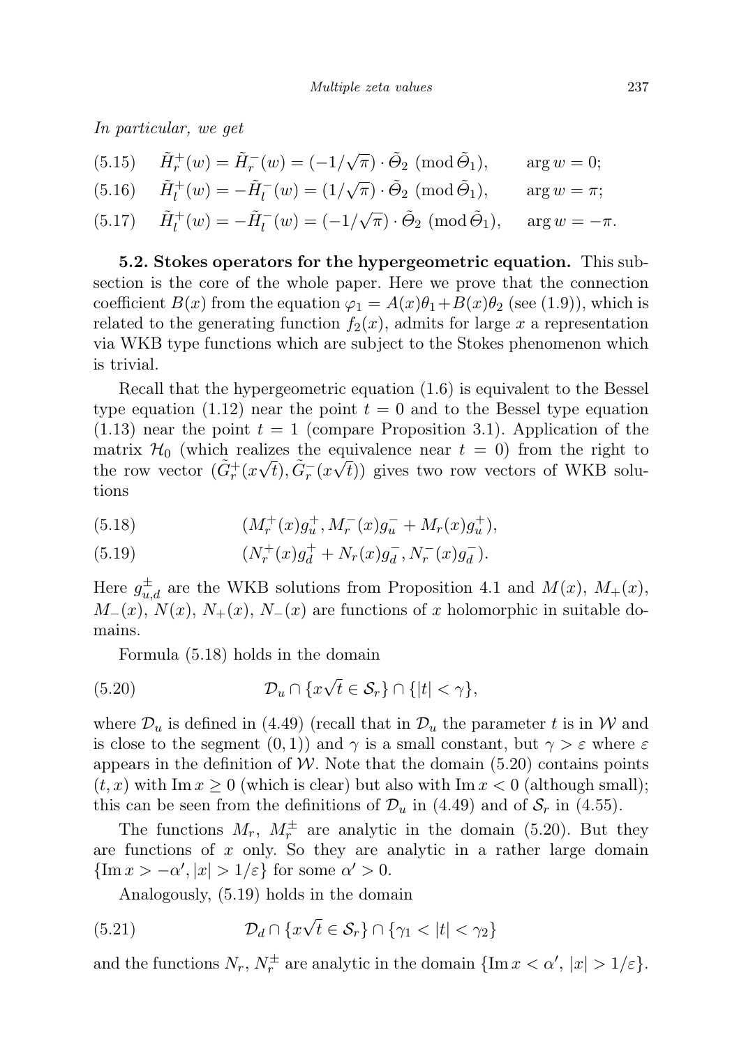*In particular, we get*

$$\tilde{H}_r^+(w) = \tilde{H}_r^-(w) = (-1/\sqrt{\pi}) \cdot \tilde{\Theta}_2 \ (\mathrm{mod}\, \tilde{\Theta}_1), \qquad \arg w = 0; \tag{5.15}$$

$$\tilde{H}_l^+(w) = -\tilde{H}_l^-(w) = (1/\sqrt{\pi}) \cdot \tilde{\Theta}_2 \ (\mathrm{mod}\, \tilde{\Theta}_1), \qquad \arg w = \pi; \tag{5.16}$$

$$\tilde{H}_l^+(w) = -\tilde{H}_l^-(w) = (-1/\sqrt{\pi}) \cdot \tilde{\Theta}_2 \ (\mathrm{mod}\, \tilde{\Theta}_1), \qquad \arg w = -\pi. \tag{5.17}$$

**5.2. Stokes operators for the hypergeometric equation.** This subsection is the core of the whole paper. Here we prove that the connection coefficient $B(x)$ from the equation $\varphi_1 = A(x)\theta_1 + B(x)\theta_2$ (see (1.9)), which is related to the generating function $f_2(x)$, admits for large $x$ a representation via WKB type functions which are subject to the Stokes phenomenon which is trivial.

Recall that the hypergeometric equation (1.6) is equivalent to the Bessel type equation (1.12) near the point $t = 0$ and to the Bessel type equation (1.13) near the point $t = 1$ (compare Proposition 3.1). Application of the matrix $\mathcal{H}_0$ (which realizes the equivalence near $t = 0$) from the right to the row vector $(\tilde{G}_r^+(x\sqrt{t}), \tilde{G}_r^-(x\sqrt{t}))$ gives two row vectors of WKB solutions

$$(M_r^+(x)g_u^+, M_r^-(x)g_u^- + M_r(x)g_u^+), \tag{5.18}$$

$$(N_r^+(x)g_d^+ + N_r(x)g_d^-, N_r^-(x)g_d^-). \tag{5.19}$$

Here $g_{u,d}^{\pm}$ are the WKB solutions from Proposition 4.1 and $M(x)$, $M_+(x)$, $M_-(x)$, $N(x)$, $N_+(x)$, $N_-(x)$ are functions of $x$ holomorphic in suitable domains.

Formula (5.18) holds in the domain

$$\mathcal{D}_u \cap \{x\sqrt{t} \in \mathcal{S}_r\} \cap \{|t| < \gamma\}, \tag{5.20}$$

where $\mathcal{D}_u$ is defined in (4.49) (recall that in $\mathcal{D}_u$ the parameter $t$ is in $\mathcal{W}$ and is close to the segment $(0, 1)$) and $\gamma$ is a small constant, but $\gamma > \varepsilon$ where $\varepsilon$ appears in the definition of $\mathcal{W}$. Note that the domain (5.20) contains points $(t, x)$ with $\mathrm{Im}\, x \geq 0$ (which is clear) but also with $\mathrm{Im}\, x < 0$ (although small); this can be seen from the definitions of $\mathcal{D}_u$ in (4.49) and of $\mathcal{S}_r$ in (4.55).

The functions $M_r$, $M_r^{\pm}$ are analytic in the domain (5.20). But they are functions of $x$ only. So they are analytic in a rather large domain $\{\mathrm{Im}\, x > -\alpha', |x| > 1/\varepsilon\}$ for some $\alpha' > 0$.

Analogously, (5.19) holds in the domain

$$\mathcal{D}_d \cap \{x\sqrt{t} \in \mathcal{S}_r\} \cap \{\gamma_1 < |t| < \gamma_2\} \tag{5.21}$$

and the functions $N_r$, $N_r^{\pm}$ are analytic in the domain $\{\mathrm{Im}\, x < \alpha', \ |x| > 1/\varepsilon\}$.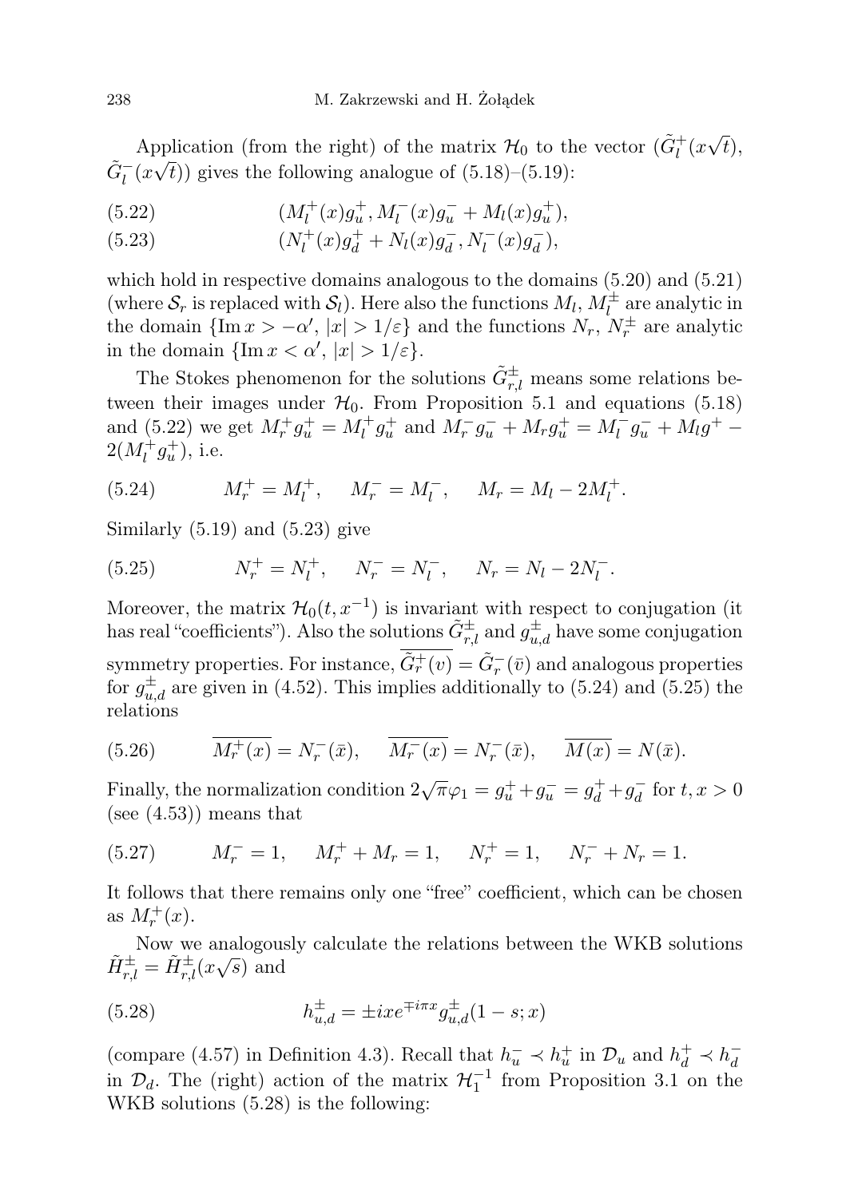Application (from the right) of the matrix $\mathcal{H}_0$ to the vector $(\tilde{G}_l^+(x\sqrt{t}), \tilde{G}_l^-(x\sqrt{t}))$ gives the following analogue of (5.18)–(5.19):

$$(M_l^+(x)g_u^+, M_l^-(x)g_u^- + M_l(x)g_u^+), \tag{5.22}$$

$$(N_l^+(x)g_d^+ + N_l(x)g_d^-, N_l^-(x)g_d^-), \tag{5.23}$$

which hold in respective domains analogous to the domains (5.20) and (5.21) (where $\mathcal{S}_r$ is replaced with $\mathcal{S}_l$). Here also the functions $M_l$, $M_l^\pm$ are analytic in the domain $\{\operatorname{Im} x > -\alpha', |x| > 1/\varepsilon\}$ and the functions $N_r$, $N_r^\pm$ are analytic in the domain $\{\operatorname{Im} x < \alpha', |x| > 1/\varepsilon\}$.

The Stokes phenomenon for the solutions $\tilde{G}_{r,l}^\pm$ means some relations between their images under $\mathcal{H}_0$. From Proposition 5.1 and equations (5.18) and (5.22) we get $M_r^+ g_u^+ = M_l^+ g_u^+$ and $M_r^- g_u^- + M_r g_u^+ = M_l^- g_u^- + M_l g^+ - 2(M_l^+ g_u^+)$, i.e.

$$M_r^+ = M_l^+, \quad M_r^- = M_l^-, \quad M_r = M_l - 2M_l^+. \tag{5.24}$$

Similarly (5.19) and (5.23) give

$$N_r^+ = N_l^+, \quad N_r^- = N_l^-, \quad N_r = N_l - 2N_l^-. \tag{5.25}$$

Moreover, the matrix $\mathcal{H}_0(t, x^{-1})$ is invariant with respect to conjugation (it has real "coefficients"). Also the solutions $\tilde{G}_{r,l}^\pm$ and $g_{u,d}^\pm$ have some conjugation symmetry properties. For instance, $\overline{\tilde{G}_r^+(v)} = \tilde{G}_r^-(\bar{v})$ and analogous properties for $g_{u,d}^\pm$ are given in (4.52). This implies additionally to (5.24) and (5.25) the relations

$$\overline{M_r^+(x)} = N_r^-(\bar{x}), \quad \overline{M_r^-(x)} = N_r^-(\bar{x}), \quad \overline{M(x)} = N(\bar{x}). \tag{5.26}$$

Finally, the normalization condition $2\sqrt{\pi}\varphi_1 = g_u^+ + g_u^- = g_d^+ + g_d^-$ for $t, x > 0$ (see (4.53)) means that

$$M_r^- = 1, \quad M_r^+ + M_r = 1, \quad N_r^+ = 1, \quad N_r^- + N_r = 1. \tag{5.27}$$

It follows that there remains only one "free" coefficient, which can be chosen as $M_r^+(x)$.

Now we analogously calculate the relations between the WKB solutions $\tilde{H}_{r,l}^\pm = \tilde{H}_{r,l}^\pm(x\sqrt{s})$ and

$$h_{u,d}^\pm = \pm ixe^{\mp i\pi x} g_{u,d}^\pm(1-s; x) \tag{5.28}$$

(compare (4.57) in Definition 4.3). Recall that $h_u^- \prec h_u^+$ in $\mathcal{D}_u$ and $h_d^+ \prec h_d^-$ in $\mathcal{D}_d$. The (right) action of the matrix $\mathcal{H}_1^{-1}$ from Proposition 3.1 on the WKB solutions (5.28) is the following: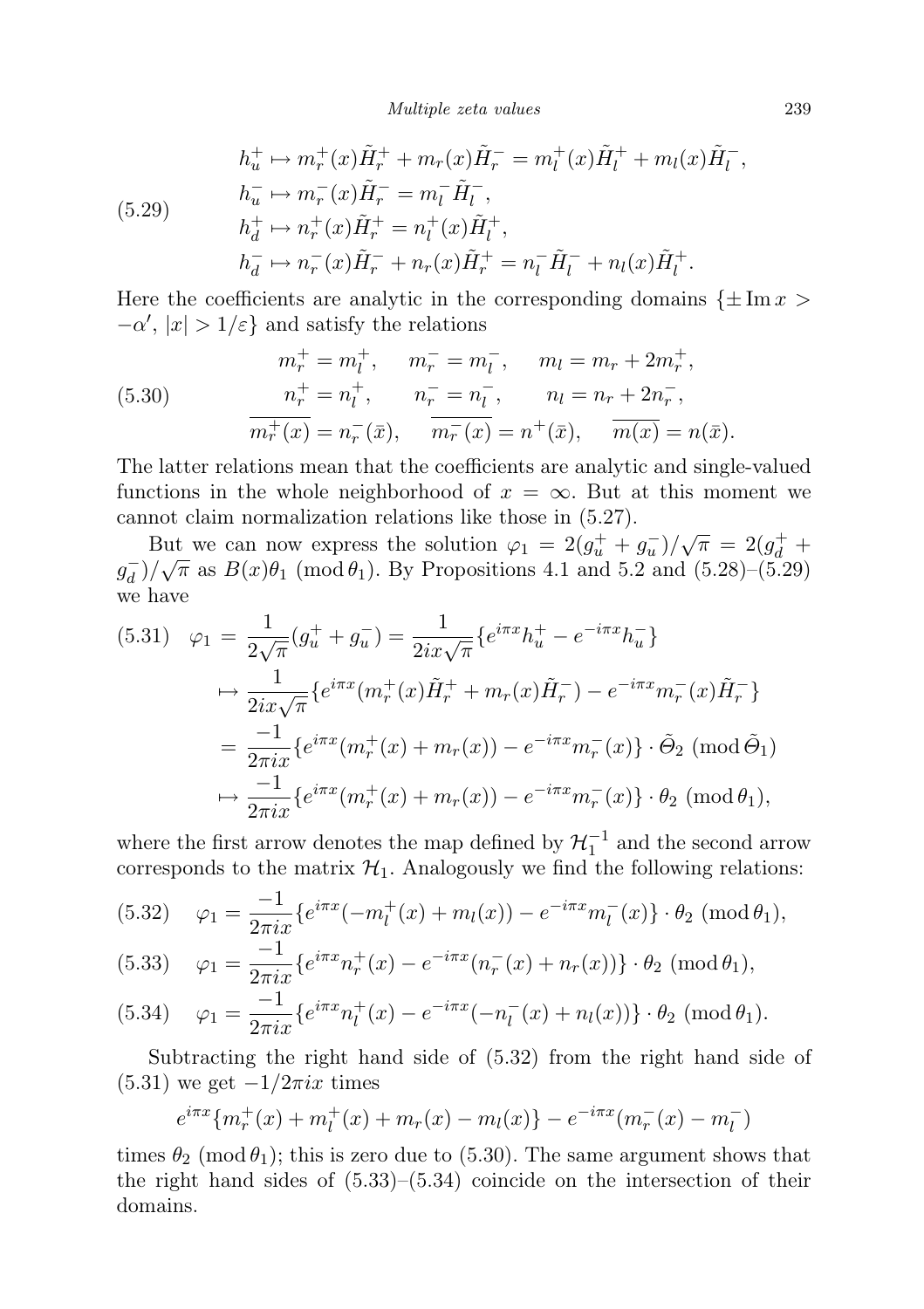$$
\tag{5.29}
\begin{aligned}
h_u^+ &\mapsto m_r^+(x)\tilde H_r^+ + m_r(x)\tilde H_r^- = m_l^+(x)\tilde H_l^+ + m_l(x)\tilde H_l^-,\\
h_u^- &\mapsto m_r^-(x)\tilde H_r^- = m_l^-\tilde H_l^-,\\
h_d^+ &\mapsto n_r^+(x)\tilde H_r^+ = n_l^+(x)\tilde H_l^+,\\
h_d^- &\mapsto n_r^-(x)\tilde H_r^- + n_r(x)\tilde H_r^+ = n_l^-\tilde H_l^- + n_l(x)\tilde H_l^+.
\end{aligned}
$$

Here the coefficients are analytic in the corresponding domains $\{\pm \operatorname{Im} x > -\alpha',\ |x| > 1/\varepsilon\}$ and satisfy the relations

$$
\tag{5.30}
\begin{gathered}
m_r^+ = m_l^+, \qquad m_r^- = m_l^-, \qquad m_l = m_r + 2m_r^+,\\
n_r^+ = n_l^+, \qquad n_r^- = n_l^-, \qquad n_l = n_r + 2n_r^-,\\
\overline{m_r^+(x)} = n_r^-(\bar x), \qquad \overline{m_r^-(x)} = n^+(\bar x), \qquad \overline{m(x)} = n(\bar x).
\end{gathered}
$$

The latter relations mean that the coefficients are analytic and single-valued functions in the whole neighborhood of $x = \infty$. But at this moment we cannot claim normalization relations like those in (5.27).

But we can now express the solution $\varphi_1 = 2(g_u^+ + g_u^-)/\sqrt{\pi} = 2(g_d^+ + g_d^-)/\sqrt{\pi}$ as $B(x)\theta_1 \pmod{\theta_1}$. By Propositions 4.1 and 5.2 and (5.28)–(5.29) we have

$$
\tag{5.31}
\begin{aligned}
\varphi_1 &= \frac{1}{2\sqrt{\pi}}(g_u^+ + g_u^-) = \frac{1}{2ix\sqrt{\pi}}\{e^{i\pi x}h_u^+ - e^{-i\pi x}h_u^-\}\\
&\mapsto \frac{1}{2ix\sqrt{\pi}}\{e^{i\pi x}(m_r^+(x)\tilde H_r^+ + m_r(x)\tilde H_r^-) - e^{-i\pi x}m_r^-(x)\tilde H_r^-\}\\
&= \frac{-1}{2\pi i x}\{e^{i\pi x}(m_r^+(x) + m_r(x)) - e^{-i\pi x}m_r^-(x)\}\cdot \tilde\Theta_2 \pmod{\tilde\Theta_1}\\
&\mapsto \frac{-1}{2\pi i x}\{e^{i\pi x}(m_r^+(x) + m_r(x)) - e^{-i\pi x}m_r^-(x)\}\cdot \theta_2 \pmod{\theta_1},
\end{aligned}
$$

where the first arrow denotes the map defined by $\mathcal{H}_1^{-1}$ and the second arrow corresponds to the matrix $\mathcal{H}_1$. Analogously we find the following relations:

$$
\tag{5.32}
\varphi_1 = \frac{-1}{2\pi i x}\{e^{i\pi x}(-m_l^+(x) + m_l(x)) - e^{-i\pi x}m_l^-(x)\}\cdot\theta_2 \pmod{\theta_1},
$$

$$
\tag{5.33}
\varphi_1 = \frac{-1}{2\pi i x}\{e^{i\pi x}n_r^+(x) - e^{-i\pi x}(n_r^-(x) + n_r(x))\}\cdot\theta_2 \pmod{\theta_1},
$$

$$
\tag{5.34}
\varphi_1 = \frac{-1}{2\pi i x}\{e^{i\pi x}n_l^+(x) - e^{-i\pi x}(-n_l^-(x) + n_l(x))\}\cdot\theta_2 \pmod{\theta_1}.
$$

Subtracting the right hand side of (5.32) from the right hand side of (5.31) we get $-1/2\pi i x$ times

$$
e^{i\pi x}\{m_r^+(x) + m_l^+(x) + m_r(x) - m_l(x)\} - e^{-i\pi x}(m_r^-(x) - m_l^-)
$$

times $\theta_2 \pmod{\theta_1}$; this is zero due to (5.30). The same argument shows that the right hand sides of (5.33)–(5.34) coincide on the intersection of their domains.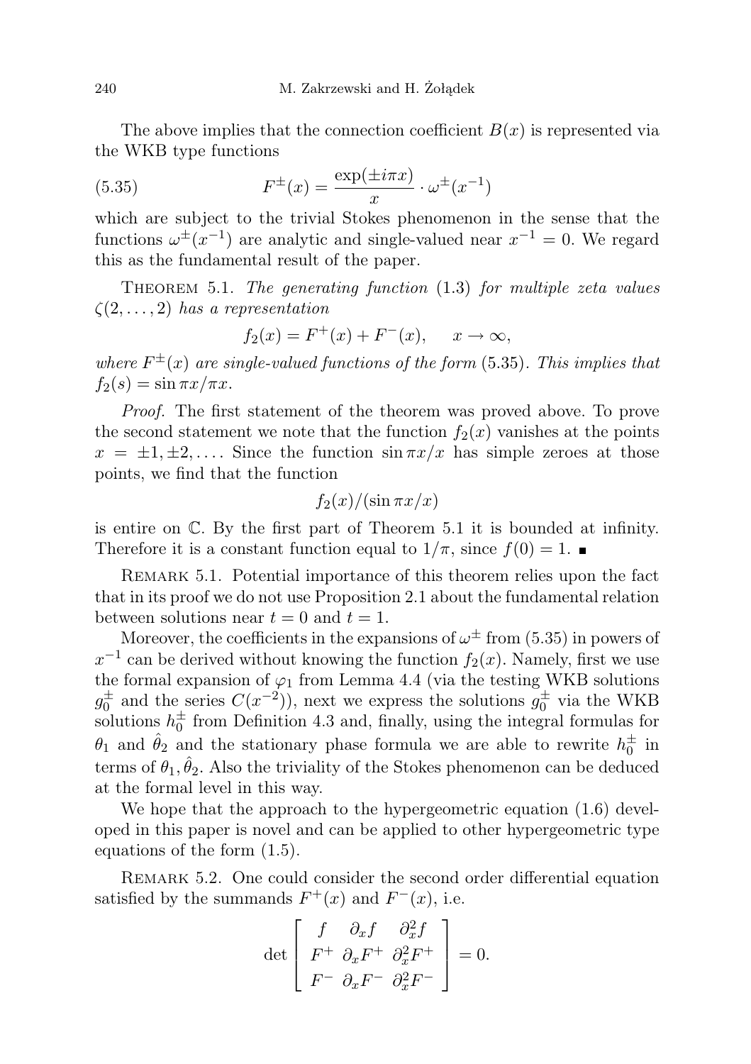The above implies that the connection coefficient $B(x)$ is represented via the WKB type functions

$$F^{\pm}(x) = \frac{\exp(\pm i\pi x)}{x} \cdot \omega^{\pm}(x^{-1}) \tag{5.35}$$

which are subject to the trivial Stokes phenomenon in the sense that the functions $\omega^{\pm}(x^{-1})$ are analytic and single-valued near $x^{-1} = 0$. We regard this as the fundamental result of the paper.

Theorem 5.1. *The generating function* (1.3) *for multiple zeta values* $\zeta(2, \ldots, 2)$ *has a representation*

$$f_2(x) = F^+(x) + F^-(x), \qquad x \to \infty,$$

*where $F^{\pm}(x)$ are single-valued functions of the form* (5.35). *This implies that* $f_2(s) = \sin \pi x / \pi x$.

*Proof.* The first statement of the theorem was proved above. To prove the second statement we note that the function $f_2(x)$ vanishes at the points $x = \pm 1, \pm 2, \ldots$. Since the function $\sin \pi x / x$ has simple zeroes at those points, we find that the function

$$f_2(x)/(\sin \pi x / x)$$

is entire on $\mathbb{C}$. By the first part of Theorem 5.1 it is bounded at infinity. Therefore it is a constant function equal to $1/\pi$, since $f(0) = 1$. ∎

Remark 5.1. Potential importance of this theorem relies upon the fact that in its proof we do not use Proposition 2.1 about the fundamental relation between solutions near $t = 0$ and $t = 1$.

Moreover, the coefficients in the expansions of $\omega^{\pm}$ from (5.35) in powers of $x^{-1}$ can be derived without knowing the function $f_2(x)$. Namely, first we use the formal expansion of $\varphi_1$ from Lemma 4.4 (via the testing WKB solutions $g_0^{\pm}$ and the series $C(x^{-2})$), next we express the solutions $g_0^{\pm}$ via the WKB solutions $h_0^{\pm}$ from Definition 4.3 and, finally, using the integral formulas for $\theta_1$ and $\hat{\theta}_2$ and the stationary phase formula we are able to rewrite $h_0^{\pm}$ in terms of $\theta_1, \hat{\theta}_2$. Also the triviality of the Stokes phenomenon can be deduced at the formal level in this way.

We hope that the approach to the hypergeometric equation (1.6) developed in this paper is novel and can be applied to other hypergeometric type equations of the form (1.5).

Remark 5.2. One could consider the second order differential equation satisfied by the summands $F^+(x)$ and $F^-(x)$, i.e.

$$\det \begin{bmatrix} f & \partial_x f & \partial_x^2 f \\ F^+ & \partial_x F^+ & \partial_x^2 F^+ \\ F^- & \partial_x F^- & \partial_x^2 F^- \end{bmatrix} = 0.$$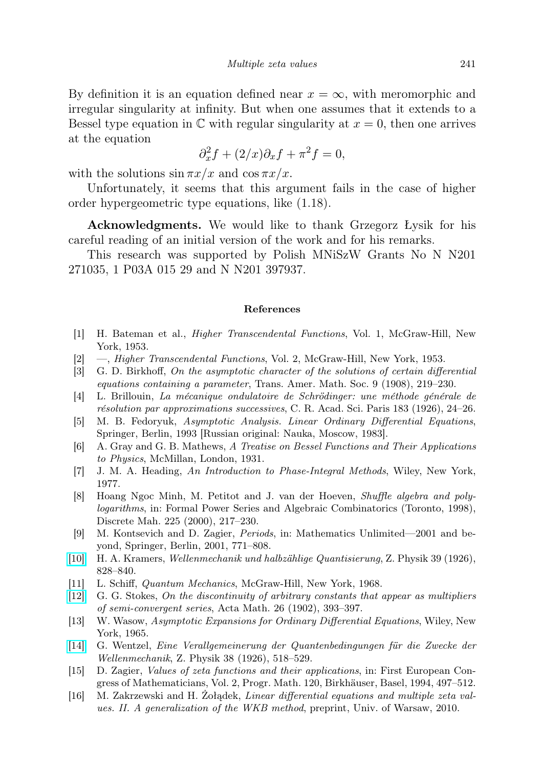By definition it is an equation defined near $x = \infty$, with meromorphic and irregular singularity at infinity. But when one assumes that it extends to a Bessel type equation in $\mathbb{C}$ with regular singularity at $x = 0$, then one arrives at the equation

$$\partial_x^2 f + (2/x)\partial_x f + \pi^2 f = 0,$$

with the solutions $\sin \pi x/x$ and $\cos \pi x/x$.

Unfortunately, it seems that this argument fails in the case of higher order hypergeometric type equations, like (1.18).

**Acknowledgments.** We would like to thank Grzegorz Łysik for his careful reading of an initial version of the work and for his remarks.

This research was supported by Polish MNiSzW Grants No N N201 271035, 1 P03A 015 29 and N N201 397937.

## References

[1] H. Bateman et al., *Higher Transcendental Functions*, Vol. 1, McGraw-Hill, New York, 1953.

[2] —, *Higher Transcendental Functions*, Vol. 2, McGraw-Hill, New York, 1953.

[3] G. D. Birkhoff, *On the asymptotic character of the solutions of certain differential equations containing a parameter*, Trans. Amer. Math. Soc. 9 (1908), 219–230.

[4] L. Brillouin, *La mécanique ondulatoire de Schrödinger: une méthode générale de résolution par approximations successives*, C. R. Acad. Sci. Paris 183 (1926), 24–26.

[5] M. B. Fedoryuk, *Asymptotic Analysis. Linear Ordinary Differential Equations*, Springer, Berlin, 1993 [Russian original: Nauka, Moscow, 1983].

[6] A. Gray and G. B. Mathews, *A Treatise on Bessel Functions and Their Applications to Physics*, McMillan, London, 1931.

[7] J. M. A. Heading, *An Introduction to Phase-Integral Methods*, Wiley, New York, 1977.

[8] Hoang Ngoc Minh, M. Petitot and J. van der Hoeven, *Shuffle algebra and polylogarithms*, in: Formal Power Series and Algebraic Combinatorics (Toronto, 1998), Discrete Mah. 225 (2000), 217–230.

[9] M. Kontsevich and D. Zagier, *Periods*, in: Mathematics Unlimited—2001 and beyond, Springer, Berlin, 2001, 771–808.

[10] H. A. Kramers, *Wellenmechanik und halbzählige Quantisierung*, Z. Physik 39 (1926), 828–840.

[11] L. Schiff, *Quantum Mechanics*, McGraw-Hill, New York, 1968.

[12] G. G. Stokes, *On the discontinuity of arbitrary constants that appear as multipliers of semi-convergent series*, Acta Math. 26 (1902), 393–397.

[13] W. Wasow, *Asymptotic Expansions for Ordinary Differential Equations*, Wiley, New York, 1965.

[14] G. Wentzel, *Eine Verallgemeinerung der Quantenbedingungen für die Zwecke der Wellenmechanik*, Z. Physik 38 (1926), 518–529.

[15] D. Zagier, *Values of zeta functions and their applications*, in: First European Congress of Mathematicians, Vol. 2, Progr. Math. 120, Birkhäuser, Basel, 1994, 497–512.

[16] M. Zakrzewski and H. Żołądek, *Linear differential equations and multiple zeta values. II. A generalization of the WKB method*, preprint, Univ. of Warsaw, 2010.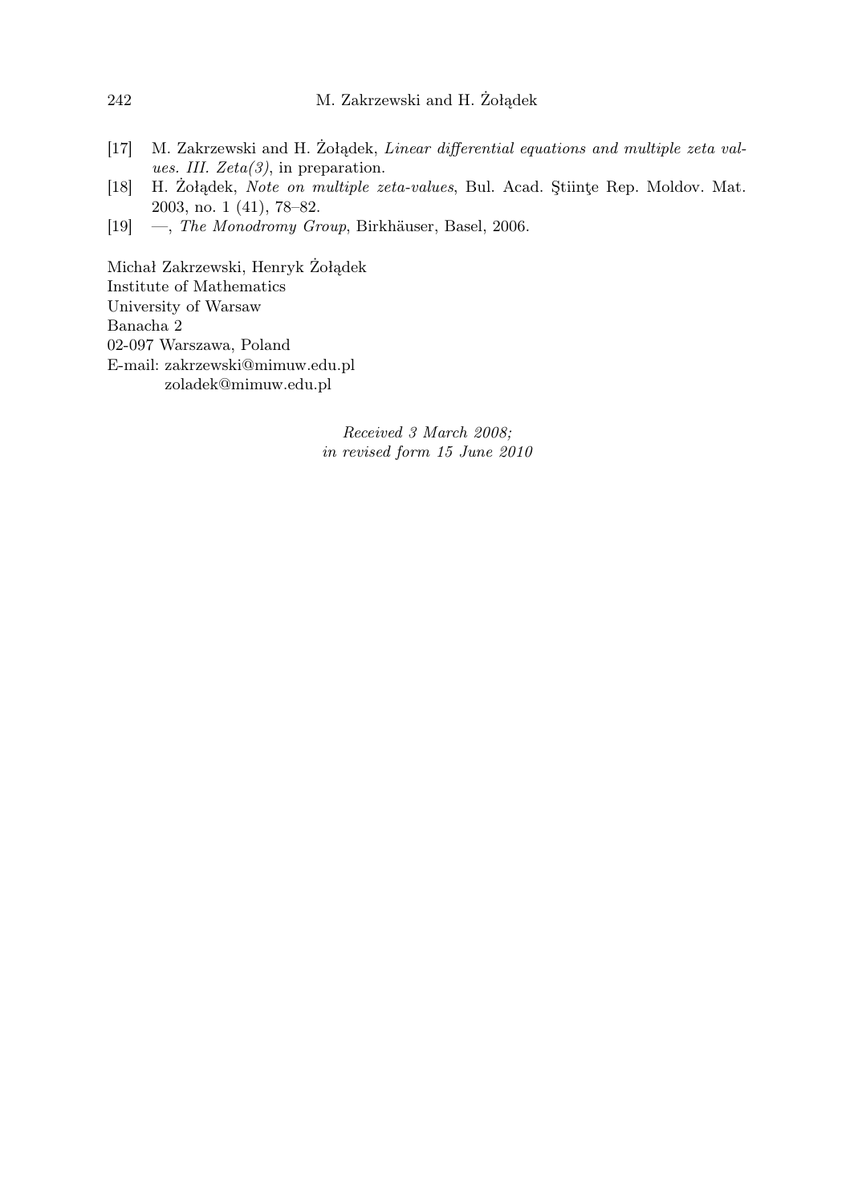[17] M. Zakrzewski and H. Żołądek, *Linear differential equations and multiple zeta values. III. Zeta(3)*, in preparation.

[18] H. Żołądek, *Note on multiple zeta-values*, Bul. Acad. Ştiinţe Rep. Moldov. Mat. 2003, no. 1 (41), 78–82.

[19] —, *The Monodromy Group*, Birkhäuser, Basel, 2006.

Michał Zakrzewski, Henryk Żołądek
Institute of Mathematics
University of Warsaw
Banacha 2
02-097 Warszawa, Poland
E-mail: zakrzewski@mimuw.edu.pl
zoladek@mimuw.edu.pl

*Received 3 March 2008;*
*in revised form 15 June 2010*